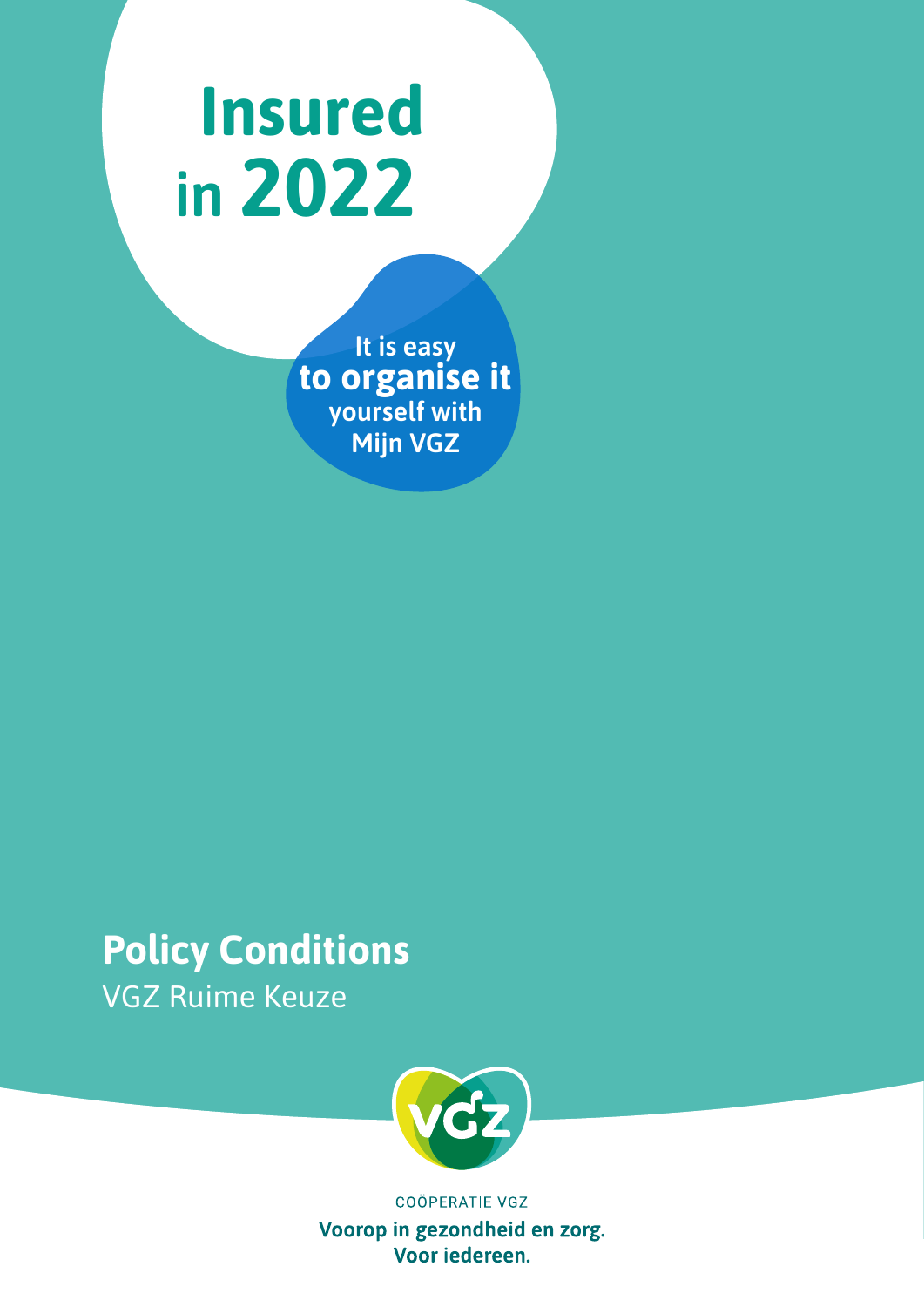# Insured in 2022

It is easy **to organise it** yourself with Mijn VGZ

## Policy Conditions

VGZ Ruime Keuze

COÖPERATIE VGZ

**Voorop in gezondheid en zorg. Voor iedereen.**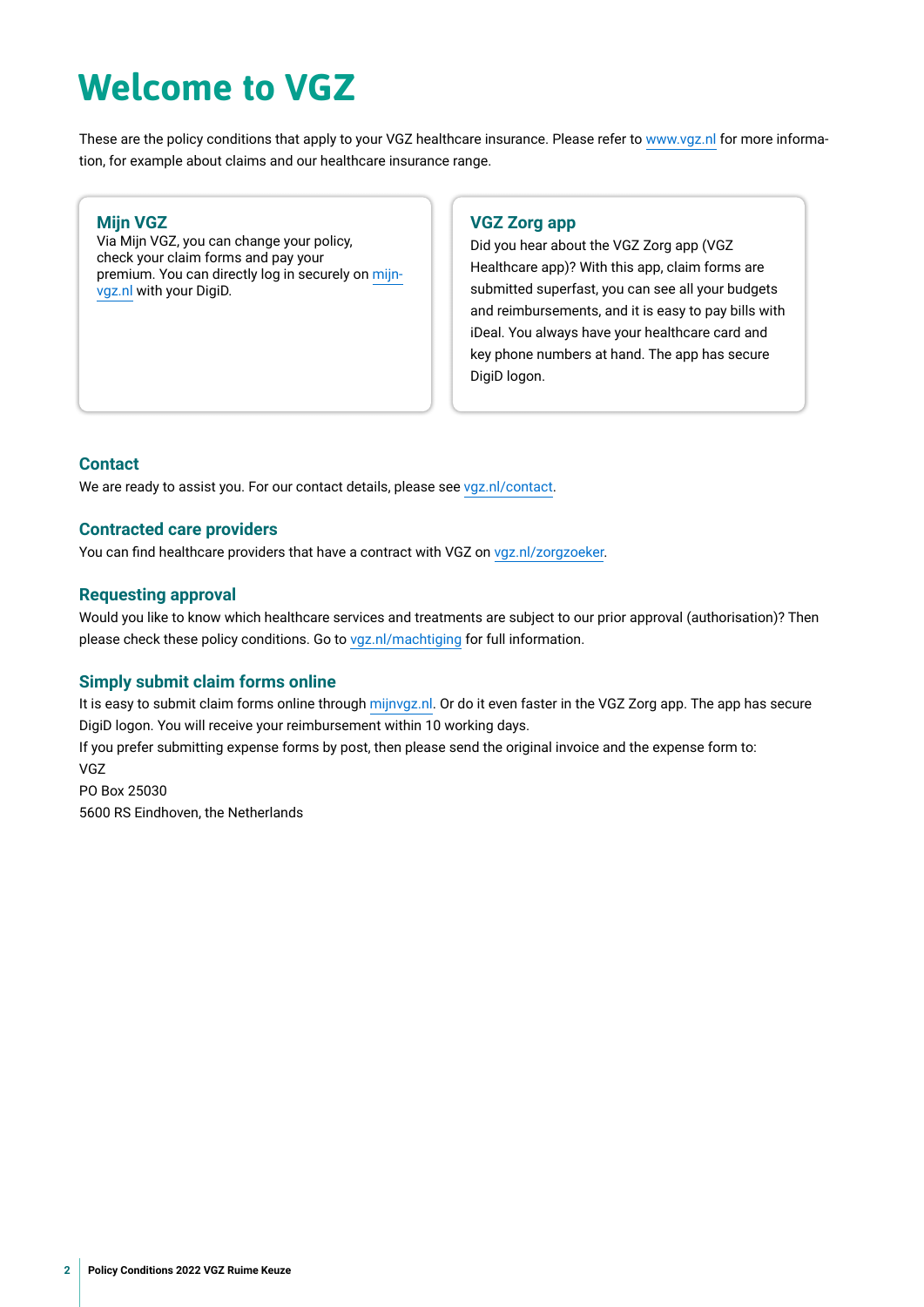# Welcome to VGZ

These are the policy conditions that apply to your VGZ healthcare insurance. Please refer to www.vgz.nl for more information, for example about claims and our healthcare insurance range.

### Mijn VGZ

Via Mijn VGZ, you can change your policy, check your claim forms and pay your premium. You can directly log in securely on mijn-vgz.nl with your DigiD.

### VGZ Zorg app

Did you hear about the VGZ Zorg app (VGZ Healthcare app)? With this app, claim forms are submitted superfast, you can see all your budgets and reimbursements, and it is easy to pay bills with iDeal. You always have your healthcare card and key phone numbers at hand. The app has secure DigiD logon.

### Contact

We are ready to assist you. For our contact details, please see vgz.nl/contact.

### Contracted care providers

You can find healthcare providers that have a contract with VGZ on vgz.nl/zorgzoeker.

### Requesting approval

Would you like to know which healthcare services and treatments are subject to our prior approval (authorisation)? Then please check these policy conditions. Go to vgz.nl/machtiging for full information.

### Simply submit claim forms online

It is easy to submit claim forms online through mijnvgz.nl. Or do it even faster in the VGZ Zorg app. The app has secure DigiD logon. You will receive your reimbursement within 10 working days.

If you prefer submitting expense forms by post, then please send the original invoice and the expense form to:

VGZ
PO Box 25030
5600 RS Eindhoven, the Netherlands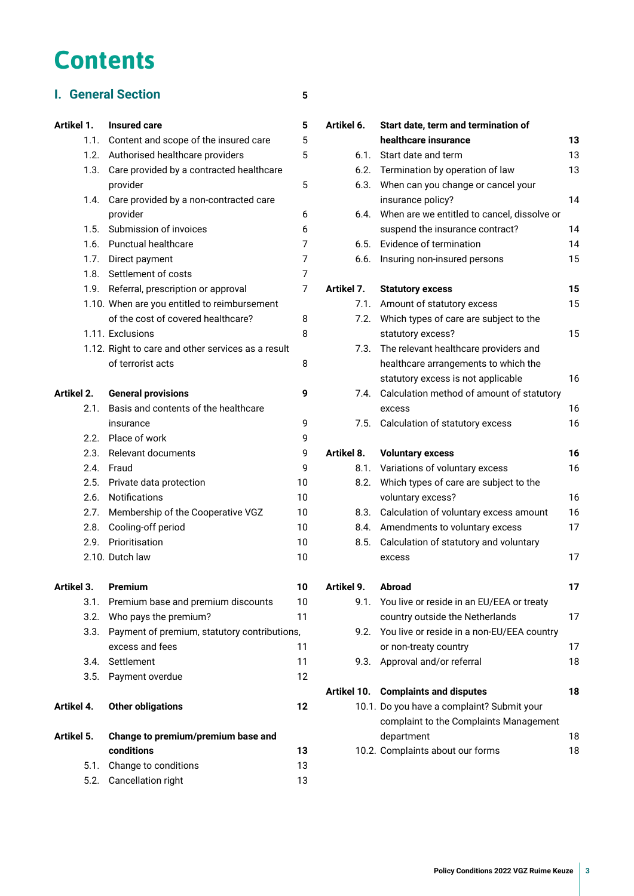# Contents

## I. General Section 5

| | | |
|---|---|---|
| **Artikel 1.** | **Insured care** | **5** |
| 1.1. | Content and scope of the insured care | 5 |
| 1.2. | Authorised healthcare providers | 5 |
| 1.3. | Care provided by a contracted healthcare provider | 5 |
| 1.4. | Care provided by a non-contracted care provider | 6 |
| 1.5. | Submission of invoices | 6 |
| 1.6. | Punctual healthcare | 7 |
| 1.7. | Direct payment | 7 |
| 1.8. | Settlement of costs | 7 |
| 1.9. | Referral, prescription or approval | 7 |
| 1.10. | When are you entitled to reimbursement of the cost of covered healthcare? | 8 |
| 1.11. | Exclusions | 8 |
| 1.12. | Right to care and other services as a result of terrorist acts | 8 |
| **Artikel 2.** | **General provisions** | **9** |
| 2.1. | Basis and contents of the healthcare insurance | 9 |
| 2.2. | Place of work | 9 |
| 2.3. | Relevant documents | 9 |
| 2.4. | Fraud | 9 |
| 2.5. | Private data protection | 10 |
| 2.6. | Notifications | 10 |
| 2.7. | Membership of the Cooperative VGZ | 10 |
| 2.8. | Cooling-off period | 10 |
| 2.9. | Prioritisation | 10 |
| 2.10. | Dutch law | 10 |
| **Artikel 3.** | **Premium** | **10** |
| 3.1. | Premium base and premium discounts | 10 |
| 3.2. | Who pays the premium? | 11 |
| 3.3. | Payment of premium, statutory contributions, excess and fees | 11 |
| 3.4. | Settlement | 11 |
| 3.5. | Payment overdue | 12 |
| **Artikel 4.** | **Other obligations** | **12** |
| **Artikel 5.** | **Change to premium/premium base and conditions** | **13** |
| 5.1. | Change to conditions | 13 |
| 5.2. | Cancellation right | 13 |
| **Artikel 6.** | **Start date, term and termination of healthcare insurance** | **13** |
| 6.1. | Start date and term | 13 |
| 6.2. | Termination by operation of law | 13 |
| 6.3. | When can you change or cancel your insurance policy? | 14 |
| 6.4. | When are we entitled to cancel, dissolve or suspend the insurance contract? | 14 |
| 6.5. | Evidence of termination | 14 |
| 6.6. | Insuring non-insured persons | 15 |
| **Artikel 7.** | **Statutory excess** | **15** |
| 7.1. | Amount of statutory excess | 15 |
| 7.2. | Which types of care are subject to the statutory excess? | 15 |
| 7.3. | The relevant healthcare providers and healthcare arrangements to which the statutory excess is not applicable | 16 |
| 7.4. | Calculation method of amount of statutory excess | 16 |
| 7.5. | Calculation of statutory excess | 16 |
| **Artikel 8.** | **Voluntary excess** | **16** |
| 8.1. | Variations of voluntary excess | 16 |
| 8.2. | Which types of care are subject to the voluntary excess? | 16 |
| 8.3. | Calculation of voluntary excess amount | 16 |
| 8.4. | Amendments to voluntary excess | 17 |
| 8.5. | Calculation of statutory and voluntary excess | 17 |
| **Artikel 9.** | **Abroad** | **17** |
| 9.1. | You live or reside in an EU/EEA or treaty country outside the Netherlands | 17 |
| 9.2. | You live or reside in a non-EU/EEA country or non-treaty country | 17 |
| 9.3. | Approval and/or referral | 18 |
| **Artikel 10.** | **Complaints and disputes** | **18** |
| 10.1. | Do you have a complaint? Submit your complaint to the Complaints Management department | 18 |
| 10.2. | Complaints about our forms | 18 |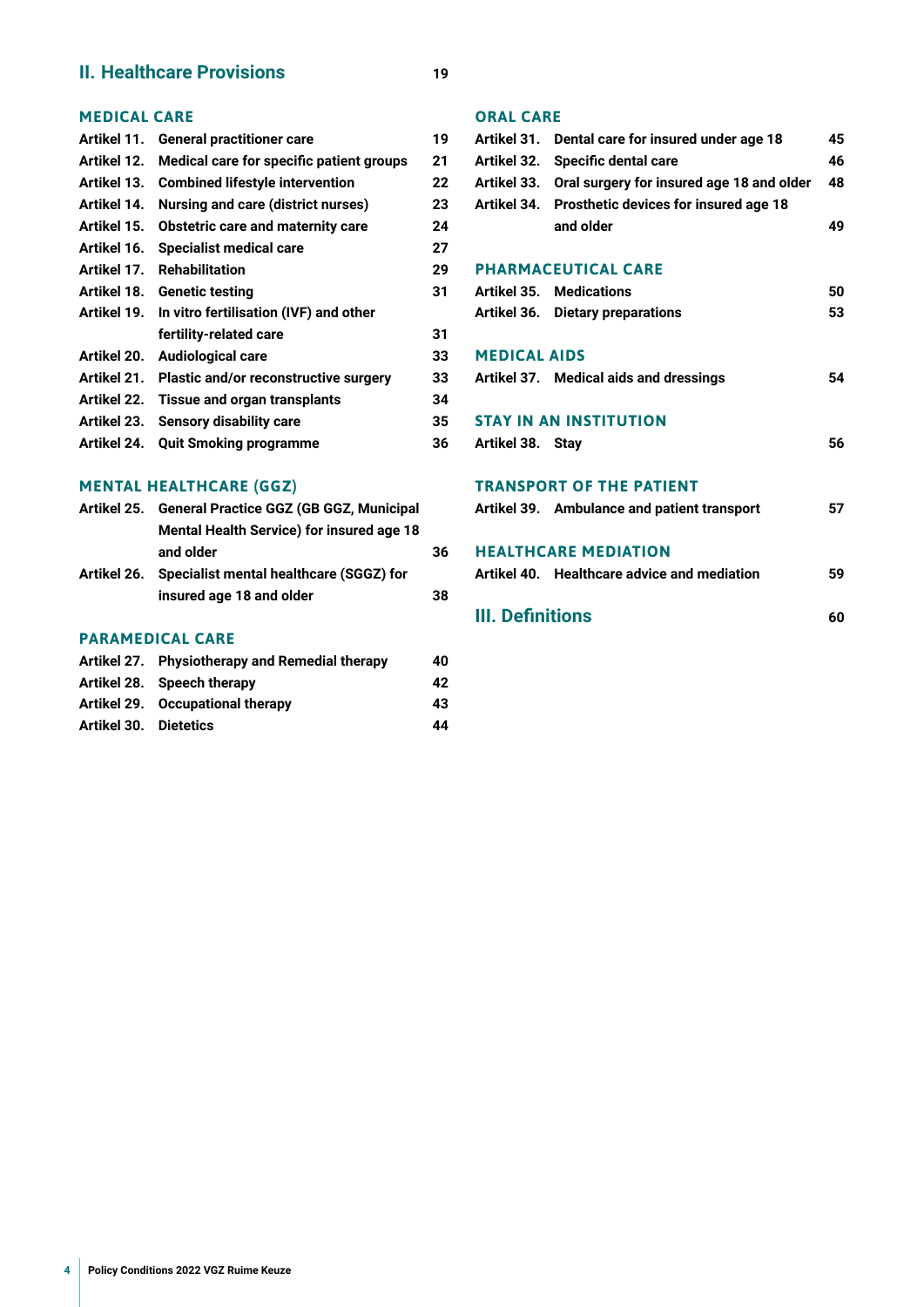## II. Healthcare Provisions 19

### MEDICAL CARE

| | | |
|---|---|---|
| Artikel 11. | General practitioner care | 19 |
| Artikel 12. | Medical care for specific patient groups | 21 |
| Artikel 13. | Combined lifestyle intervention | 22 |
| Artikel 14. | Nursing and care (district nurses) | 23 |
| Artikel 15. | Obstetric care and maternity care | 24 |
| Artikel 16. | Specialist medical care | 27 |
| Artikel 17. | Rehabilitation | 29 |
| Artikel 18. | Genetic testing | 31 |
| Artikel 19. | In vitro fertilisation (IVF) and other fertility-related care | 31 |
| Artikel 20. | Audiological care | 33 |
| Artikel 21. | Plastic and/or reconstructive surgery | 33 |
| Artikel 22. | Tissue and organ transplants | 34 |
| Artikel 23. | Sensory disability care | 35 |
| Artikel 24. | Quit Smoking programme | 36 |

### MENTAL HEALTHCARE (GGZ)

| | | |
|---|---|---|
| Artikel 25. | General Practice GGZ (GB GGZ, Municipal Mental Health Service) for insured age 18 and older | 36 |
| Artikel 26. | Specialist mental healthcare (SGGZ) for insured age 18 and older | 38 |

### PARAMEDICAL CARE

| | | |
|---|---|---|
| Artikel 27. | Physiotherapy and Remedial therapy | 40 |
| Artikel 28. | Speech therapy | 42 |
| Artikel 29. | Occupational therapy | 43 |
| Artikel 30. | Dietetics | 44 |

### ORAL CARE

| | | |
|---|---|---|
| Artikel 31. | Dental care for insured under age 18 | 45 |
| Artikel 32. | Specific dental care | 46 |
| Artikel 33. | Oral surgery for insured age 18 and older | 48 |
| Artikel 34. | Prosthetic devices for insured age 18 and older | 49 |

### PHARMACEUTICAL CARE

| | | |
|---|---|---|
| Artikel 35. | Medications | 50 |
| Artikel 36. | Dietary preparations | 53 |

### MEDICAL AIDS

| | | |
|---|---|---|
| Artikel 37. | Medical aids and dressings | 54 |

### STAY IN AN INSTITUTION

| | | |
|---|---|---|
| Artikel 38. | Stay | 56 |

### TRANSPORT OF THE PATIENT

| | | |
|---|---|---|
| Artikel 39. | Ambulance and patient transport | 57 |

### HEALTHCARE MEDIATION

| | | |
|---|---|---|
| Artikel 40. | Healthcare advice and mediation | 59 |

## III. Definitions 60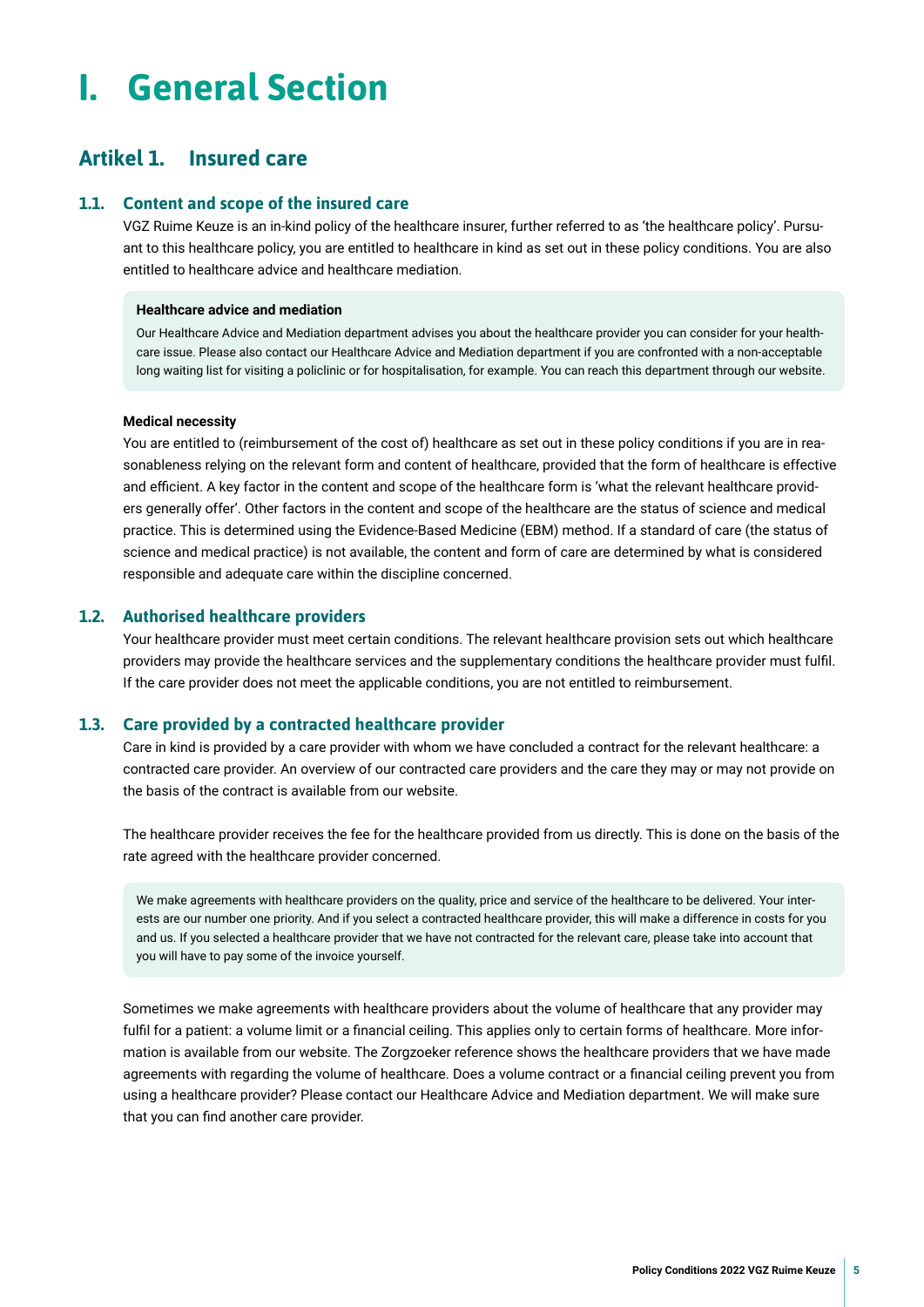# I. General Section

## Artikel 1. Insured care

### 1.1. Content and scope of the insured care

VGZ Ruime Keuze is an in-kind policy of the healthcare insurer, further referred to as 'the healthcare policy'. Pursuant to this healthcare policy, you are entitled to healthcare in kind as set out in these policy conditions. You are also entitled to healthcare advice and healthcare mediation.

> **Healthcare advice and mediation**
>
> Our Healthcare Advice and Mediation department advises you about the healthcare provider you can consider for your healthcare issue. Please also contact our Healthcare Advice and Mediation department if you are confronted with a non-acceptable long waiting list for visiting a policlinic or for hospitalisation, for example. You can reach this department through our website.

**Medical necessity**

You are entitled to (reimbursement of the cost of) healthcare as set out in these policy conditions if you are in reasonableness relying on the relevant form and content of healthcare, provided that the form of healthcare is effective and efficient. A key factor in the content and scope of the healthcare form is 'what the relevant healthcare providers generally offer'. Other factors in the content and scope of the healthcare are the status of science and medical practice. This is determined using the Evidence-Based Medicine (EBM) method. If a standard of care (the status of science and medical practice) is not available, the content and form of care are determined by what is considered responsible and adequate care within the discipline concerned.

### 1.2. Authorised healthcare providers

Your healthcare provider must meet certain conditions. The relevant healthcare provision sets out which healthcare providers may provide the healthcare services and the supplementary conditions the healthcare provider must fulfil. If the care provider does not meet the applicable conditions, you are not entitled to reimbursement.

### 1.3. Care provided by a contracted healthcare provider

Care in kind is provided by a care provider with whom we have concluded a contract for the relevant healthcare: a contracted care provider. An overview of our contracted care providers and the care they may or may not provide on the basis of the contract is available from our website.

The healthcare provider receives the fee for the healthcare provided from us directly. This is done on the basis of the rate agreed with the healthcare provider concerned.

> We make agreements with healthcare providers on the quality, price and service of the healthcare to be delivered. Your interests are our number one priority. And if you select a contracted healthcare provider, this will make a difference in costs for you and us. If you selected a healthcare provider that we have not contracted for the relevant care, please take into account that you will have to pay some of the invoice yourself.

Sometimes we make agreements with healthcare providers about the volume of healthcare that any provider may fulfil for a patient: a volume limit or a financial ceiling. This applies only to certain forms of healthcare. More information is available from our website. The Zorgzoeker reference shows the healthcare providers that we have made agreements with regarding the volume of healthcare. Does a volume contract or a financial ceiling prevent you from using a healthcare provider? Please contact our Healthcare Advice and Mediation department. We will make sure that you can find another care provider.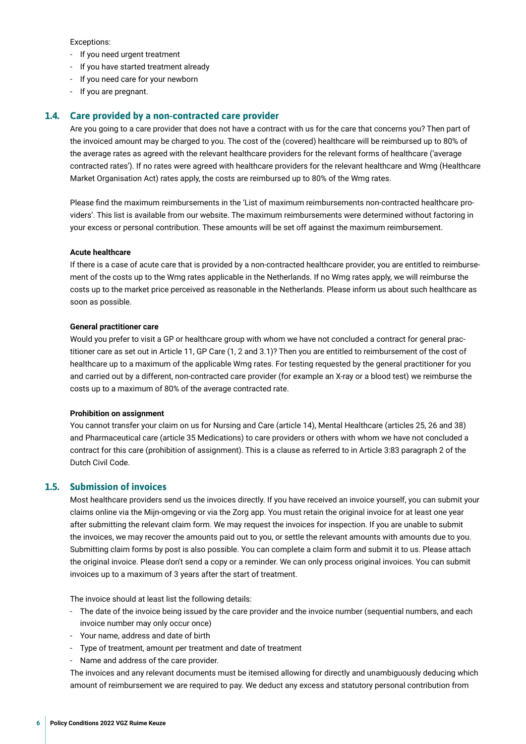Exceptions:

- If you need urgent treatment
- If you have started treatment already
- If you need care for your newborn
- If you are pregnant.

## 1.4. Care provided by a non-contracted care provider

Are you going to a care provider that does not have a contract with us for the care that concerns you? Then part of the invoiced amount may be charged to you. The cost of the (covered) healthcare will be reimbursed up to 80% of the average rates as agreed with the relevant healthcare providers for the relevant forms of healthcare ('average contracted rates'). If no rates were agreed with healthcare providers for the relevant healthcare and Wmg (Healthcare Market Organisation Act) rates apply, the costs are reimbursed up to 80% of the Wmg rates.

Please find the maximum reimbursements in the 'List of maximum reimbursements non-contracted healthcare providers'. This list is available from our website. The maximum reimbursements were determined without factoring in your excess or personal contribution. These amounts will be set off against the maximum reimbursement.

**Acute healthcare**

If there is a case of acute care that is provided by a non-contracted healthcare provider, you are entitled to reimbursement of the costs up to the Wmg rates applicable in the Netherlands. If no Wmg rates apply, we will reimburse the costs up to the market price perceived as reasonable in the Netherlands. Please inform us about such healthcare as soon as possible.

**General practitioner care**

Would you prefer to visit a GP or healthcare group with whom we have not concluded a contract for general practitioner care as set out in Article 11, GP Care (1, 2 and 3.1)? Then you are entitled to reimbursement of the cost of healthcare up to a maximum of the applicable Wmg rates. For testing requested by the general practitioner for you and carried out by a different, non-contracted care provider (for example an X-ray or a blood test) we reimburse the costs up to a maximum of 80% of the average contracted rate.

**Prohibition on assignment**

You cannot transfer your claim on us for Nursing and Care (article 14), Mental Healthcare (articles 25, 26 and 38) and Pharmaceutical care (article 35 Medications) to care providers or others with whom we have not concluded a contract for this care (prohibition of assignment). This is a clause as referred to in Article 3:83 paragraph 2 of the Dutch Civil Code.

## 1.5. Submission of invoices

Most healthcare providers send us the invoices directly. If you have received an invoice yourself, you can submit your claims online via the Mijn-omgeving or via the Zorg app. You must retain the original invoice for at least one year after submitting the relevant claim form. We may request the invoices for inspection. If you are unable to submit the invoices, we may recover the amounts paid out to you, or settle the relevant amounts with amounts due to you. Submitting claim forms by post is also possible. You can complete a claim form and submit it to us. Please attach the original invoice. Please don't send a copy or a reminder. We can only process original invoices. You can submit invoices up to a maximum of 3 years after the start of treatment.

The invoice should at least list the following details:

- The date of the invoice being issued by the care provider and the invoice number (sequential numbers, and each invoice number may only occur once)
- Your name, address and date of birth
- Type of treatment, amount per treatment and date of treatment
- Name and address of the care provider.

The invoices and any relevant documents must be itemised allowing for directly and unambiguously deducing which amount of reimbursement we are required to pay. We deduct any excess and statutory personal contribution from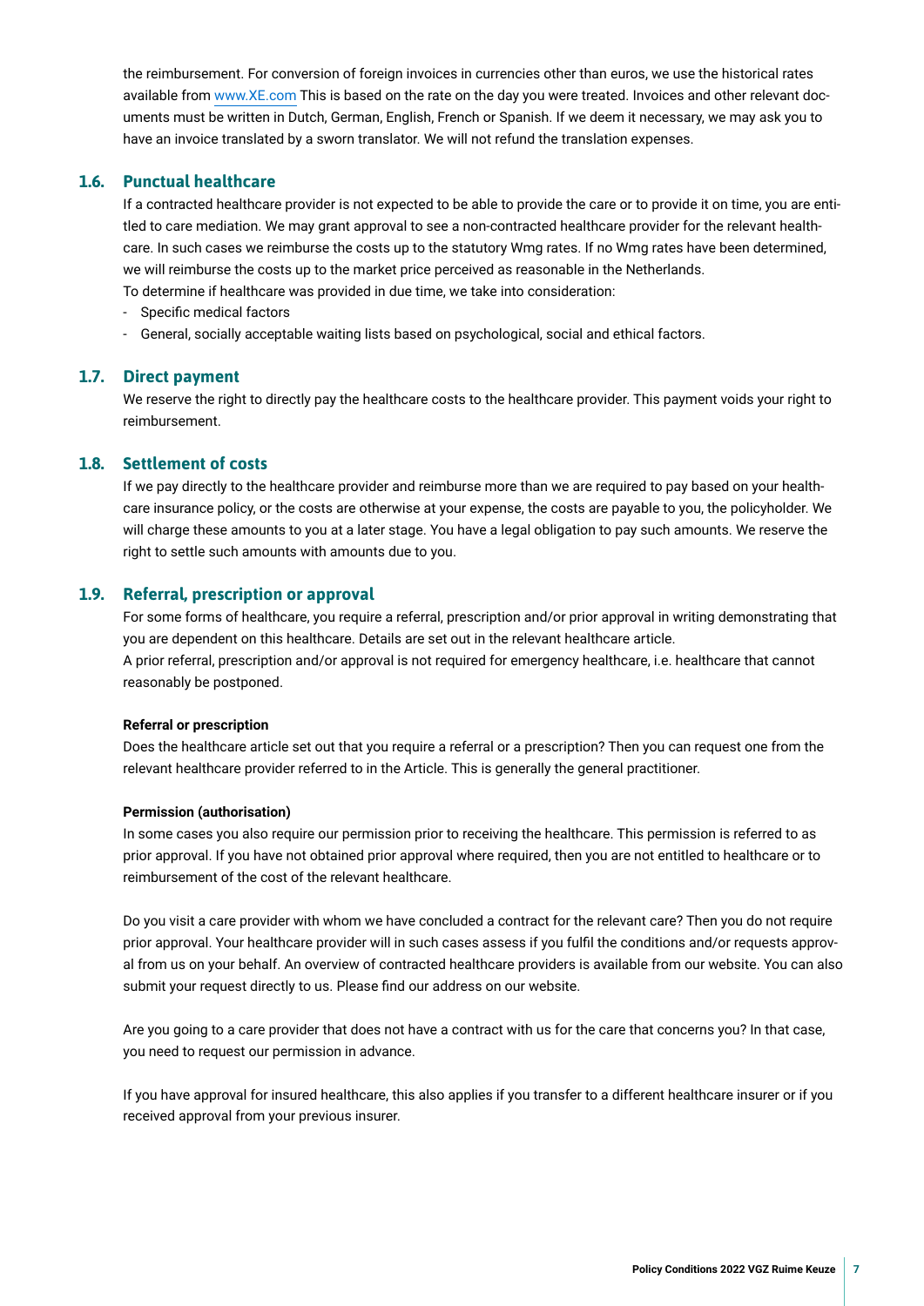the reimbursement. For conversion of foreign invoices in currencies other than euros, we use the historical rates available from www.XE.com This is based on the rate on the day you were treated. Invoices and other relevant documents must be written in Dutch, German, English, French or Spanish. If we deem it necessary, we may ask you to have an invoice translated by a sworn translator. We will not refund the translation expenses.

### 1.6. Punctual healthcare

If a contracted healthcare provider is not expected to be able to provide the care or to provide it on time, you are entitled to care mediation. We may grant approval to see a non-contracted healthcare provider for the relevant healthcare. In such cases we reimburse the costs up to the statutory Wmg rates. If no Wmg rates have been determined, we will reimburse the costs up to the market price perceived as reasonable in the Netherlands.
To determine if healthcare was provided in due time, we take into consideration:

- Specific medical factors
- General, socially acceptable waiting lists based on psychological, social and ethical factors.

### 1.7. Direct payment

We reserve the right to directly pay the healthcare costs to the healthcare provider. This payment voids your right to reimbursement.

### 1.8. Settlement of costs

If we pay directly to the healthcare provider and reimburse more than we are required to pay based on your healthcare insurance policy, or the costs are otherwise at your expense, the costs are payable to you, the policyholder. We will charge these amounts to you at a later stage. You have a legal obligation to pay such amounts. We reserve the right to settle such amounts with amounts due to you.

### 1.9. Referral, prescription or approval

For some forms of healthcare, you require a referral, prescription and/or prior approval in writing demonstrating that you are dependent on this healthcare. Details are set out in the relevant healthcare article.
A prior referral, prescription and/or approval is not required for emergency healthcare, i.e. healthcare that cannot reasonably be postponed.

**Referral or prescription**

Does the healthcare article set out that you require a referral or a prescription? Then you can request one from the relevant healthcare provider referred to in the Article. This is generally the general practitioner.

**Permission (authorisation)**

In some cases you also require our permission prior to receiving the healthcare. This permission is referred to as prior approval. If you have not obtained prior approval where required, then you are not entitled to healthcare or to reimbursement of the cost of the relevant healthcare.

Do you visit a care provider with whom we have concluded a contract for the relevant care? Then you do not require prior approval. Your healthcare provider will in such cases assess if you fulfil the conditions and/or requests approval from us on your behalf. An overview of contracted healthcare providers is available from our website. You can also submit your request directly to us. Please find our address on our website.

Are you going to a care provider that does not have a contract with us for the care that concerns you? In that case, you need to request our permission in advance.

If you have approval for insured healthcare, this also applies if you transfer to a different healthcare insurer or if you received approval from your previous insurer.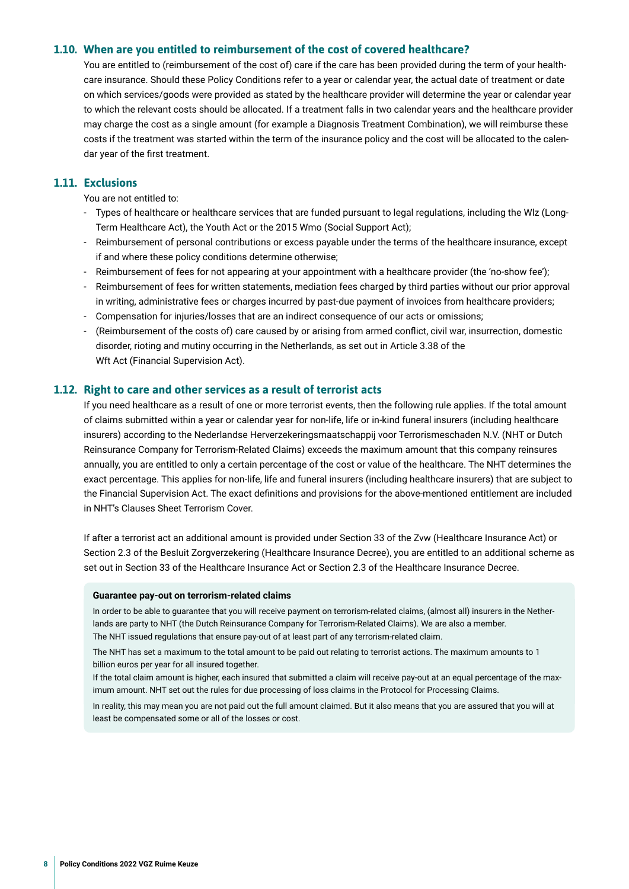### 1.10. When are you entitled to reimbursement of the cost of covered healthcare?

You are entitled to (reimbursement of the cost of) care if the care has been provided during the term of your healthcare insurance. Should these Policy Conditions refer to a year or calendar year, the actual date of treatment or date on which services/goods were provided as stated by the healthcare provider will determine the year or calendar year to which the relevant costs should be allocated. If a treatment falls in two calendar years and the healthcare provider may charge the cost as a single amount (for example a Diagnosis Treatment Combination), we will reimburse these costs if the treatment was started within the term of the insurance policy and the cost will be allocated to the calendar year of the first treatment.

### 1.11. Exclusions

You are not entitled to:

- Types of healthcare or healthcare services that are funded pursuant to legal regulations, including the Wlz (Long-Term Healthcare Act), the Youth Act or the 2015 Wmo (Social Support Act);
- Reimbursement of personal contributions or excess payable under the terms of the healthcare insurance, except if and where these policy conditions determine otherwise;
- Reimbursement of fees for not appearing at your appointment with a healthcare provider (the 'no-show fee');
- Reimbursement of fees for written statements, mediation fees charged by third parties without our prior approval in writing, administrative fees or charges incurred by past-due payment of invoices from healthcare providers;
- Compensation for injuries/losses that are an indirect consequence of our acts or omissions;
- (Reimbursement of the costs of) care caused by or arising from armed conflict, civil war, insurrection, domestic disorder, rioting and mutiny occurring in the Netherlands, as set out in Article 3.38 of the Wft Act (Financial Supervision Act).

### 1.12. Right to care and other services as a result of terrorist acts

If you need healthcare as a result of one or more terrorist events, then the following rule applies. If the total amount of claims submitted within a year or calendar year for non-life, life or in-kind funeral insurers (including healthcare insurers) according to the Nederlandse Herverzekeringsmaatschappij voor Terrorismeschaden N.V. (NHT or Dutch Reinsurance Company for Terrorism-Related Claims) exceeds the maximum amount that this company reinsures annually, you are entitled to only a certain percentage of the cost or value of the healthcare. The NHT determines the exact percentage. This applies for non-life, life and funeral insurers (including healthcare insurers) that are subject to the Financial Supervision Act. The exact definitions and provisions for the above-mentioned entitlement are included in NHT's Clauses Sheet Terrorism Cover.

If after a terrorist act an additional amount is provided under Section 33 of the Zvw (Healthcare Insurance Act) or Section 2.3 of the Besluit Zorgverzekering (Healthcare Insurance Decree), you are entitled to an additional scheme as set out in Section 33 of the Healthcare Insurance Act or Section 2.3 of the Healthcare Insurance Decree.

**Guarantee pay-out on terrorism-related claims**

In order to be able to guarantee that you will receive payment on terrorism-related claims, (almost all) insurers in the Netherlands are party to NHT (the Dutch Reinsurance Company for Terrorism-Related Claims). We are also a member. The NHT issued regulations that ensure pay-out of at least part of any terrorism-related claim.

The NHT has set a maximum to the total amount to be paid out relating to terrorist actions. The maximum amounts to 1 billion euros per year for all insured together.
If the total claim amount is higher, each insured that submitted a claim will receive pay-out at an equal percentage of the maximum amount. NHT set out the rules for due processing of loss claims in the Protocol for Processing Claims.

In reality, this may mean you are not paid out the full amount claimed. But it also means that you are assured that you will at least be compensated some or all of the losses or cost.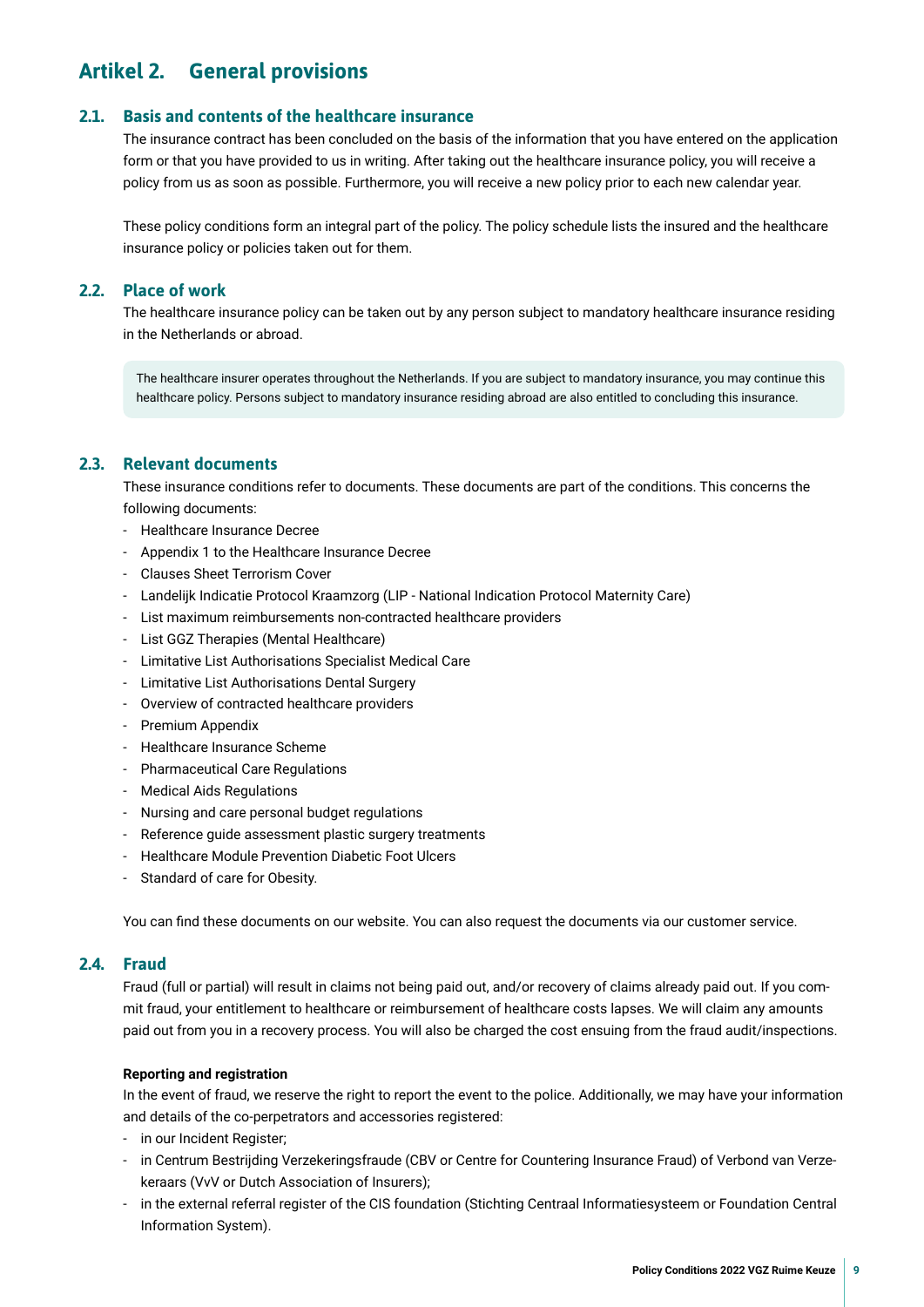## Artikel 2. General provisions

### 2.1. Basis and contents of the healthcare insurance

The insurance contract has been concluded on the basis of the information that you have entered on the application form or that you have provided to us in writing. After taking out the healthcare insurance policy, you will receive a policy from us as soon as possible. Furthermore, you will receive a new policy prior to each new calendar year.

These policy conditions form an integral part of the policy. The policy schedule lists the insured and the healthcare insurance policy or policies taken out for them.

### 2.2. Place of work

The healthcare insurance policy can be taken out by any person subject to mandatory healthcare insurance residing in the Netherlands or abroad.

> The healthcare insurer operates throughout the Netherlands. If you are subject to mandatory insurance, you may continue this healthcare policy. Persons subject to mandatory insurance residing abroad are also entitled to concluding this insurance.

### 2.3. Relevant documents

These insurance conditions refer to documents. These documents are part of the conditions. This concerns the following documents:

- Healthcare Insurance Decree
- Appendix 1 to the Healthcare Insurance Decree
- Clauses Sheet Terrorism Cover
- Landelijk Indicatie Protocol Kraamzorg (LIP - National Indication Protocol Maternity Care)
- List maximum reimbursements non-contracted healthcare providers
- List GGZ Therapies (Mental Healthcare)
- Limitative List Authorisations Specialist Medical Care
- Limitative List Authorisations Dental Surgery
- Overview of contracted healthcare providers
- Premium Appendix
- Healthcare Insurance Scheme
- Pharmaceutical Care Regulations
- Medical Aids Regulations
- Nursing and care personal budget regulations
- Reference guide assessment plastic surgery treatments
- Healthcare Module Prevention Diabetic Foot Ulcers
- Standard of care for Obesity.

You can find these documents on our website. You can also request the documents via our customer service.

### 2.4. Fraud

Fraud (full or partial) will result in claims not being paid out, and/or recovery of claims already paid out. If you commit fraud, your entitlement to healthcare or reimbursement of healthcare costs lapses. We will claim any amounts paid out from you in a recovery process. You will also be charged the cost ensuing from the fraud audit/inspections.

**Reporting and registration**

In the event of fraud, we reserve the right to report the event to the police. Additionally, we may have your information and details of the co-perpetrators and accessories registered:

- in our Incident Register;
- in Centrum Bestrijding Verzekeringsfraude (CBV or Centre for Countering Insurance Fraud) of Verbond van Verzekeraars (VvV or Dutch Association of Insurers);
- in the external referral register of the CIS foundation (Stichting Centraal Informatiesysteem or Foundation Central Information System).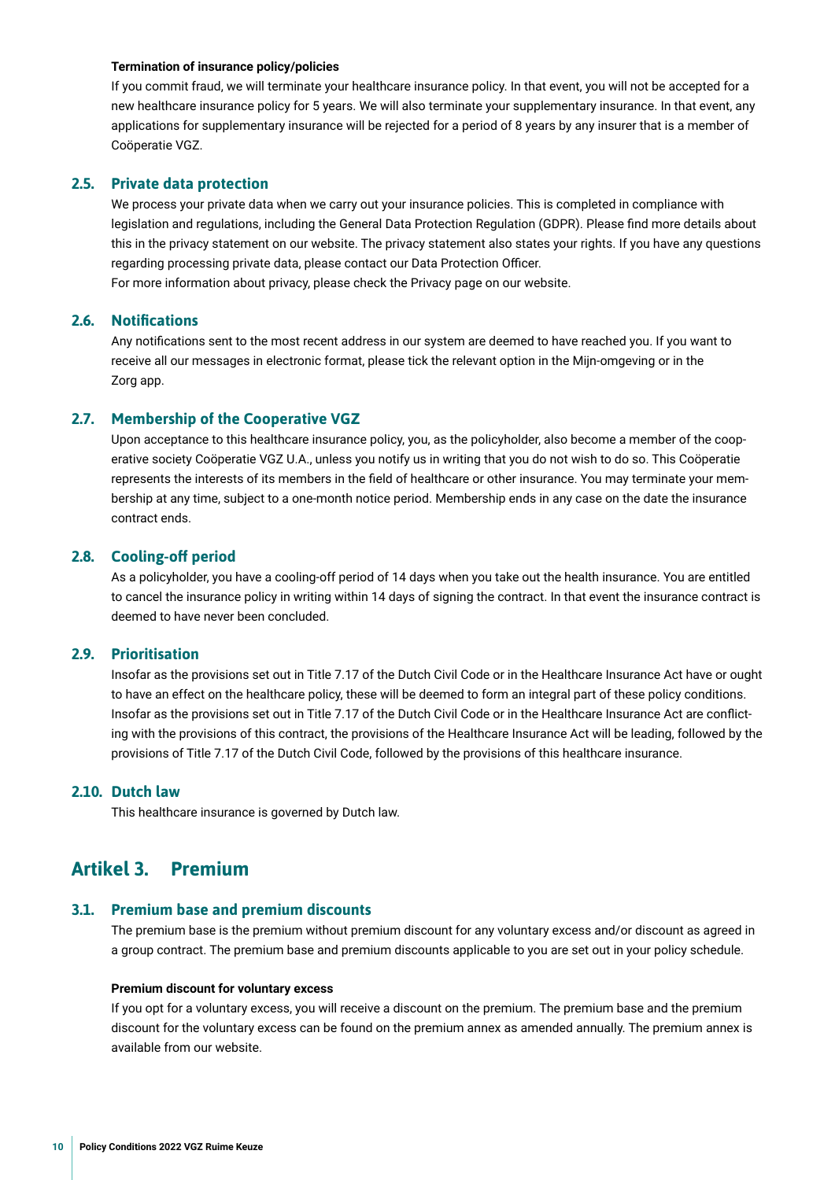**Termination of insurance policy/policies**

If you commit fraud, we will terminate your healthcare insurance policy. In that event, you will not be accepted for a new healthcare insurance policy for 5 years. We will also terminate your supplementary insurance. In that event, any applications for supplementary insurance will be rejected for a period of 8 years by any insurer that is a member of Coöperatie VGZ.

### 2.5. Private data protection

We process your private data when we carry out your insurance policies. This is completed in compliance with legislation and regulations, including the General Data Protection Regulation (GDPR). Please find more details about this in the privacy statement on our website. The privacy statement also states your rights. If you have any questions regarding processing private data, please contact our Data Protection Officer.
For more information about privacy, please check the Privacy page on our website.

### 2.6. Notifications

Any notifications sent to the most recent address in our system are deemed to have reached you. If you want to receive all our messages in electronic format, please tick the relevant option in the Mijn-omgeving or in the Zorg app.

### 2.7. Membership of the Cooperative VGZ

Upon acceptance to this healthcare insurance policy, you, as the policyholder, also become a member of the cooperative society Coöperatie VGZ U.A., unless you notify us in writing that you do not wish to do so. This Coöperatie represents the interests of its members in the field of healthcare or other insurance. You may terminate your membership at any time, subject to a one-month notice period. Membership ends in any case on the date the insurance contract ends.

### 2.8. Cooling-off period

As a policyholder, you have a cooling-off period of 14 days when you take out the health insurance. You are entitled to cancel the insurance policy in writing within 14 days of signing the contract. In that event the insurance contract is deemed to have never been concluded.

### 2.9. Prioritisation

Insofar as the provisions set out in Title 7.17 of the Dutch Civil Code or in the Healthcare Insurance Act have or ought to have an effect on the healthcare policy, these will be deemed to form an integral part of these policy conditions. Insofar as the provisions set out in Title 7.17 of the Dutch Civil Code or in the Healthcare Insurance Act are conflicting with the provisions of this contract, the provisions of the Healthcare Insurance Act will be leading, followed by the provisions of Title 7.17 of the Dutch Civil Code, followed by the provisions of this healthcare insurance.

### 2.10. Dutch law

This healthcare insurance is governed by Dutch law.

## Artikel 3. Premium

### 3.1. Premium base and premium discounts

The premium base is the premium without premium discount for any voluntary excess and/or discount as agreed in a group contract. The premium base and premium discounts applicable to you are set out in your policy schedule.

**Premium discount for voluntary excess**

If you opt for a voluntary excess, you will receive a discount on the premium. The premium base and the premium discount for the voluntary excess can be found on the premium annex as amended annually. The premium annex is available from our website.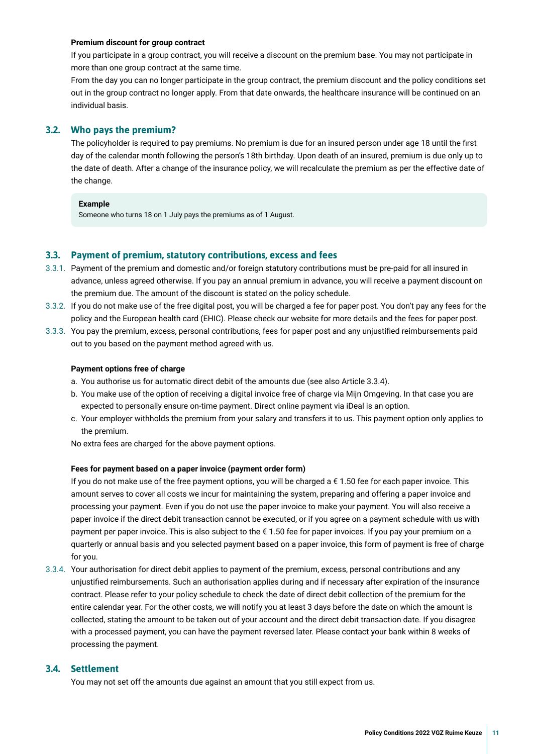**Premium discount for group contract**

If you participate in a group contract, you will receive a discount on the premium base. You may not participate in more than one group contract at the same time.

From the day you can no longer participate in the group contract, the premium discount and the policy conditions set out in the group contract no longer apply. From that date onwards, the healthcare insurance will be continued on an individual basis.

## 3.2. Who pays the premium?

The policyholder is required to pay premiums. No premium is due for an insured person under age 18 until the first day of the calendar month following the person's 18th birthday. Upon death of an insured, premium is due only up to the date of death. After a change of the insurance policy, we will recalculate the premium as per the effective date of the change.

> **Example**
> Someone who turns 18 on 1 July pays the premiums as of 1 August.

## 3.3. Payment of premium, statutory contributions, excess and fees

3.3.1. Payment of the premium and domestic and/or foreign statutory contributions must be pre-paid for all insured in advance, unless agreed otherwise. If you pay an annual premium in advance, you will receive a payment discount on the premium due. The amount of the discount is stated on the policy schedule.

3.3.2. If you do not make use of the free digital post, you will be charged a fee for paper post. You don't pay any fees for the policy and the European health card (EHIC). Please check our website for more details and the fees for paper post.

3.3.3. You pay the premium, excess, personal contributions, fees for paper post and any unjustified reimbursements paid out to you based on the payment method agreed with us.

**Payment options free of charge**

a. You authorise us for automatic direct debit of the amounts due (see also Article 3.3.4).
b. You make use of the option of receiving a digital invoice free of charge via Mijn Omgeving. In that case you are expected to personally ensure on-time payment. Direct online payment via iDeal is an option.
c. Your employer withholds the premium from your salary and transfers it to us. This payment option only applies to the premium.

No extra fees are charged for the above payment options.

**Fees for payment based on a paper invoice (payment order form)**

If you do not make use of the free payment options, you will be charged a € 1.50 fee for each paper invoice. This amount serves to cover all costs we incur for maintaining the system, preparing and offering a paper invoice and processing your payment. Even if you do not use the paper invoice to make your payment. You will also receive a paper invoice if the direct debit transaction cannot be executed, or if you agree on a payment schedule with us with payment per paper invoice. This is also subject to the € 1.50 fee for paper invoices. If you pay your premium on a quarterly or annual basis and you selected payment based on a paper invoice, this form of payment is free of charge for you.

3.3.4. Your authorisation for direct debit applies to payment of the premium, excess, personal contributions and any unjustified reimbursements. Such an authorisation applies during and if necessary after expiration of the insurance contract. Please refer to your policy schedule to check the date of direct debit collection of the premium for the entire calendar year. For the other costs, we will notify you at least 3 days before the date on which the amount is collected, stating the amount to be taken out of your account and the direct debit transaction date. If you disagree with a processed payment, you can have the payment reversed later. Please contact your bank within 8 weeks of processing the payment.

## 3.4. Settlement

You may not set off the amounts due against an amount that you still expect from us.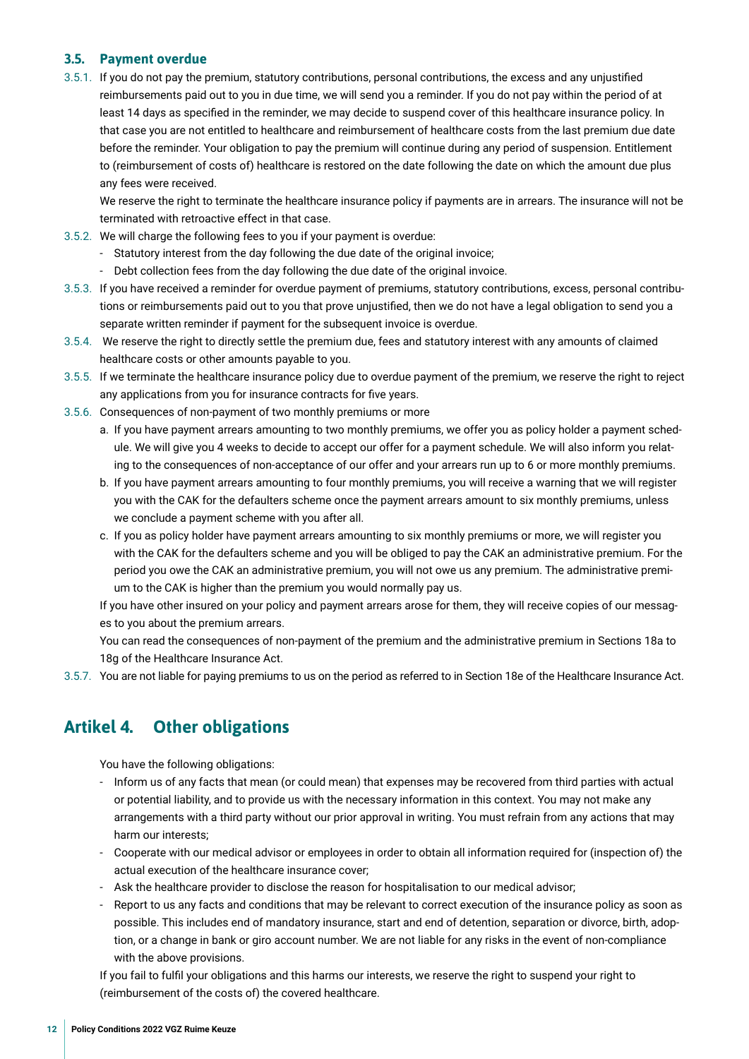### 3.5. Payment overdue

3.5.1. If you do not pay the premium, statutory contributions, personal contributions, the excess and any unjustified reimbursements paid out to you in due time, we will send you a reminder. If you do not pay within the period of at least 14 days as specified in the reminder, we may decide to suspend cover of this healthcare insurance policy. In that case you are not entitled to healthcare and reimbursement of healthcare costs from the last premium due date before the reminder. Your obligation to pay the premium will continue during any period of suspension. Entitlement to (reimbursement of costs of) healthcare is restored on the date following the date on which the amount due plus any fees were received.

We reserve the right to terminate the healthcare insurance policy if payments are in arrears. The insurance will not be terminated with retroactive effect in that case.

3.5.2. We will charge the following fees to you if your payment is overdue:
- Statutory interest from the day following the due date of the original invoice;
- Debt collection fees from the day following the due date of the original invoice.

3.5.3. If you have received a reminder for overdue payment of premiums, statutory contributions, excess, personal contributions or reimbursements paid out to you that prove unjustified, then we do not have a legal obligation to send you a separate written reminder if payment for the subsequent invoice is overdue.

3.5.4. We reserve the right to directly settle the premium due, fees and statutory interest with any amounts of claimed healthcare costs or other amounts payable to you.

3.5.5. If we terminate the healthcare insurance policy due to overdue payment of the premium, we reserve the right to reject any applications from you for insurance contracts for five years.

3.5.6. Consequences of non-payment of two monthly premiums or more

a. If you have payment arrears amounting to two monthly premiums, we offer you as policy holder a payment schedule. We will give you 4 weeks to decide to accept our offer for a payment schedule. We will also inform you relating to the consequences of non-acceptance of our offer and your arrears run up to 6 or more monthly premiums.

b. If you have payment arrears amounting to four monthly premiums, you will receive a warning that we will register you with the CAK for the defaulters scheme once the payment arrears amount to six monthly premiums, unless we conclude a payment scheme with you after all.

c. If you as policy holder have payment arrears amounting to six monthly premiums or more, we will register you with the CAK for the defaulters scheme and you will be obliged to pay the CAK an administrative premium. For the period you owe the CAK an administrative premium, you will not owe us any premium. The administrative premium to the CAK is higher than the premium you would normally pay us.

If you have other insured on your policy and payment arrears arose for them, they will receive copies of our messages to you about the premium arrears.

You can read the consequences of non-payment of the premium and the administrative premium in Sections 18a to 18g of the Healthcare Insurance Act.

3.5.7. You are not liable for paying premiums to us on the period as referred to in Section 18e of the Healthcare Insurance Act.

## Artikel 4. Other obligations

You have the following obligations:

- Inform us of any facts that mean (or could mean) that expenses may be recovered from third parties with actual or potential liability, and to provide us with the necessary information in this context. You may not make any arrangements with a third party without our prior approval in writing. You must refrain from any actions that may harm our interests;
- Cooperate with our medical advisor or employees in order to obtain all information required for (inspection of) the actual execution of the healthcare insurance cover;
- Ask the healthcare provider to disclose the reason for hospitalisation to our medical advisor;
- Report to us any facts and conditions that may be relevant to correct execution of the insurance policy as soon as possible. This includes end of mandatory insurance, start and end of detention, separation or divorce, birth, adoption, or a change in bank or giro account number. We are not liable for any risks in the event of non-compliance with the above provisions.

If you fail to fulfil your obligations and this harms our interests, we reserve the right to suspend your right to (reimbursement of the costs of) the covered healthcare.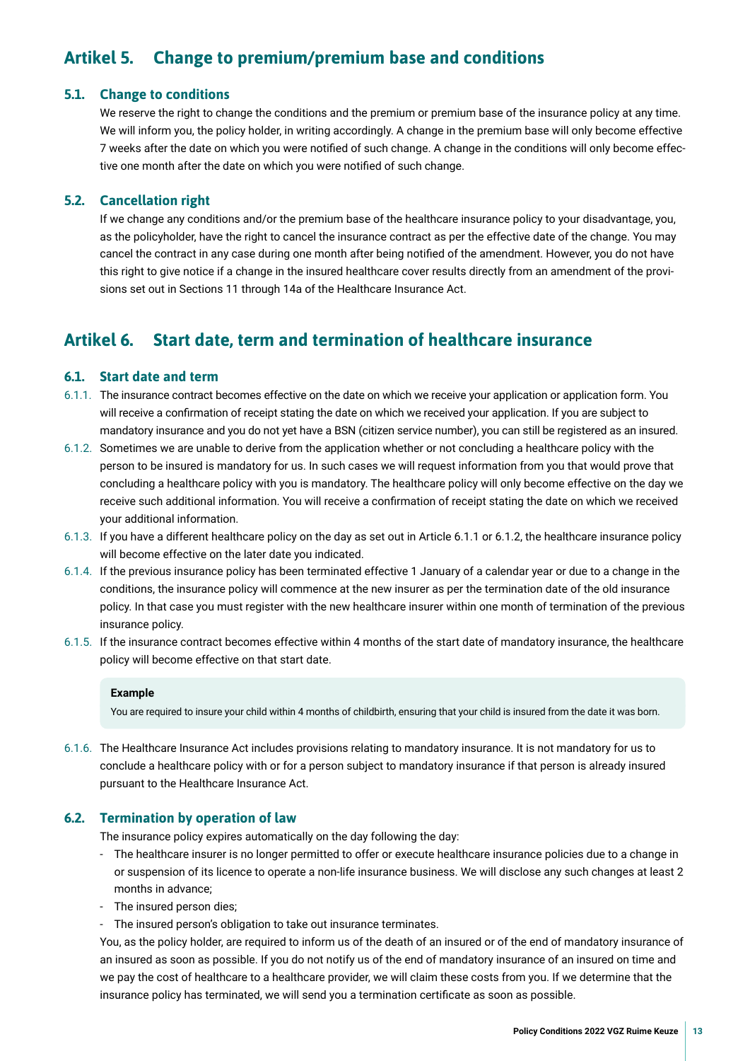## Artikel 5. Change to premium/premium base and conditions

### 5.1. Change to conditions

We reserve the right to change the conditions and the premium or premium base of the insurance policy at any time. We will inform you, the policy holder, in writing accordingly. A change in the premium base will only become effective 7 weeks after the date on which you were notified of such change. A change in the conditions will only become effective one month after the date on which you were notified of such change.

### 5.2. Cancellation right

If we change any conditions and/or the premium base of the healthcare insurance policy to your disadvantage, you, as the policyholder, have the right to cancel the insurance contract as per the effective date of the change. You may cancel the contract in any case during one month after being notified of the amendment. However, you do not have this right to give notice if a change in the insured healthcare cover results directly from an amendment of the provisions set out in Sections 11 through 14a of the Healthcare Insurance Act.

## Artikel 6. Start date, term and termination of healthcare insurance

### 6.1. Start date and term

6.1.1. The insurance contract becomes effective on the date on which we receive your application or application form. You will receive a confirmation of receipt stating the date on which we received your application. If you are subject to mandatory insurance and you do not yet have a BSN (citizen service number), you can still be registered as an insured.

6.1.2. Sometimes we are unable to derive from the application whether or not concluding a healthcare policy with the person to be insured is mandatory for us. In such cases we will request information from you that would prove that concluding a healthcare policy with you is mandatory. The healthcare policy will only become effective on the day we receive such additional information. You will receive a confirmation of receipt stating the date on which we received your additional information.

6.1.3. If you have a different healthcare policy on the day as set out in Article 6.1.1 or 6.1.2, the healthcare insurance policy will become effective on the later date you indicated.

6.1.4. If the previous insurance policy has been terminated effective 1 January of a calendar year or due to a change in the conditions, the insurance policy will commence at the new insurer as per the termination date of the old insurance policy. In that case you must register with the new healthcare insurer within one month of termination of the previous insurance policy.

6.1.5. If the insurance contract becomes effective within 4 months of the start date of mandatory insurance, the healthcare policy will become effective on that start date.

> **Example**
>
> You are required to insure your child within 4 months of childbirth, ensuring that your child is insured from the date it was born.

6.1.6. The Healthcare Insurance Act includes provisions relating to mandatory insurance. It is not mandatory for us to conclude a healthcare policy with or for a person subject to mandatory insurance if that person is already insured pursuant to the Healthcare Insurance Act.

### 6.2. Termination by operation of law

The insurance policy expires automatically on the day following the day:

- The healthcare insurer is no longer permitted to offer or execute healthcare insurance policies due to a change in or suspension of its licence to operate a non-life insurance business. We will disclose any such changes at least 2 months in advance;
- The insured person dies;
- The insured person's obligation to take out insurance terminates.

You, as the policy holder, are required to inform us of the death of an insured or of the end of mandatory insurance of an insured as soon as possible. If you do not notify us of the end of mandatory insurance of an insured on time and we pay the cost of healthcare to a healthcare provider, we will claim these costs from you. If we determine that the insurance policy has terminated, we will send you a termination certificate as soon as possible.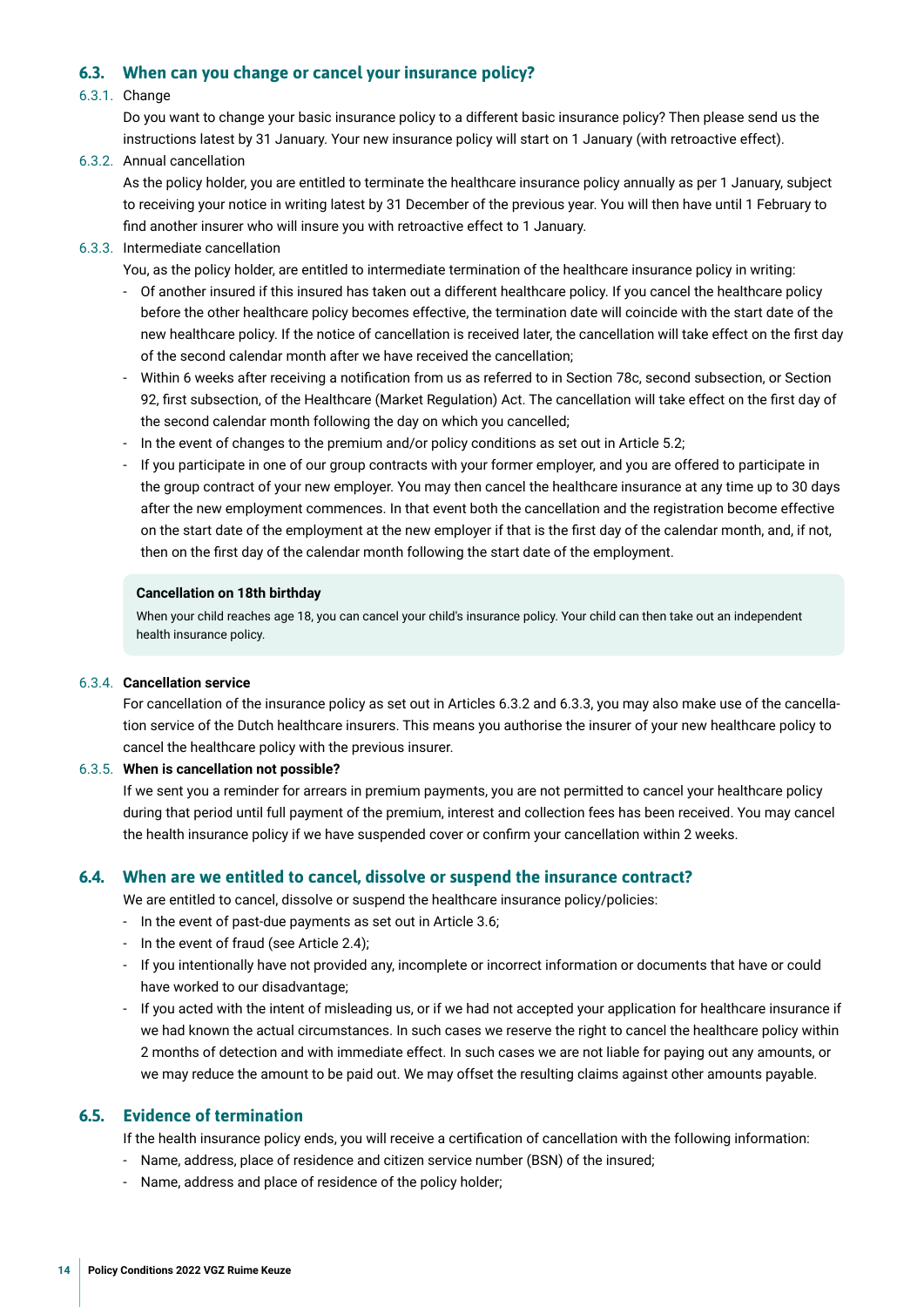### 6.3. When can you change or cancel your insurance policy?

6.3.1. Change

Do you want to change your basic insurance policy to a different basic insurance policy? Then please send us the instructions latest by 31 January. Your new insurance policy will start on 1 January (with retroactive effect).

6.3.2. Annual cancellation

As the policy holder, you are entitled to terminate the healthcare insurance policy annually as per 1 January, subject to receiving your notice in writing latest by 31 December of the previous year. You will then have until 1 February to find another insurer who will insure you with retroactive effect to 1 January.

6.3.3. Intermediate cancellation

You, as the policy holder, are entitled to intermediate termination of the healthcare insurance policy in writing:

- Of another insured if this insured has taken out a different healthcare policy. If you cancel the healthcare policy before the other healthcare policy becomes effective, the termination date will coincide with the start date of the new healthcare policy. If the notice of cancellation is received later, the cancellation will take effect on the first day of the second calendar month after we have received the cancellation;
- Within 6 weeks after receiving a notification from us as referred to in Section 78c, second subsection, or Section 92, first subsection, of the Healthcare (Market Regulation) Act. The cancellation will take effect on the first day of the second calendar month following the day on which you cancelled;
- In the event of changes to the premium and/or policy conditions as set out in Article 5.2;
- If you participate in one of our group contracts with your former employer, and you are offered to participate in the group contract of your new employer. You may then cancel the healthcare insurance at any time up to 30 days after the new employment commences. In that event both the cancellation and the registration become effective on the start date of the employment at the new employer if that is the first day of the calendar month, and, if not, then on the first day of the calendar month following the start date of the employment.

**Cancellation on 18th birthday**

When your child reaches age 18, you can cancel your child's insurance policy. Your child can then take out an independent health insurance policy.

6.3.4. **Cancellation service**

For cancellation of the insurance policy as set out in Articles 6.3.2 and 6.3.3, you may also make use of the cancellation service of the Dutch healthcare insurers. This means you authorise the insurer of your new healthcare policy to cancel the healthcare policy with the previous insurer.

6.3.5. **When is cancellation not possible?**

If we sent you a reminder for arrears in premium payments, you are not permitted to cancel your healthcare policy during that period until full payment of the premium, interest and collection fees has been received. You may cancel the health insurance policy if we have suspended cover or confirm your cancellation within 2 weeks.

### 6.4. When are we entitled to cancel, dissolve or suspend the insurance contract?

We are entitled to cancel, dissolve or suspend the healthcare insurance policy/policies:

- In the event of past-due payments as set out in Article 3.6;
- In the event of fraud (see Article 2.4);
- If you intentionally have not provided any, incomplete or incorrect information or documents that have or could have worked to our disadvantage;
- If you acted with the intent of misleading us, or if we had not accepted your application for healthcare insurance if we had known the actual circumstances. In such cases we reserve the right to cancel the healthcare policy within 2 months of detection and with immediate effect. In such cases we are not liable for paying out any amounts, or we may reduce the amount to be paid out. We may offset the resulting claims against other amounts payable.

### 6.5. Evidence of termination

If the health insurance policy ends, you will receive a certification of cancellation with the following information:

- Name, address, place of residence and citizen service number (BSN) of the insured;
- Name, address and place of residence of the policy holder;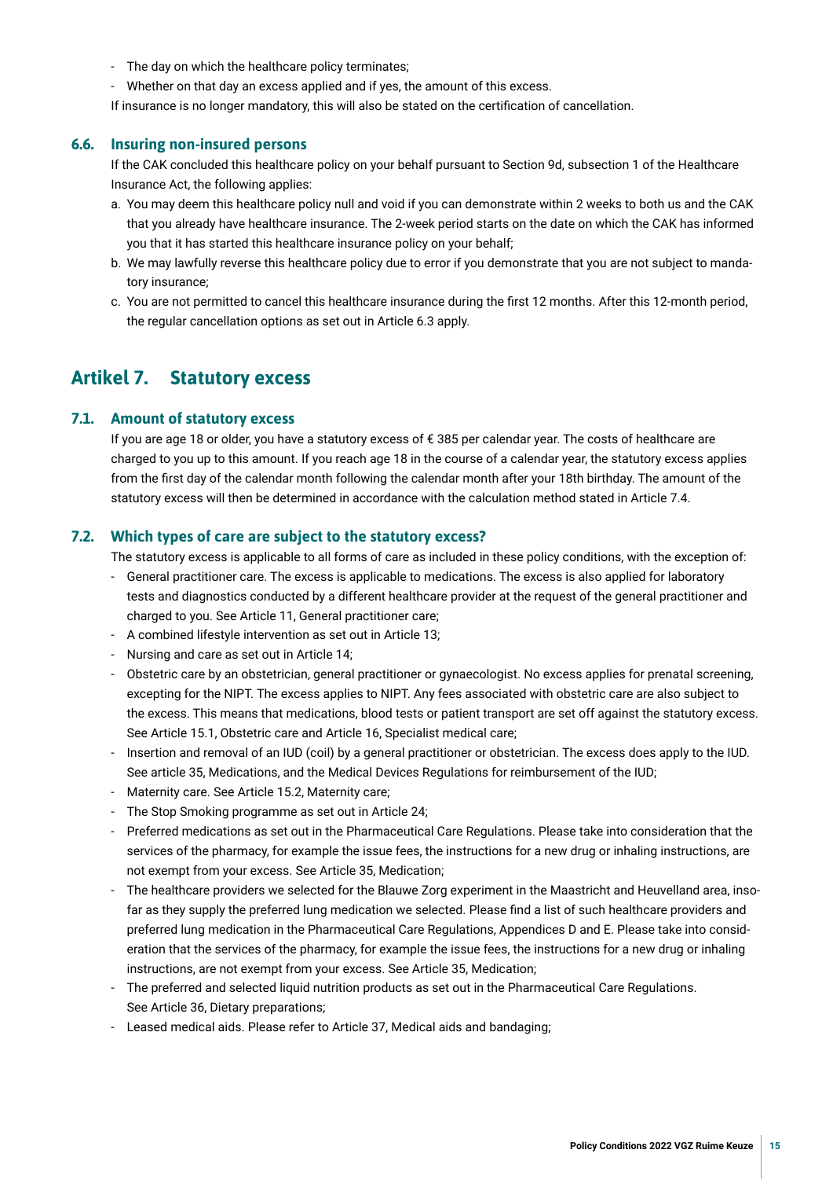- The day on which the healthcare policy terminates;
- Whether on that day an excess applied and if yes, the amount of this excess.

If insurance is no longer mandatory, this will also be stated on the certification of cancellation.

### 6.6. Insuring non-insured persons

If the CAK concluded this healthcare policy on your behalf pursuant to Section 9d, subsection 1 of the Healthcare Insurance Act, the following applies:

a. You may deem this healthcare policy null and void if you can demonstrate within 2 weeks to both us and the CAK that you already have healthcare insurance. The 2-week period starts on the date on which the CAK has informed you that it has started this healthcare insurance policy on your behalf;
b. We may lawfully reverse this healthcare policy due to error if you demonstrate that you are not subject to mandatory insurance;
c. You are not permitted to cancel this healthcare insurance during the first 12 months. After this 12-month period, the regular cancellation options as set out in Article 6.3 apply.

## Artikel 7. Statutory excess

### 7.1. Amount of statutory excess

If you are age 18 or older, you have a statutory excess of € 385 per calendar year. The costs of healthcare are charged to you up to this amount. If you reach age 18 in the course of a calendar year, the statutory excess applies from the first day of the calendar month following the calendar month after your 18th birthday. The amount of the statutory excess will then be determined in accordance with the calculation method stated in Article 7.4.

### 7.2. Which types of care are subject to the statutory excess?

The statutory excess is applicable to all forms of care as included in these policy conditions, with the exception of:

- General practitioner care. The excess is applicable to medications. The excess is also applied for laboratory tests and diagnostics conducted by a different healthcare provider at the request of the general practitioner and charged to you. See Article 11, General practitioner care;
- A combined lifestyle intervention as set out in Article 13;
- Nursing and care as set out in Article 14;
- Obstetric care by an obstetrician, general practitioner or gynaecologist. No excess applies for prenatal screening, excepting for the NIPT. The excess applies to NIPT. Any fees associated with obstetric care are also subject to the excess. This means that medications, blood tests or patient transport are set off against the statutory excess. See Article 15.1, Obstetric care and Article 16, Specialist medical care;
- Insertion and removal of an IUD (coil) by a general practitioner or obstetrician. The excess does apply to the IUD. See article 35, Medications, and the Medical Devices Regulations for reimbursement of the IUD;
- Maternity care. See Article 15.2, Maternity care;
- The Stop Smoking programme as set out in Article 24;
- Preferred medications as set out in the Pharmaceutical Care Regulations. Please take into consideration that the services of the pharmacy, for example the issue fees, the instructions for a new drug or inhaling instructions, are not exempt from your excess. See Article 35, Medication;
- The healthcare providers we selected for the Blauwe Zorg experiment in the Maastricht and Heuvelland area, insofar as they supply the preferred lung medication we selected. Please find a list of such healthcare providers and preferred lung medication in the Pharmaceutical Care Regulations, Appendices D and E. Please take into consideration that the services of the pharmacy, for example the issue fees, the instructions for a new drug or inhaling instructions, are not exempt from your excess. See Article 35, Medication;
- The preferred and selected liquid nutrition products as set out in the Pharmaceutical Care Regulations. See Article 36, Dietary preparations;
- Leased medical aids. Please refer to Article 37, Medical aids and bandaging;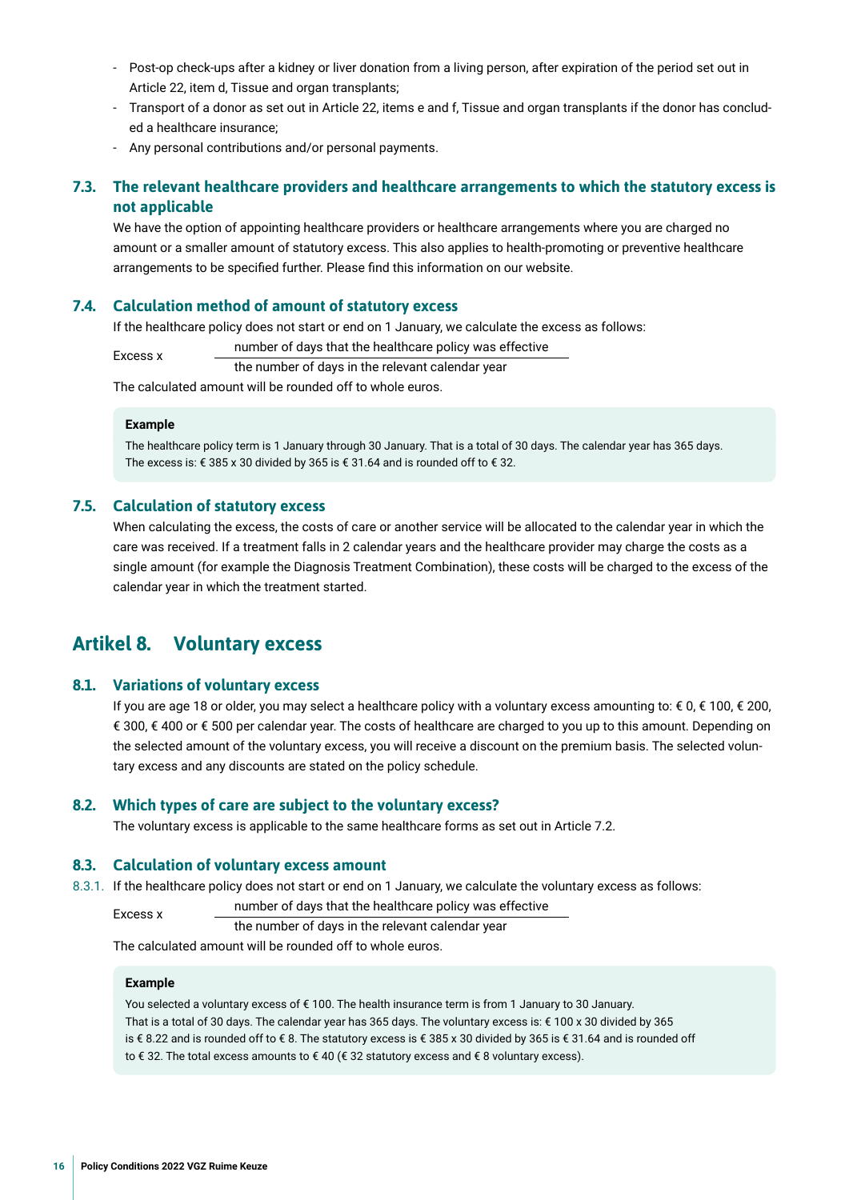- Post-op check-ups after a kidney or liver donation from a living person, after expiration of the period set out in Article 22, item d, Tissue and organ transplants;
- Transport of a donor as set out in Article 22, items e and f, Tissue and organ transplants if the donor has concluded a healthcare insurance;
- Any personal contributions and/or personal payments.

### 7.3. The relevant healthcare providers and healthcare arrangements to which the statutory excess is not applicable

We have the option of appointing healthcare providers or healthcare arrangements where you are charged no amount or a smaller amount of statutory excess. This also applies to health-promoting or preventive healthcare arrangements to be specified further. Please find this information on our website.

### 7.4. Calculation method of amount of statutory excess

If the healthcare policy does not start or end on 1 January, we calculate the excess as follows:

$$\text{Excess x } \frac{\text{number of days that the healthcare policy was effective}}{\text{the number of days in the relevant calendar year}}$$

The calculated amount will be rounded off to whole euros.

> **Example**
>
> The healthcare policy term is 1 January through 30 January. That is a total of 30 days. The calendar year has 365 days. The excess is: € 385 x 30 divided by 365 is € 31.64 and is rounded off to € 32.

### 7.5. Calculation of statutory excess

When calculating the excess, the costs of care or another service will be allocated to the calendar year in which the care was received. If a treatment falls in 2 calendar years and the healthcare provider may charge the costs as a single amount (for example the Diagnosis Treatment Combination), these costs will be charged to the excess of the calendar year in which the treatment started.

## Artikel 8. Voluntary excess

### 8.1. Variations of voluntary excess

If you are age 18 or older, you may select a healthcare policy with a voluntary excess amounting to: € 0, € 100, € 200, € 300, € 400 or € 500 per calendar year. The costs of healthcare are charged to you up to this amount. Depending on the selected amount of the voluntary excess, you will receive a discount on the premium basis. The selected voluntary excess and any discounts are stated on the policy schedule.

### 8.2. Which types of care are subject to the voluntary excess?

The voluntary excess is applicable to the same healthcare forms as set out in Article 7.2.

### 8.3. Calculation of voluntary excess amount

8.3.1. If the healthcare policy does not start or end on 1 January, we calculate the voluntary excess as follows:

$$\text{Excess x } \frac{\text{number of days that the healthcare policy was effective}}{\text{the number of days in the relevant calendar year}}$$

The calculated amount will be rounded off to whole euros.

> **Example**
>
> You selected a voluntary excess of € 100. The health insurance term is from 1 January to 30 January. That is a total of 30 days. The calendar year has 365 days. The voluntary excess is: € 100 x 30 divided by 365 is € 8.22 and is rounded off to € 8. The statutory excess is € 385 x 30 divided by 365 is € 31.64 and is rounded off to € 32. The total excess amounts to € 40 (€ 32 statutory excess and € 8 voluntary excess).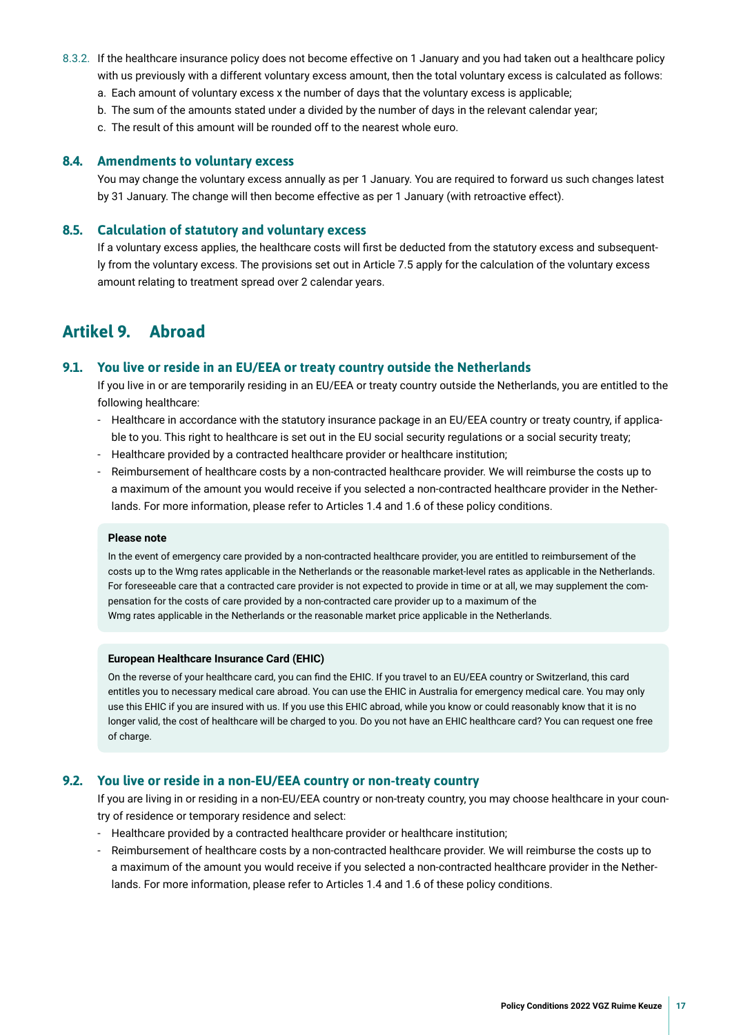8.3.2. If the healthcare insurance policy does not become effective on 1 January and you had taken out a healthcare policy with us previously with a different voluntary excess amount, then the total voluntary excess is calculated as follows:

a. Each amount of voluntary excess x the number of days that the voluntary excess is applicable;
b. The sum of the amounts stated under a divided by the number of days in the relevant calendar year;
c. The result of this amount will be rounded off to the nearest whole euro.

### 8.4. Amendments to voluntary excess

You may change the voluntary excess annually as per 1 January. You are required to forward us such changes latest by 31 January. The change will then become effective as per 1 January (with retroactive effect).

### 8.5. Calculation of statutory and voluntary excess

If a voluntary excess applies, the healthcare costs will first be deducted from the statutory excess and subsequently from the voluntary excess. The provisions set out in Article 7.5 apply for the calculation of the voluntary excess amount relating to treatment spread over 2 calendar years.

## Artikel 9. Abroad

### 9.1. You live or reside in an EU/EEA or treaty country outside the Netherlands

If you live in or are temporarily residing in an EU/EEA or treaty country outside the Netherlands, you are entitled to the following healthcare:

- Healthcare in accordance with the statutory insurance package in an EU/EEA country or treaty country, if applicable to you. This right to healthcare is set out in the EU social security regulations or a social security treaty;
- Healthcare provided by a contracted healthcare provider or healthcare institution;
- Reimbursement of healthcare costs by a non-contracted healthcare provider. We will reimburse the costs up to a maximum of the amount you would receive if you selected a non-contracted healthcare provider in the Netherlands. For more information, please refer to Articles 1.4 and 1.6 of these policy conditions.

**Please note**

In the event of emergency care provided by a non-contracted healthcare provider, you are entitled to reimbursement of the costs up to the Wmg rates applicable in the Netherlands or the reasonable market-level rates as applicable in the Netherlands. For foreseeable care that a contracted care provider is not expected to provide in time or at all, we may supplement the compensation for the costs of care provided by a non-contracted care provider up to a maximum of the Wmg rates applicable in the Netherlands or the reasonable market price applicable in the Netherlands.

**European Healthcare Insurance Card (EHIC)**

On the reverse of your healthcare card, you can find the EHIC. If you travel to an EU/EEA country or Switzerland, this card entitles you to necessary medical care abroad. You can use the EHIC in Australia for emergency medical care. You may only use this EHIC if you are insured with us. If you use this EHIC abroad, while you know or could reasonably know that it is no longer valid, the cost of healthcare will be charged to you. Do you not have an EHIC healthcare card? You can request one free of charge.

### 9.2. You live or reside in a non-EU/EEA country or non-treaty country

If you are living in or residing in a non-EU/EEA country or non-treaty country, you may choose healthcare in your country of residence or temporary residence and select:

- Healthcare provided by a contracted healthcare provider or healthcare institution;
- Reimbursement of healthcare costs by a non-contracted healthcare provider. We will reimburse the costs up to a maximum of the amount you would receive if you selected a non-contracted healthcare provider in the Netherlands. For more information, please refer to Articles 1.4 and 1.6 of these policy conditions.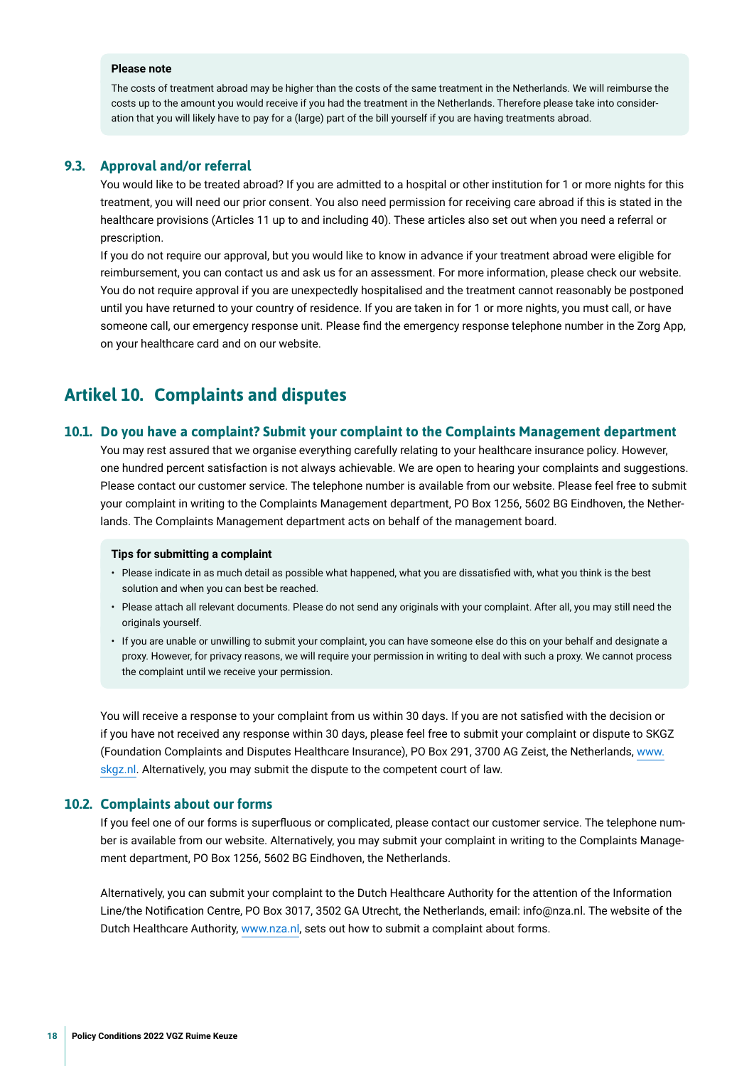**Please note**

The costs of treatment abroad may be higher than the costs of the same treatment in the Netherlands. We will reimburse the costs up to the amount you would receive if you had the treatment in the Netherlands. Therefore please take into consideration that you will likely have to pay for a (large) part of the bill yourself if you are having treatments abroad.

### 9.3. Approval and/or referral

You would like to be treated abroad? If you are admitted to a hospital or other institution for 1 or more nights for this treatment, you will need our prior consent. You also need permission for receiving care abroad if this is stated in the healthcare provisions (Articles 11 up to and including 40). These articles also set out when you need a referral or prescription.

If you do not require our approval, but you would like to know in advance if your treatment abroad were eligible for reimbursement, you can contact us and ask us for an assessment. For more information, please check our website. You do not require approval if you are unexpectedly hospitalised and the treatment cannot reasonably be postponed until you have returned to your country of residence. If you are taken in for 1 or more nights, you must call, or have someone call, our emergency response unit. Please find the emergency response telephone number in the Zorg App, on your healthcare card and on our website.

## Artikel 10. Complaints and disputes

### 10.1. Do you have a complaint? Submit your complaint to the Complaints Management department

You may rest assured that we organise everything carefully relating to your healthcare insurance policy. However, one hundred percent satisfaction is not always achievable. We are open to hearing your complaints and suggestions. Please contact our customer service. The telephone number is available from our website. Please feel free to submit your complaint in writing to the Complaints Management department, PO Box 1256, 5602 BG Eindhoven, the Netherlands. The Complaints Management department acts on behalf of the management board.

**Tips for submitting a complaint**

- Please indicate in as much detail as possible what happened, what you are dissatisfied with, what you think is the best solution and when you can best be reached.
- Please attach all relevant documents. Please do not send any originals with your complaint. After all, you may still need the originals yourself.
- If you are unable or unwilling to submit your complaint, you can have someone else do this on your behalf and designate a proxy. However, for privacy reasons, we will require your permission in writing to deal with such a proxy. We cannot process the complaint until we receive your permission.

You will receive a response to your complaint from us within 30 days. If you are not satisfied with the decision or if you have not received any response within 30 days, please feel free to submit your complaint or dispute to SKGZ (Foundation Complaints and Disputes Healthcare Insurance), PO Box 291, 3700 AG Zeist, the Netherlands, www.skgz.nl. Alternatively, you may submit the dispute to the competent court of law.

### 10.2. Complaints about our forms

If you feel one of our forms is superfluous or complicated, please contact our customer service. The telephone number is available from our website. Alternatively, you may submit your complaint in writing to the Complaints Management department, PO Box 1256, 5602 BG Eindhoven, the Netherlands.

Alternatively, you can submit your complaint to the Dutch Healthcare Authority for the attention of the Information Line/the Notification Centre, PO Box 3017, 3502 GA Utrecht, the Netherlands, email: info@nza.nl. The website of the Dutch Healthcare Authority, www.nza.nl, sets out how to submit a complaint about forms.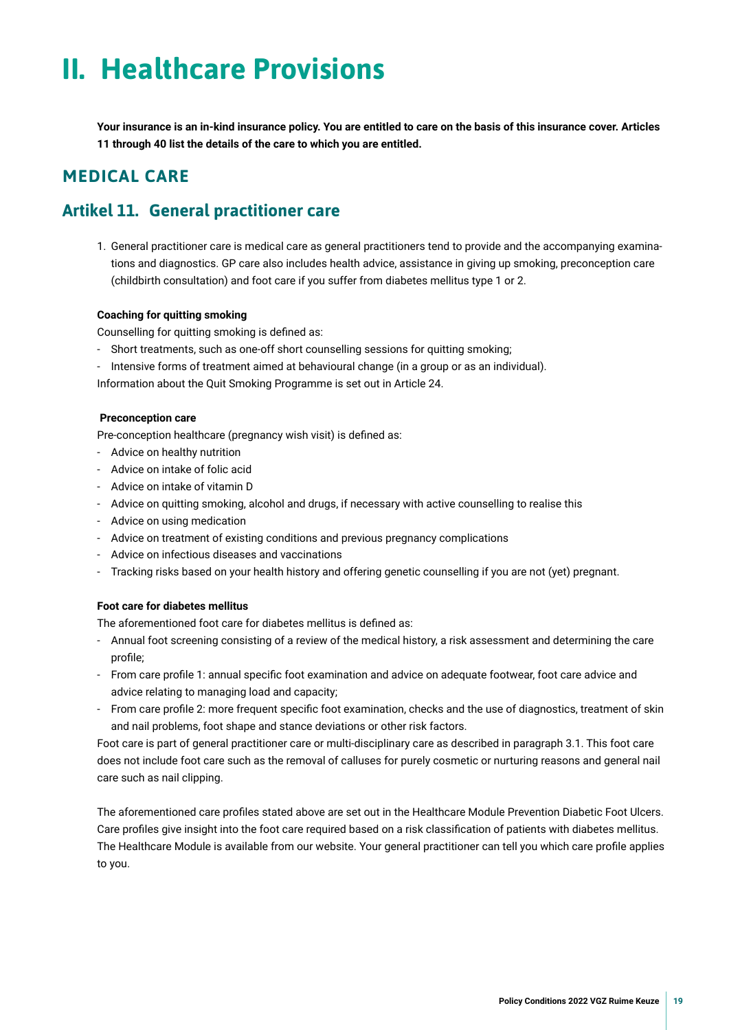# II. Healthcare Provisions

**Your insurance is an in-kind insurance policy. You are entitled to care on the basis of this insurance cover. Articles 11 through 40 list the details of the care to which you are entitled.**

## MEDICAL CARE

## Artikel 11. General practitioner care

1. General practitioner care is medical care as general practitioners tend to provide and the accompanying examinations and diagnostics. GP care also includes health advice, assistance in giving up smoking, preconception care (childbirth consultation) and foot care if you suffer from diabetes mellitus type 1 or 2.

**Coaching for quitting smoking**

Counselling for quitting smoking is defined as:

- Short treatments, such as one-off short counselling sessions for quitting smoking;
- Intensive forms of treatment aimed at behavioural change (in a group or as an individual).

Information about the Quit Smoking Programme is set out in Article 24.

**Preconception care**

Pre-conception healthcare (pregnancy wish visit) is defined as:

- Advice on healthy nutrition
- Advice on intake of folic acid
- Advice on intake of vitamin D
- Advice on quitting smoking, alcohol and drugs, if necessary with active counselling to realise this
- Advice on using medication
- Advice on treatment of existing conditions and previous pregnancy complications
- Advice on infectious diseases and vaccinations
- Tracking risks based on your health history and offering genetic counselling if you are not (yet) pregnant.

**Foot care for diabetes mellitus**

The aforementioned foot care for diabetes mellitus is defined as:

- Annual foot screening consisting of a review of the medical history, a risk assessment and determining the care profile;
- From care profile 1: annual specific foot examination and advice on adequate footwear, foot care advice and advice relating to managing load and capacity;
- From care profile 2: more frequent specific foot examination, checks and the use of diagnostics, treatment of skin and nail problems, foot shape and stance deviations or other risk factors.

Foot care is part of general practitioner care or multi-disciplinary care as described in paragraph 3.1. This foot care does not include foot care such as the removal of calluses for purely cosmetic or nurturing reasons and general nail care such as nail clipping.

The aforementioned care profiles stated above are set out in the Healthcare Module Prevention Diabetic Foot Ulcers. Care profiles give insight into the foot care required based on a risk classification of patients with diabetes mellitus. The Healthcare Module is available from our website. Your general practitioner can tell you which care profile applies to you.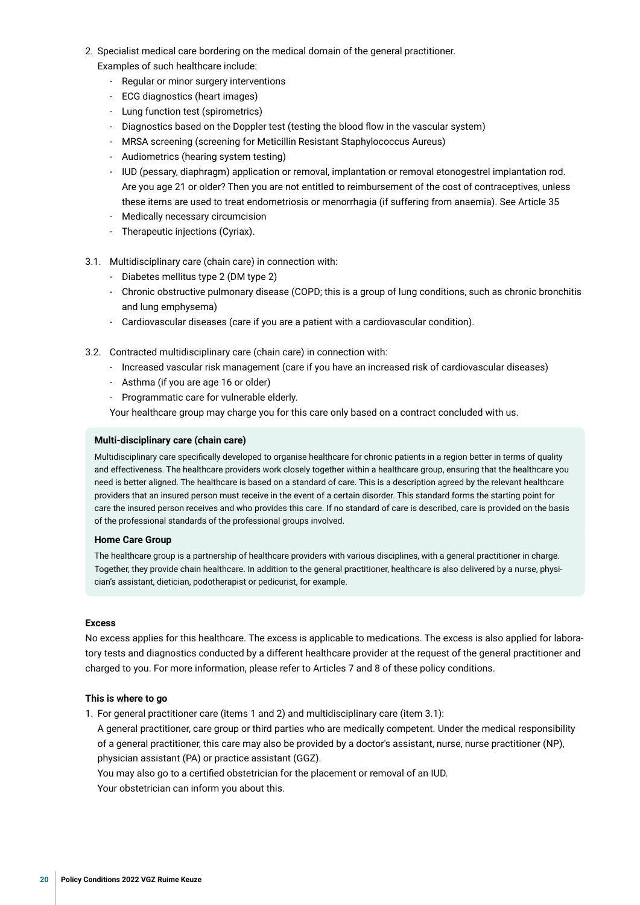2. Specialist medical care bordering on the medical domain of the general practitioner.
   Examples of such healthcare include:
   - Regular or minor surgery interventions
   - ECG diagnostics (heart images)
   - Lung function test (spirometrics)
   - Diagnostics based on the Doppler test (testing the blood flow in the vascular system)
   - MRSA screening (screening for Meticillin Resistant Staphylococcus Aureus)
   - Audiometrics (hearing system testing)
   - IUD (pessary, diaphragm) application or removal, implantation or removal etonogestrel implantation rod. Are you age 21 or older? Then you are not entitled to reimbursement of the cost of contraceptives, unless these items are used to treat endometriosis or menorrhagia (if suffering from anaemia). See Article 35
   - Medically necessary circumcision
   - Therapeutic injections (Cyriax).

3.1. Multidisciplinary care (chain care) in connection with:
   - Diabetes mellitus type 2 (DM type 2)
   - Chronic obstructive pulmonary disease (COPD; this is a group of lung conditions, such as chronic bronchitis and lung emphysema)
   - Cardiovascular diseases (care if you are a patient with a cardiovascular condition).

3.2. Contracted multidisciplinary care (chain care) in connection with:
   - Increased vascular risk management (care if you have an increased risk of cardiovascular diseases)
   - Asthma (if you are age 16 or older)
   - Programmatic care for vulnerable elderly.

   Your healthcare group may charge you for this care only based on a contract concluded with us.

**Multi-disciplinary care (chain care)**

Multidisciplinary care specifically developed to organise healthcare for chronic patients in a region better in terms of quality and effectiveness. The healthcare providers work closely together within a healthcare group, ensuring that the healthcare you need is better aligned. The healthcare is based on a standard of care. This is a description agreed by the relevant healthcare providers that an insured person must receive in the event of a certain disorder. This standard forms the starting point for care the insured person receives and who provides this care. If no standard of care is described, care is provided on the basis of the professional standards of the professional groups involved.

**Home Care Group**

The healthcare group is a partnership of healthcare providers with various disciplines, with a general practitioner in charge. Together, they provide chain healthcare. In addition to the general practitioner, healthcare is also delivered by a nurse, physician's assistant, dietician, podotherapist or pedicurist, for example.

**Excess**

No excess applies for this healthcare. The excess is applicable to medications. The excess is also applied for laboratory tests and diagnostics conducted by a different healthcare provider at the request of the general practitioner and charged to you. For more information, please refer to Articles 7 and 8 of these policy conditions.

**This is where to go**

1. For general practitioner care (items 1 and 2) and multidisciplinary care (item 3.1):
   A general practitioner, care group or third parties who are medically competent. Under the medical responsibility of a general practitioner, this care may also be provided by a doctor's assistant, nurse, nurse practitioner (NP), physician assistant (PA) or practice assistant (GGZ).
   You may also go to a certified obstetrician for the placement or removal of an IUD.
   Your obstetrician can inform you about this.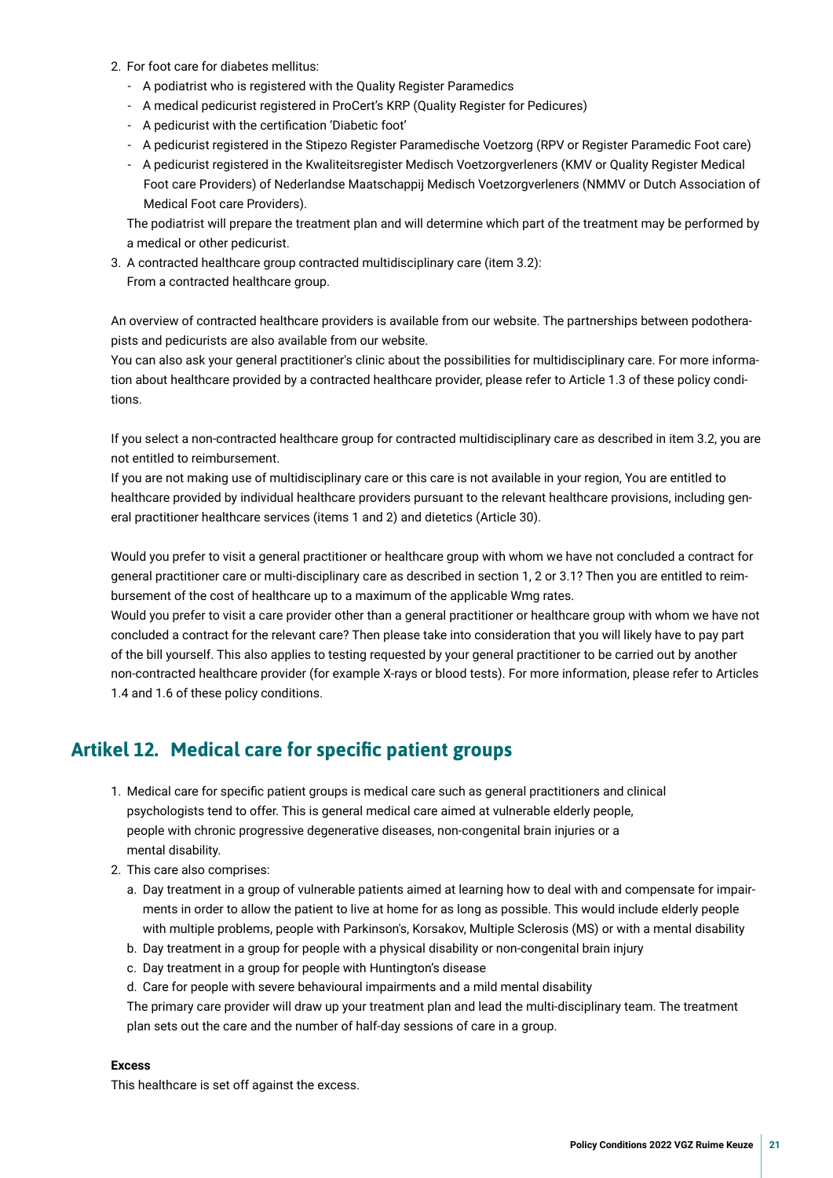2. For foot care for diabetes mellitus:
   - A podiatrist who is registered with the Quality Register Paramedics
   - A medical pedicurist registered in ProCert's KRP (Quality Register for Pedicures)
   - A pedicurist with the certification 'Diabetic foot'
   - A pedicurist registered in the Stipezo Register Paramedische Voetzorg (RPV or Register Paramedic Foot care)
   - A pedicurist registered in the Kwaliteitsregister Medisch Voetzorgverleners (KMV or Quality Register Medical Foot care Providers) of Nederlandse Maatschappij Medisch Voetzorgverleners (NMMV or Dutch Association of Medical Foot care Providers).

   The podiatrist will prepare the treatment plan and will determine which part of the treatment may be performed by a medical or other pedicurist.
3. A contracted healthcare group contracted multidisciplinary care (item 3.2):
   From a contracted healthcare group.

An overview of contracted healthcare providers is available from our website. The partnerships between podotherapists and pedicurists are also available from our website.
You can also ask your general practitioner's clinic about the possibilities for multidisciplinary care. For more information about healthcare provided by a contracted healthcare provider, please refer to Article 1.3 of these policy conditions.

If you select a non-contracted healthcare group for contracted multidisciplinary care as described in item 3.2, you are not entitled to reimbursement.
If you are not making use of multidisciplinary care or this care is not available in your region, You are entitled to healthcare provided by individual healthcare providers pursuant to the relevant healthcare provisions, including general practitioner healthcare services (items 1 and 2) and dietetics (Article 30).

Would you prefer to visit a general practitioner or healthcare group with whom we have not concluded a contract for general practitioner care or multi-disciplinary care as described in section 1, 2 or 3.1? Then you are entitled to reimbursement of the cost of healthcare up to a maximum of the applicable Wmg rates.
Would you prefer to visit a care provider other than a general practitioner or healthcare group with whom we have not concluded a contract for the relevant care? Then please take into consideration that you will likely have to pay part of the bill yourself. This also applies to testing requested by your general practitioner to be carried out by another non-contracted healthcare provider (for example X-rays or blood tests). For more information, please refer to Articles 1.4 and 1.6 of these policy conditions.

## Artikel 12. Medical care for specific patient groups

1. Medical care for specific patient groups is medical care such as general practitioners and clinical psychologists tend to offer. This is general medical care aimed at vulnerable elderly people, people with chronic progressive degenerative diseases, non-congenital brain injuries or a mental disability.
2. This care also comprises:
   a. Day treatment in a group of vulnerable patients aimed at learning how to deal with and compensate for impairments in order to allow the patient to live at home for as long as possible. This would include elderly people with multiple problems, people with Parkinson's, Korsakov, Multiple Sclerosis (MS) or with a mental disability
   b. Day treatment in a group for people with a physical disability or non-congenital brain injury
   c. Day treatment in a group for people with Huntington's disease
   d. Care for people with severe behavioural impairments and a mild mental disability

   The primary care provider will draw up your treatment plan and lead the multi-disciplinary team. The treatment plan sets out the care and the number of half-day sessions of care in a group.

**Excess**
This healthcare is set off against the excess.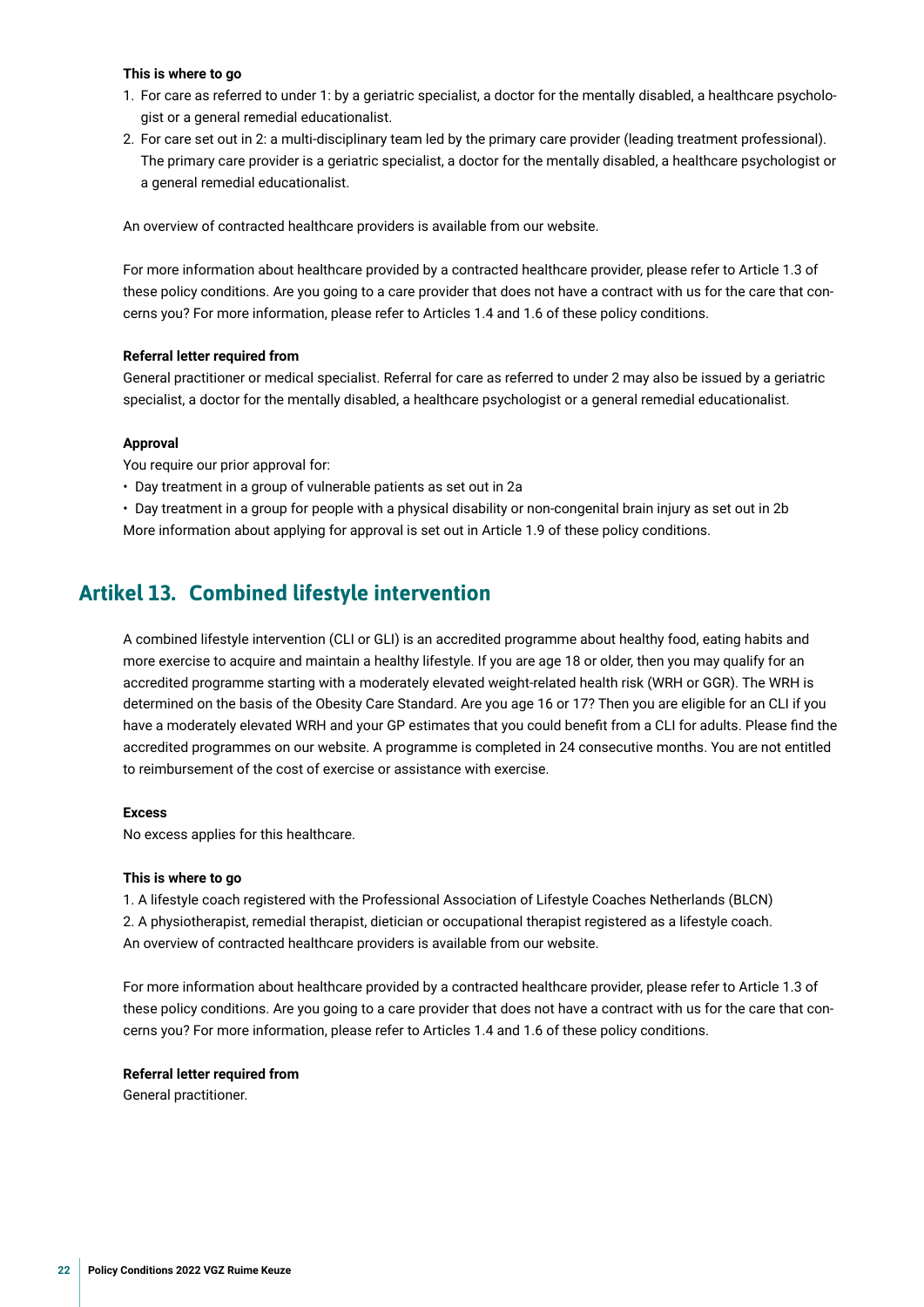**This is where to go**

1. For care as referred to under 1: by a geriatric specialist, a doctor for the mentally disabled, a healthcare psychologist or a general remedial educationalist.
2. For care set out in 2: a multi-disciplinary team led by the primary care provider (leading treatment professional). The primary care provider is a geriatric specialist, a doctor for the mentally disabled, a healthcare psychologist or a general remedial educationalist.

An overview of contracted healthcare providers is available from our website.

For more information about healthcare provided by a contracted healthcare provider, please refer to Article 1.3 of these policy conditions. Are you going to a care provider that does not have a contract with us for the care that concerns you? For more information, please refer to Articles 1.4 and 1.6 of these policy conditions.

**Referral letter required from**

General practitioner or medical specialist. Referral for care as referred to under 2 may also be issued by a geriatric specialist, a doctor for the mentally disabled, a healthcare psychologist or a general remedial educationalist.

**Approval**

You require our prior approval for:

- Day treatment in a group of vulnerable patients as set out in 2a
- Day treatment in a group for people with a physical disability or non-congenital brain injury as set out in 2b

More information about applying for approval is set out in Article 1.9 of these policy conditions.

## Artikel 13. Combined lifestyle intervention

A combined lifestyle intervention (CLI or GLI) is an accredited programme about healthy food, eating habits and more exercise to acquire and maintain a healthy lifestyle. If you are age 18 or older, then you may qualify for an accredited programme starting with a moderately elevated weight-related health risk (WRH or GGR). The WRH is determined on the basis of the Obesity Care Standard. Are you age 16 or 17? Then you are eligible for an CLI if you have a moderately elevated WRH and your GP estimates that you could benefit from a CLI for adults. Please find the accredited programmes on our website. A programme is completed in 24 consecutive months. You are not entitled to reimbursement of the cost of exercise or assistance with exercise.

**Excess**

No excess applies for this healthcare.

**This is where to go**

1. A lifestyle coach registered with the Professional Association of Lifestyle Coaches Netherlands (BLCN)
2. A physiotherapist, remedial therapist, dietician or occupational therapist registered as a lifestyle coach.

An overview of contracted healthcare providers is available from our website.

For more information about healthcare provided by a contracted healthcare provider, please refer to Article 1.3 of these policy conditions. Are you going to a care provider that does not have a contract with us for the care that concerns you? For more information, please refer to Articles 1.4 and 1.6 of these policy conditions.

**Referral letter required from**

General practitioner.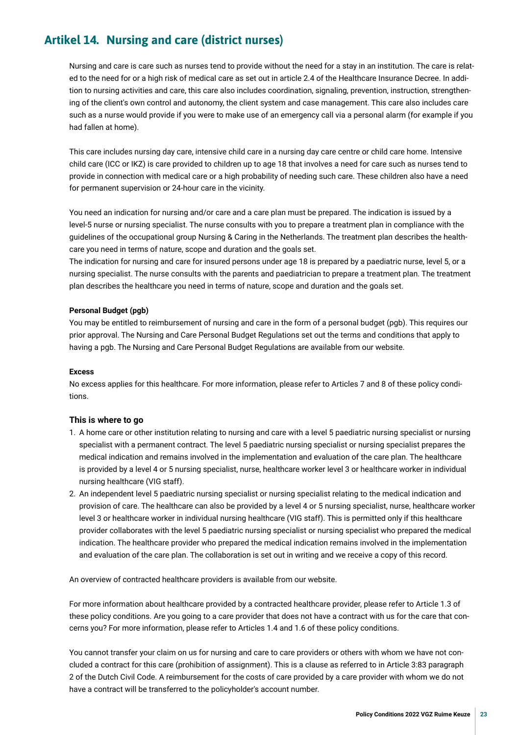## Artikel 14. Nursing and care (district nurses)

Nursing and care is care such as nurses tend to provide without the need for a stay in an institution. The care is related to the need for or a high risk of medical care as set out in article 2.4 of the Healthcare Insurance Decree. In addition to nursing activities and care, this care also includes coordination, signaling, prevention, instruction, strengthening of the client's own control and autonomy, the client system and case management. This care also includes care such as a nurse would provide if you were to make use of an emergency call via a personal alarm (for example if you had fallen at home).

This care includes nursing day care, intensive child care in a nursing day care centre or child care home. Intensive child care (ICC or IKZ) is care provided to children up to age 18 that involves a need for care such as nurses tend to provide in connection with medical care or a high probability of needing such care. These children also have a need for permanent supervision or 24-hour care in the vicinity.

You need an indication for nursing and/or care and a care plan must be prepared. The indication is issued by a level-5 nurse or nursing specialist. The nurse consults with you to prepare a treatment plan in compliance with the guidelines of the occupational group Nursing & Caring in the Netherlands. The treatment plan describes the healthcare you need in terms of nature, scope and duration and the goals set.
The indication for nursing and care for insured persons under age 18 is prepared by a paediatric nurse, level 5, or a nursing specialist. The nurse consults with the parents and paediatrician to prepare a treatment plan. The treatment plan describes the healthcare you need in terms of nature, scope and duration and the goals set.

**Personal Budget (pgb)**
You may be entitled to reimbursement of nursing and care in the form of a personal budget (pgb). This requires our prior approval. The Nursing and Care Personal Budget Regulations set out the terms and conditions that apply to having a pgb. The Nursing and Care Personal Budget Regulations are available from our website.

**Excess**
No excess applies for this healthcare. For more information, please refer to Articles 7 and 8 of these policy conditions.

### This is where to go

1. A home care or other institution relating to nursing and care with a level 5 paediatric nursing specialist or nursing specialist with a permanent contract. The level 5 paediatric nursing specialist or nursing specialist prepares the medical indication and remains involved in the implementation and evaluation of the care plan. The healthcare is provided by a level 4 or 5 nursing specialist, nurse, healthcare worker level 3 or healthcare worker in individual nursing healthcare (VIG staff).
2. An independent level 5 paediatric nursing specialist or nursing specialist relating to the medical indication and provision of care. The healthcare can also be provided by a level 4 or 5 nursing specialist, nurse, healthcare worker level 3 or healthcare worker in individual nursing healthcare (VIG staff). This is permitted only if this healthcare provider collaborates with the level 5 paediatric nursing specialist or nursing specialist who prepared the medical indication. The healthcare provider who prepared the medical indication remains involved in the implementation and evaluation of the care plan. The collaboration is set out in writing and we receive a copy of this record.

An overview of contracted healthcare providers is available from our website.

For more information about healthcare provided by a contracted healthcare provider, please refer to Article 1.3 of these policy conditions. Are you going to a care provider that does not have a contract with us for the care that concerns you? For more information, please refer to Articles 1.4 and 1.6 of these policy conditions.

You cannot transfer your claim on us for nursing and care to care providers or others with whom we have not concluded a contract for this care (prohibition of assignment). This is a clause as referred to in Article 3:83 paragraph 2 of the Dutch Civil Code. A reimbursement for the costs of care provided by a care provider with whom we do not have a contract will be transferred to the policyholder's account number.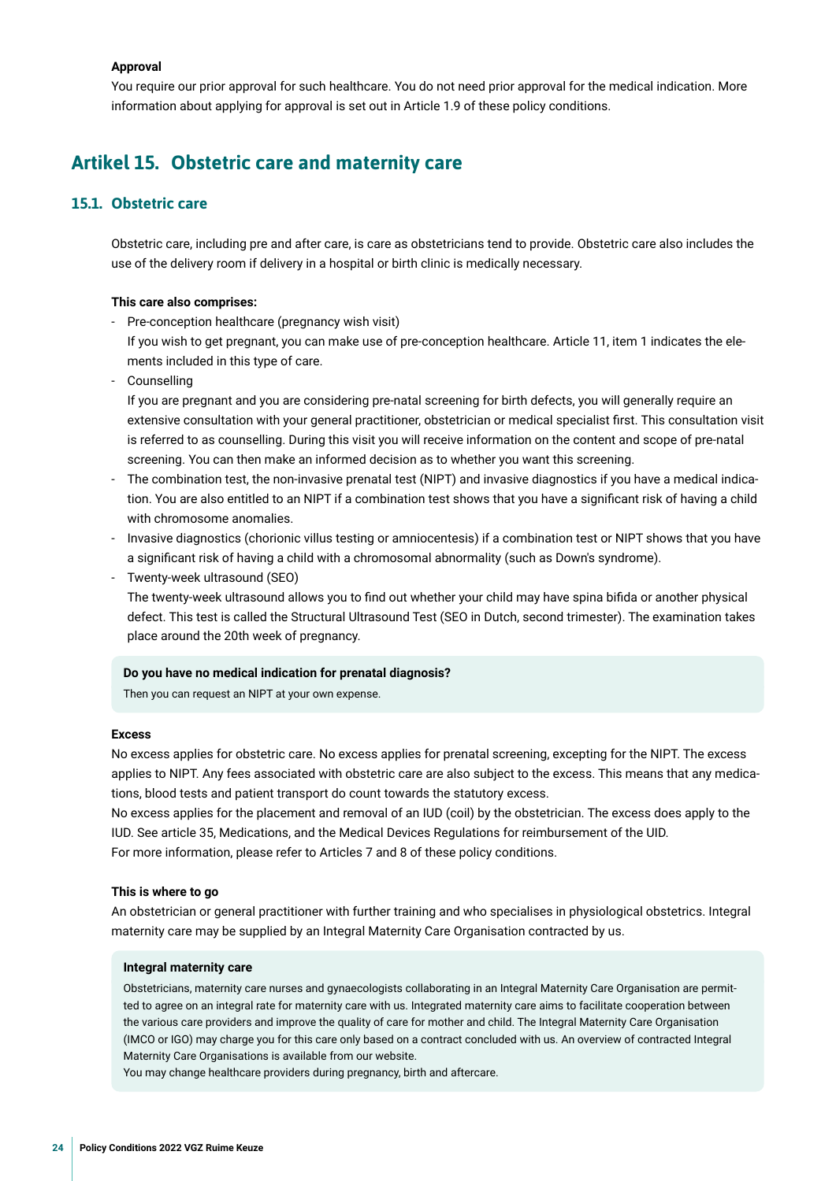**Approval**

You require our prior approval for such healthcare. You do not need prior approval for the medical indication. More information about applying for approval is set out in Article 1.9 of these policy conditions.

## Artikel 15. Obstetric care and maternity care

### 15.1. Obstetric care

Obstetric care, including pre and after care, is care as obstetricians tend to provide. Obstetric care also includes the use of the delivery room if delivery in a hospital or birth clinic is medically necessary.

**This care also comprises:**

- Pre-conception healthcare (pregnancy wish visit)
  If you wish to get pregnant, you can make use of pre-conception healthcare. Article 11, item 1 indicates the elements included in this type of care.
- Counselling
  If you are pregnant and you are considering pre-natal screening for birth defects, you will generally require an extensive consultation with your general practitioner, obstetrician or medical specialist first. This consultation visit is referred to as counselling. During this visit you will receive information on the content and scope of pre-natal screening. You can then make an informed decision as to whether you want this screening.
- The combination test, the non-invasive prenatal test (NIPT) and invasive diagnostics if you have a medical indication. You are also entitled to an NIPT if a combination test shows that you have a significant risk of having a child with chromosome anomalies.
- Invasive diagnostics (chorionic villus testing or amniocentesis) if a combination test or NIPT shows that you have a significant risk of having a child with a chromosomal abnormality (such as Down's syndrome).
- Twenty-week ultrasound (SEO)
  The twenty-week ultrasound allows you to find out whether your child may have spina bifida or another physical defect. This test is called the Structural Ultrasound Test (SEO in Dutch, second trimester). The examination takes place around the 20th week of pregnancy.

**Do you have no medical indication for prenatal diagnosis?**
Then you can request an NIPT at your own expense.

**Excess**

No excess applies for obstetric care. No excess applies for prenatal screening, excepting for the NIPT. The excess applies to NIPT. Any fees associated with obstetric care are also subject to the excess. This means that any medications, blood tests and patient transport do count towards the statutory excess.
No excess applies for the placement and removal of an IUD (coil) by the obstetrician. The excess does apply to the IUD. See article 35, Medications, and the Medical Devices Regulations for reimbursement of the UID.
For more information, please refer to Articles 7 and 8 of these policy conditions.

**This is where to go**

An obstetrician or general practitioner with further training and who specialises in physiological obstetrics. Integral maternity care may be supplied by an Integral Maternity Care Organisation contracted by us.

**Integral maternity care**

Obstetricians, maternity care nurses and gynaecologists collaborating in an Integral Maternity Care Organisation are permitted to agree on an integral rate for maternity care with us. Integrated maternity care aims to facilitate cooperation between the various care providers and improve the quality of care for mother and child. The Integral Maternity Care Organisation (IMCO or IGO) may charge you for this care only based on a contract concluded with us. An overview of contracted Integral Maternity Care Organisations is available from our website.
You may change healthcare providers during pregnancy, birth and aftercare.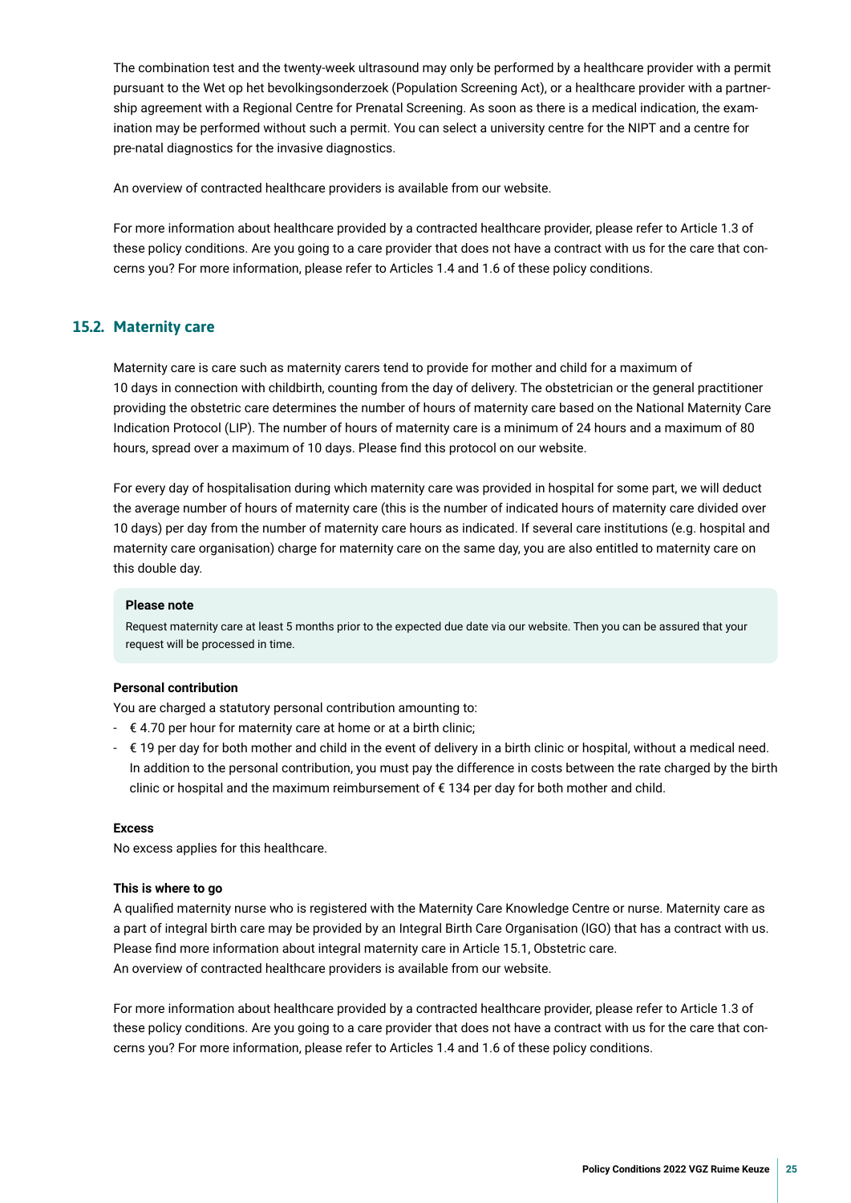The combination test and the twenty-week ultrasound may only be performed by a healthcare provider with a permit pursuant to the Wet op het bevolkingsonderzoek (Population Screening Act), or a healthcare provider with a partnership agreement with a Regional Centre for Prenatal Screening. As soon as there is a medical indication, the examination may be performed without such a permit. You can select a university centre for the NIPT and a centre for pre-natal diagnostics for the invasive diagnostics.

An overview of contracted healthcare providers is available from our website.

For more information about healthcare provided by a contracted healthcare provider, please refer to Article 1.3 of these policy conditions. Are you going to a care provider that does not have a contract with us for the care that concerns you? For more information, please refer to Articles 1.4 and 1.6 of these policy conditions.

## 15.2. Maternity care

Maternity care is care such as maternity carers tend to provide for mother and child for a maximum of 10 days in connection with childbirth, counting from the day of delivery. The obstetrician or the general practitioner providing the obstetric care determines the number of hours of maternity care based on the National Maternity Care Indication Protocol (LIP). The number of hours of maternity care is a minimum of 24 hours and a maximum of 80 hours, spread over a maximum of 10 days. Please find this protocol on our website.

For every day of hospitalisation during which maternity care was provided in hospital for some part, we will deduct the average number of hours of maternity care (this is the number of indicated hours of maternity care divided over 10 days) per day from the number of maternity care hours as indicated. If several care institutions (e.g. hospital and maternity care organisation) charge for maternity care on the same day, you are also entitled to maternity care on this double day.

**Please note**

Request maternity care at least 5 months prior to the expected due date via our website. Then you can be assured that your request will be processed in time.

**Personal contribution**

You are charged a statutory personal contribution amounting to:

- € 4.70 per hour for maternity care at home or at a birth clinic;
- € 19 per day for both mother and child in the event of delivery in a birth clinic or hospital, without a medical need. In addition to the personal contribution, you must pay the difference in costs between the rate charged by the birth clinic or hospital and the maximum reimbursement of € 134 per day for both mother and child.

**Excess**

No excess applies for this healthcare.

**This is where to go**

A qualified maternity nurse who is registered with the Maternity Care Knowledge Centre or nurse. Maternity care as a part of integral birth care may be provided by an Integral Birth Care Organisation (IGO) that has a contract with us. Please find more information about integral maternity care in Article 15.1, Obstetric care.
An overview of contracted healthcare providers is available from our website.

For more information about healthcare provided by a contracted healthcare provider, please refer to Article 1.3 of these policy conditions. Are you going to a care provider that does not have a contract with us for the care that concerns you? For more information, please refer to Articles 1.4 and 1.6 of these policy conditions.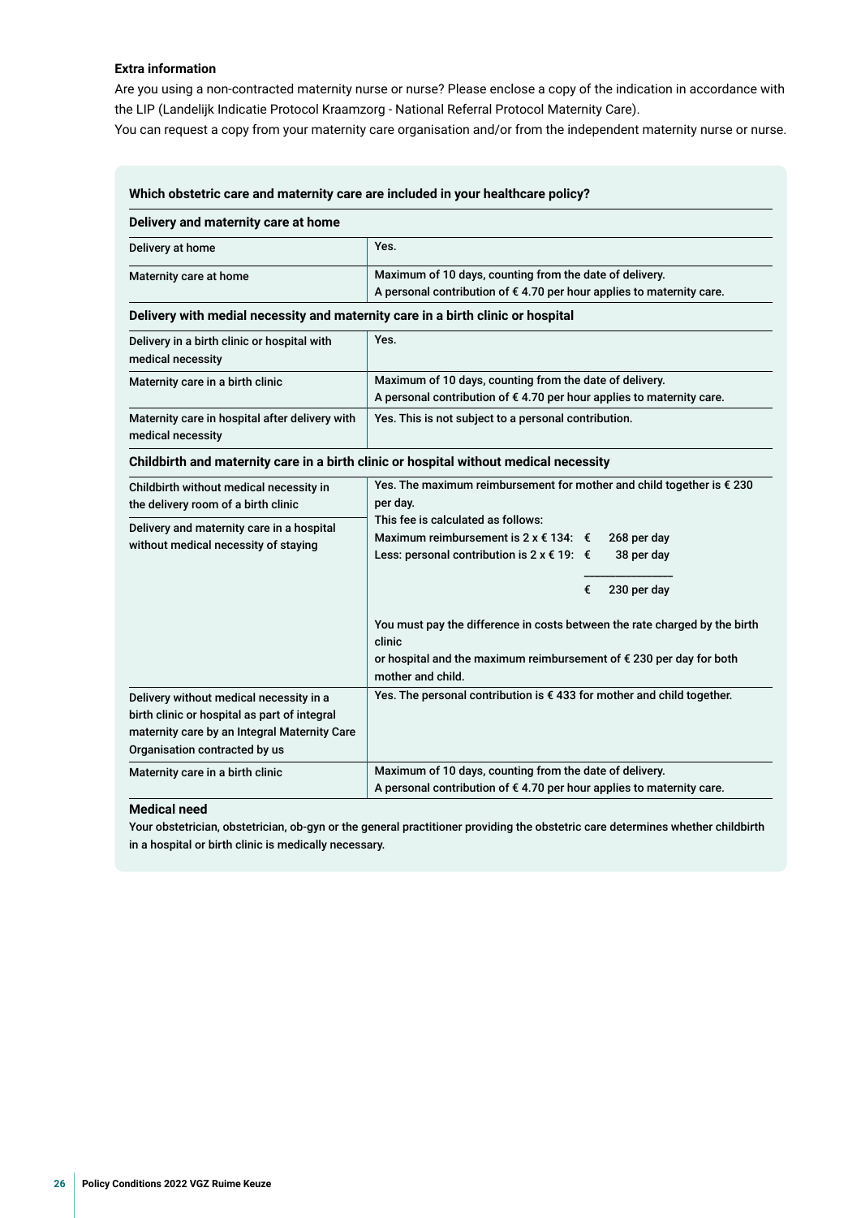**Extra information**

Are you using a non-contracted maternity nurse or nurse? Please enclose a copy of the indication in accordance with the LIP (Landelijk Indicatie Protocol Kraamzorg - National Referral Protocol Maternity Care).
You can request a copy from your maternity care organisation and/or from the independent maternity nurse or nurse.

**Which obstetric care and maternity care are included in your healthcare policy?**

| **Delivery and maternity care at home** | |
|---|---|
| Delivery at home | Yes. |
| Maternity care at home | Maximum of 10 days, counting from the date of delivery.<br>A personal contribution of € 4.70 per hour applies to maternity care. |
| **Delivery with medial necessity and maternity care in a birth clinic or hospital** | |
| Delivery in a birth clinic or hospital with medical necessity | Yes. |
| Maternity care in a birth clinic | Maximum of 10 days, counting from the date of delivery.<br>A personal contribution of € 4.70 per hour applies to maternity care. |
| Maternity care in hospital after delivery with medical necessity | Yes. This is not subject to a personal contribution. |
| **Childbirth and maternity care in a birth clinic or hospital without medical necessity** | |
| Childbirth without medical necessity in the delivery room of a birth clinic<br><br>Delivery and maternity care in a hospital without medical necessity of staying | Yes. The maximum reimbursement for mother and child together is € 230 per day.<br>This fee is calculated as follows:<br>Maximum reimbursement is 2 x € 134: € 268 per day<br>Less: personal contribution is 2 x € 19: € 38 per day<br>€ 230 per day<br><br>You must pay the difference in costs between the rate charged by the birth clinic or hospital and the maximum reimbursement of € 230 per day for both mother and child. |
| Delivery without medical necessity in a birth clinic or hospital as part of integral maternity care by an Integral Maternity Care Organisation contracted by us | Yes. The personal contribution is € 433 for mother and child together. |
| Maternity care in a birth clinic | Maximum of 10 days, counting from the date of delivery.<br>A personal contribution of € 4.70 per hour applies to maternity care. |

**Medical need**

Your obstetrician, obstetrician, ob-gyn or the general practitioner providing the obstetric care determines whether childbirth in a hospital or birth clinic is medically necessary.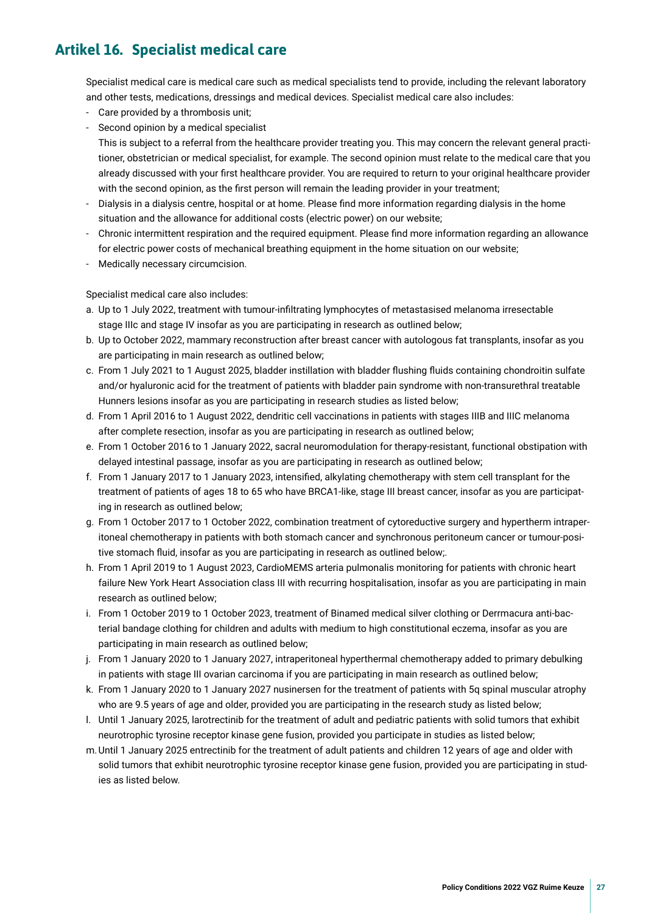## Artikel 16. Specialist medical care

Specialist medical care is medical care such as medical specialists tend to provide, including the relevant laboratory and other tests, medications, dressings and medical devices. Specialist medical care also includes:

- Care provided by a thrombosis unit;
- Second opinion by a medical specialist
  This is subject to a referral from the healthcare provider treating you. This may concern the relevant general practitioner, obstetrician or medical specialist, for example. The second opinion must relate to the medical care that you already discussed with your first healthcare provider. You are required to return to your original healthcare provider with the second opinion, as the first person will remain the leading provider in your treatment;
- Dialysis in a dialysis centre, hospital or at home. Please find more information regarding dialysis in the home situation and the allowance for additional costs (electric power) on our website;
- Chronic intermittent respiration and the required equipment. Please find more information regarding an allowance for electric power costs of mechanical breathing equipment in the home situation on our website;
- Medically necessary circumcision.

Specialist medical care also includes:

a. Up to 1 July 2022, treatment with tumour-infiltrating lymphocytes of metastasised melanoma irresectable stage IIIc and stage IV insofar as you are participating in research as outlined below;
b. Up to October 2022, mammary reconstruction after breast cancer with autologous fat transplants, insofar as you are participating in main research as outlined below;
c. From 1 July 2021 to 1 August 2025, bladder instillation with bladder flushing fluids containing chondroitin sulfate and/or hyaluronic acid for the treatment of patients with bladder pain syndrome with non-transurethral treatable Hunners lesions insofar as you are participating in research studies as listed below;
d. From 1 April 2016 to 1 August 2022, dendritic cell vaccinations in patients with stages IIIB and IIIC melanoma after complete resection, insofar as you are participating in research as outlined below;
e. From 1 October 2016 to 1 January 2022, sacral neuromodulation for therapy-resistant, functional obstipation with delayed intestinal passage, insofar as you are participating in research as outlined below;
f. From 1 January 2017 to 1 January 2023, intensified, alkylating chemotherapy with stem cell transplant for the treatment of patients of ages 18 to 65 who have BRCA1-like, stage III breast cancer, insofar as you are participating in research as outlined below;
g. From 1 October 2017 to 1 October 2022, combination treatment of cytoreductive surgery and hypertherm intraperitoneal chemotherapy in patients with both stomach cancer and synchronous peritoneum cancer or tumour-positive stomach fluid, insofar as you are participating in research as outlined below;.
h. From 1 April 2019 to 1 August 2023, CardioMEMS arteria pulmonalis monitoring for patients with chronic heart failure New York Heart Association class III with recurring hospitalisation, insofar as you are participating in main research as outlined below;
i. From 1 October 2019 to 1 October 2023, treatment of Binamed medical silver clothing or Derrmacura anti-bacterial bandage clothing for children and adults with medium to high constitutional eczema, insofar as you are participating in main research as outlined below;
j. From 1 January 2020 to 1 January 2027, intraperitoneal hyperthermal chemotherapy added to primary debulking in patients with stage III ovarian carcinoma if you are participating in main research as outlined below;
k. From 1 January 2020 to 1 January 2027 nusinersen for the treatment of patients with 5q spinal muscular atrophy who are 9.5 years of age and older, provided you are participating in the research study as listed below;
l. Until 1 January 2025, larotrectinib for the treatment of adult and pediatric patients with solid tumors that exhibit neurotrophic tyrosine receptor kinase gene fusion, provided you participate in studies as listed below;
m. Until 1 January 2025 entrectinib for the treatment of adult patients and children 12 years of age and older with solid tumors that exhibit neurotrophic tyrosine receptor kinase gene fusion, provided you are participating in studies as listed below.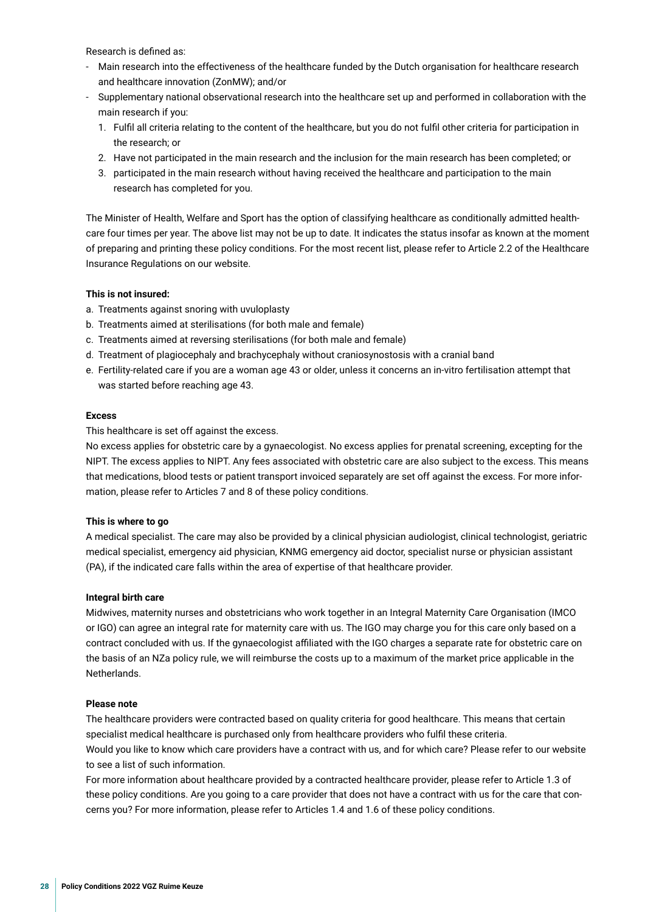Research is defined as:

- Main research into the effectiveness of the healthcare funded by the Dutch organisation for healthcare research and healthcare innovation (ZonMW); and/or
- Supplementary national observational research into the healthcare set up and performed in collaboration with the main research if you:
  1. Fulfil all criteria relating to the content of the healthcare, but you do not fulfil other criteria for participation in the research; or
  2. Have not participated in the main research and the inclusion for the main research has been completed; or
  3. participated in the main research without having received the healthcare and participation to the main research has completed for you.

The Minister of Health, Welfare and Sport has the option of classifying healthcare as conditionally admitted healthcare four times per year. The above list may not be up to date. It indicates the status insofar as known at the moment of preparing and printing these policy conditions. For the most recent list, please refer to Article 2.2 of the Healthcare Insurance Regulations on our website.

**This is not insured:**

a. Treatments against snoring with uvuloplasty
b. Treatments aimed at sterilisations (for both male and female)
c. Treatments aimed at reversing sterilisations (for both male and female)
d. Treatment of plagiocephaly and brachycephaly without craniosynostosis with a cranial band
e. Fertility-related care if you are a woman age 43 or older, unless it concerns an in-vitro fertilisation attempt that was started before reaching age 43.

**Excess**

This healthcare is set off against the excess.
No excess applies for obstetric care by a gynaecologist. No excess applies for prenatal screening, excepting for the NIPT. The excess applies to NIPT. Any fees associated with obstetric care are also subject to the excess. This means that medications, blood tests or patient transport invoiced separately are set off against the excess. For more information, please refer to Articles 7 and 8 of these policy conditions.

**This is where to go**

A medical specialist. The care may also be provided by a clinical physician audiologist, clinical technologist, geriatric medical specialist, emergency aid physician, KNMG emergency aid doctor, specialist nurse or physician assistant (PA), if the indicated care falls within the area of expertise of that healthcare provider.

**Integral birth care**

Midwives, maternity nurses and obstetricians who work together in an Integral Maternity Care Organisation (IMCO or IGO) can agree an integral rate for maternity care with us. The IGO may charge you for this care only based on a contract concluded with us. If the gynaecologist affiliated with the IGO charges a separate rate for obstetric care on the basis of an NZa policy rule, we will reimburse the costs up to a maximum of the market price applicable in the Netherlands.

**Please note**

The healthcare providers were contracted based on quality criteria for good healthcare. This means that certain specialist medical healthcare is purchased only from healthcare providers who fulfil these criteria.
Would you like to know which care providers have a contract with us, and for which care? Please refer to our website to see a list of such information.
For more information about healthcare provided by a contracted healthcare provider, please refer to Article 1.3 of these policy conditions. Are you going to a care provider that does not have a contract with us for the care that concerns you? For more information, please refer to Articles 1.4 and 1.6 of these policy conditions.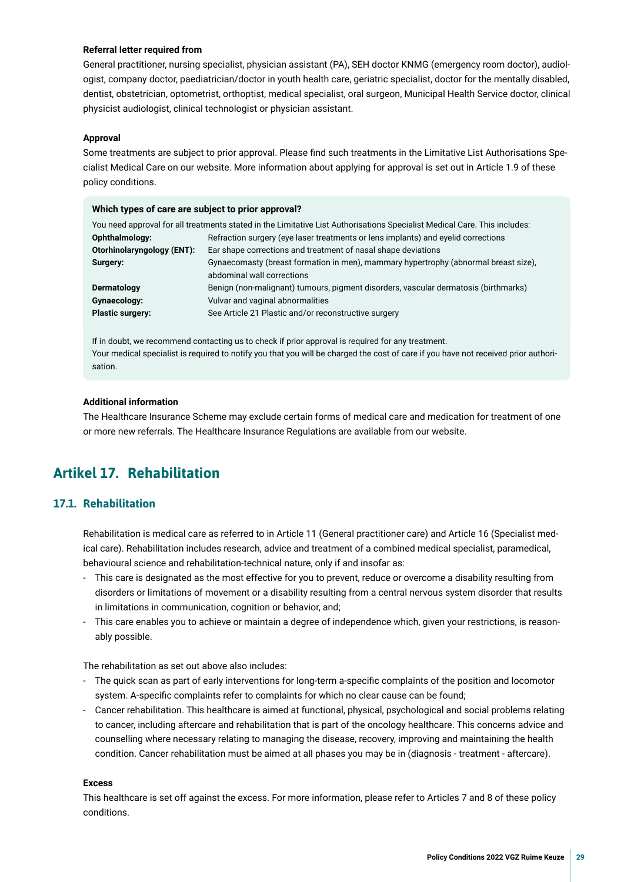**Referral letter required from**

General practitioner, nursing specialist, physician assistant (PA), SEH doctor KNMG (emergency room doctor), audiologist, company doctor, paediatrician/doctor in youth health care, geriatric specialist, doctor for the mentally disabled, dentist, obstetrician, optometrist, orthoptist, medical specialist, oral surgeon, Municipal Health Service doctor, clinical physicist audiologist, clinical technologist or physician assistant.

**Approval**

Some treatments are subject to prior approval. Please find such treatments in the Limitative List Authorisations Specialist Medical Care on our website. More information about applying for approval is set out in Article 1.9 of these policy conditions.

**Which types of care are subject to prior approval?**

You need approval for all treatments stated in the Limitative List Authorisations Specialist Medical Care. This includes:

| | |
|---|---|
| **Ophthalmology:** | Refraction surgery (eye laser treatments or lens implants) and eyelid corrections |
| **Otorhinolaryngology (ENT):** | Ear shape corrections and treatment of nasal shape deviations |
| **Surgery:** | Gynaecomasty (breast formation in men), mammary hypertrophy (abnormal breast size), abdominal wall corrections |
| **Dermatology** | Benign (non-malignant) tumours, pigment disorders, vascular dermatosis (birthmarks) |
| **Gynaecology:** | Vulvar and vaginal abnormalities |
| **Plastic surgery:** | See Article 21 Plastic and/or reconstructive surgery |

If in doubt, we recommend contacting us to check if prior approval is required for any treatment.
Your medical specialist is required to notify you that you will be charged the cost of care if you have not received prior authorisation.

**Additional information**

The Healthcare Insurance Scheme may exclude certain forms of medical care and medication for treatment of one or more new referrals. The Healthcare Insurance Regulations are available from our website.

## Artikel 17. Rehabilitation

### 17.1. Rehabilitation

Rehabilitation is medical care as referred to in Article 11 (General practitioner care) and Article 16 (Specialist medical care). Rehabilitation includes research, advice and treatment of a combined medical specialist, paramedical, behavioural science and rehabilitation-technical nature, only if and insofar as:

- This care is designated as the most effective for you to prevent, reduce or overcome a disability resulting from disorders or limitations of movement or a disability resulting from a central nervous system disorder that results in limitations in communication, cognition or behavior, and;
- This care enables you to achieve or maintain a degree of independence which, given your restrictions, is reasonably possible.

The rehabilitation as set out above also includes:

- The quick scan as part of early interventions for long-term a-specific complaints of the position and locomotor system. A-specific complaints refer to complaints for which no clear cause can be found;
- Cancer rehabilitation. This healthcare is aimed at functional, physical, psychological and social problems relating to cancer, including aftercare and rehabilitation that is part of the oncology healthcare. This concerns advice and counselling where necessary relating to managing the disease, recovery, improving and maintaining the health condition. Cancer rehabilitation must be aimed at all phases you may be in (diagnosis - treatment - aftercare).

**Excess**

This healthcare is set off against the excess. For more information, please refer to Articles 7 and 8 of these policy conditions.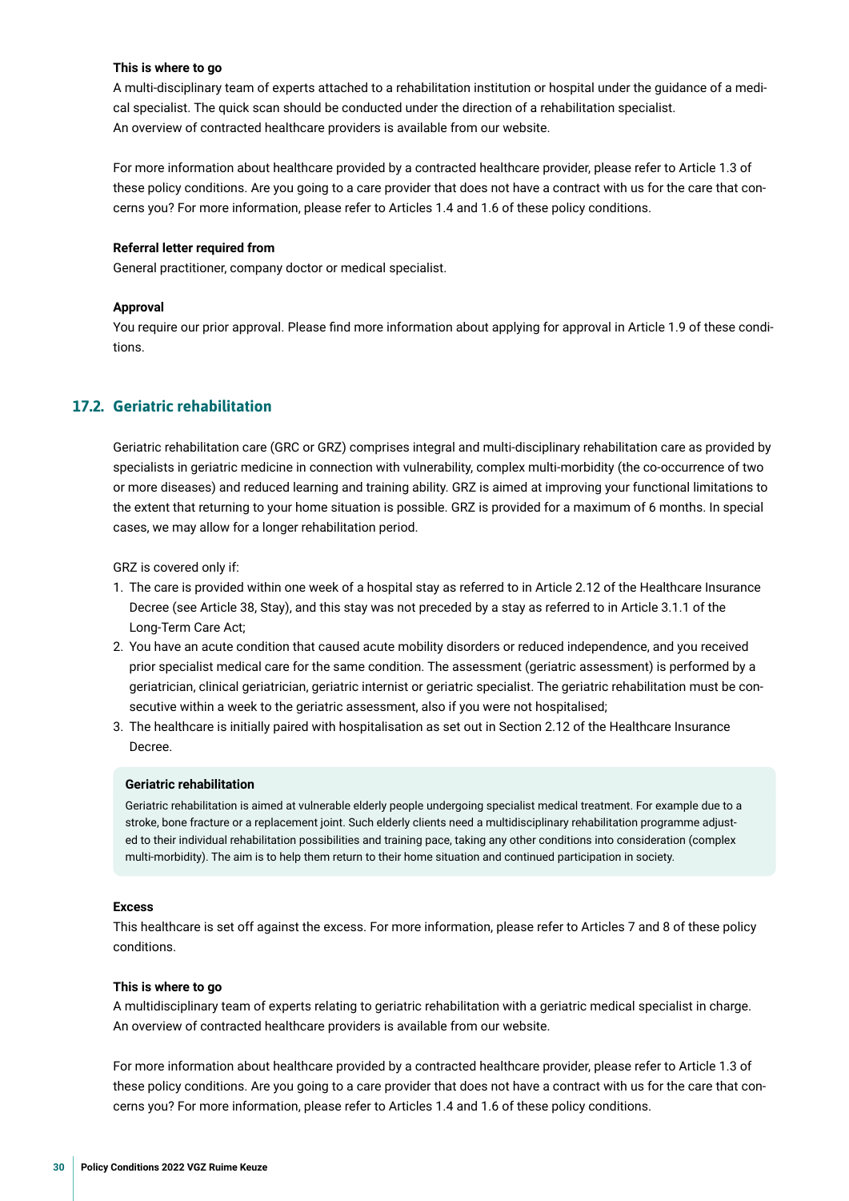**This is where to go**

A multi-disciplinary team of experts attached to a rehabilitation institution or hospital under the guidance of a medical specialist. The quick scan should be conducted under the direction of a rehabilitation specialist.
An overview of contracted healthcare providers is available from our website.

For more information about healthcare provided by a contracted healthcare provider, please refer to Article 1.3 of these policy conditions. Are you going to a care provider that does not have a contract with us for the care that concerns you? For more information, please refer to Articles 1.4 and 1.6 of these policy conditions.

**Referral letter required from**

General practitioner, company doctor or medical specialist.

**Approval**

You require our prior approval. Please find more information about applying for approval in Article 1.9 of these conditions.

## 17.2. Geriatric rehabilitation

Geriatric rehabilitation care (GRC or GRZ) comprises integral and multi-disciplinary rehabilitation care as provided by specialists in geriatric medicine in connection with vulnerability, complex multi-morbidity (the co-occurrence of two or more diseases) and reduced learning and training ability. GRZ is aimed at improving your functional limitations to the extent that returning to your home situation is possible. GRZ is provided for a maximum of 6 months. In special cases, we may allow for a longer rehabilitation period.

GRZ is covered only if:

1. The care is provided within one week of a hospital stay as referred to in Article 2.12 of the Healthcare Insurance Decree (see Article 38, Stay), and this stay was not preceded by a stay as referred to in Article 3.1.1 of the Long-Term Care Act;
2. You have an acute condition that caused acute mobility disorders or reduced independence, and you received prior specialist medical care for the same condition. The assessment (geriatric assessment) is performed by a geriatrician, clinical geriatrician, geriatric internist or geriatric specialist. The geriatric rehabilitation must be consecutive within a week to the geriatric assessment, also if you were not hospitalised;
3. The healthcare is initially paired with hospitalisation as set out in Section 2.12 of the Healthcare Insurance Decree.

**Geriatric rehabilitation**

Geriatric rehabilitation is aimed at vulnerable elderly people undergoing specialist medical treatment. For example due to a stroke, bone fracture or a replacement joint. Such elderly clients need a multidisciplinary rehabilitation programme adjusted to their individual rehabilitation possibilities and training pace, taking any other conditions into consideration (complex multi-morbidity). The aim is to help them return to their home situation and continued participation in society.

**Excess**

This healthcare is set off against the excess. For more information, please refer to Articles 7 and 8 of these policy conditions.

**This is where to go**

A multidisciplinary team of experts relating to geriatric rehabilitation with a geriatric medical specialist in charge.
An overview of contracted healthcare providers is available from our website.

For more information about healthcare provided by a contracted healthcare provider, please refer to Article 1.3 of these policy conditions. Are you going to a care provider that does not have a contract with us for the care that concerns you? For more information, please refer to Articles 1.4 and 1.6 of these policy conditions.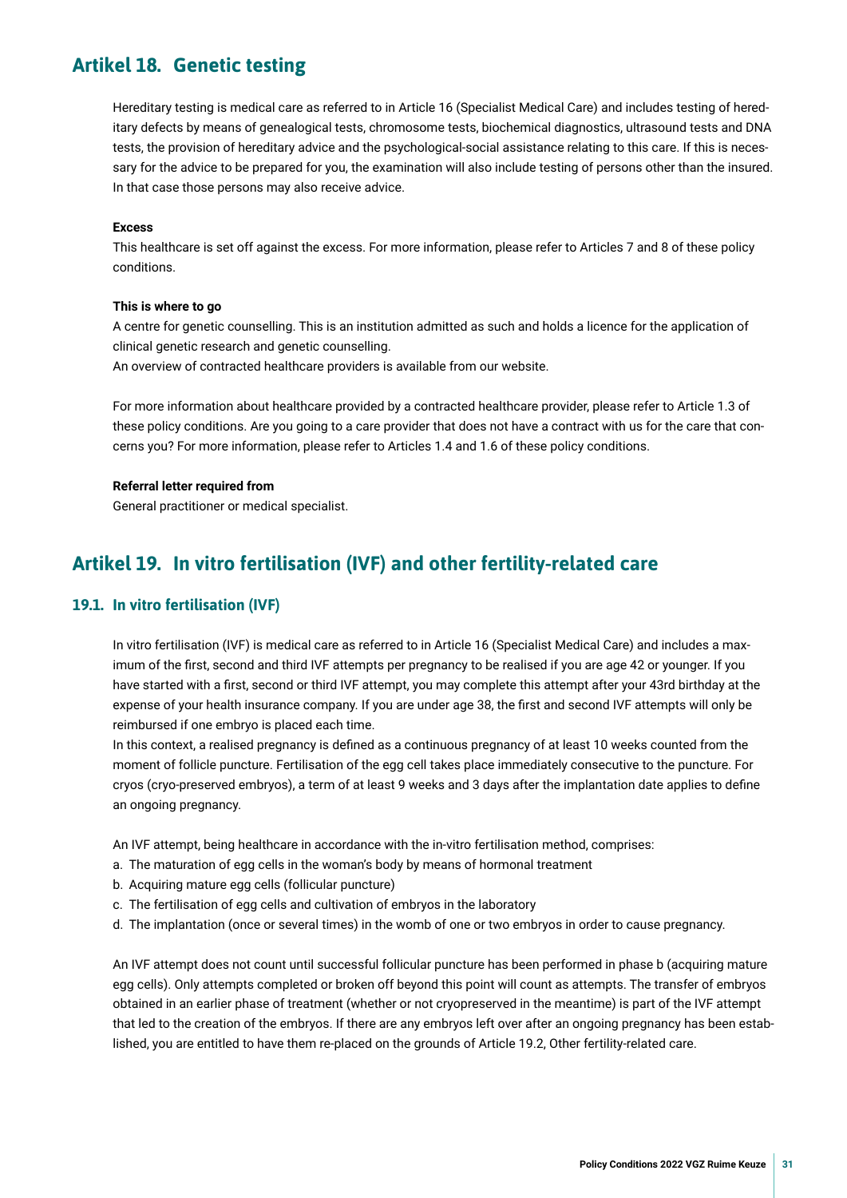## Artikel 18. Genetic testing

Hereditary testing is medical care as referred to in Article 16 (Specialist Medical Care) and includes testing of hereditary defects by means of genealogical tests, chromosome tests, biochemical diagnostics, ultrasound tests and DNA tests, the provision of hereditary advice and the psychological-social assistance relating to this care. If this is necessary for the advice to be prepared for you, the examination will also include testing of persons other than the insured. In that case those persons may also receive advice.

**Excess**

This healthcare is set off against the excess. For more information, please refer to Articles 7 and 8 of these policy conditions.

**This is where to go**

A centre for genetic counselling. This is an institution admitted as such and holds a licence for the application of clinical genetic research and genetic counselling.
An overview of contracted healthcare providers is available from our website.

For more information about healthcare provided by a contracted healthcare provider, please refer to Article 1.3 of these policy conditions. Are you going to a care provider that does not have a contract with us for the care that concerns you? For more information, please refer to Articles 1.4 and 1.6 of these policy conditions.

**Referral letter required from**

General practitioner or medical specialist.

## Artikel 19. In vitro fertilisation (IVF) and other fertility-related care

### 19.1. In vitro fertilisation (IVF)

In vitro fertilisation (IVF) is medical care as referred to in Article 16 (Specialist Medical Care) and includes a maximum of the first, second and third IVF attempts per pregnancy to be realised if you are age 42 or younger. If you have started with a first, second or third IVF attempt, you may complete this attempt after your 43rd birthday at the expense of your health insurance company. If you are under age 38, the first and second IVF attempts will only be reimbursed if one embryo is placed each time.
In this context, a realised pregnancy is defined as a continuous pregnancy of at least 10 weeks counted from the moment of follicle puncture. Fertilisation of the egg cell takes place immediately consecutive to the puncture. For cryos (cryo-preserved embryos), a term of at least 9 weeks and 3 days after the implantation date applies to define an ongoing pregnancy.

An IVF attempt, being healthcare in accordance with the in-vitro fertilisation method, comprises:

a. The maturation of egg cells in the woman's body by means of hormonal treatment
b. Acquiring mature egg cells (follicular puncture)
c. The fertilisation of egg cells and cultivation of embryos in the laboratory
d. The implantation (once or several times) in the womb of one or two embryos in order to cause pregnancy.

An IVF attempt does not count until successful follicular puncture has been performed in phase b (acquiring mature egg cells). Only attempts completed or broken off beyond this point will count as attempts. The transfer of embryos obtained in an earlier phase of treatment (whether or not cryopreserved in the meantime) is part of the IVF attempt that led to the creation of the embryos. If there are any embryos left over after an ongoing pregnancy has been established, you are entitled to have them re-placed on the grounds of Article 19.2, Other fertility-related care.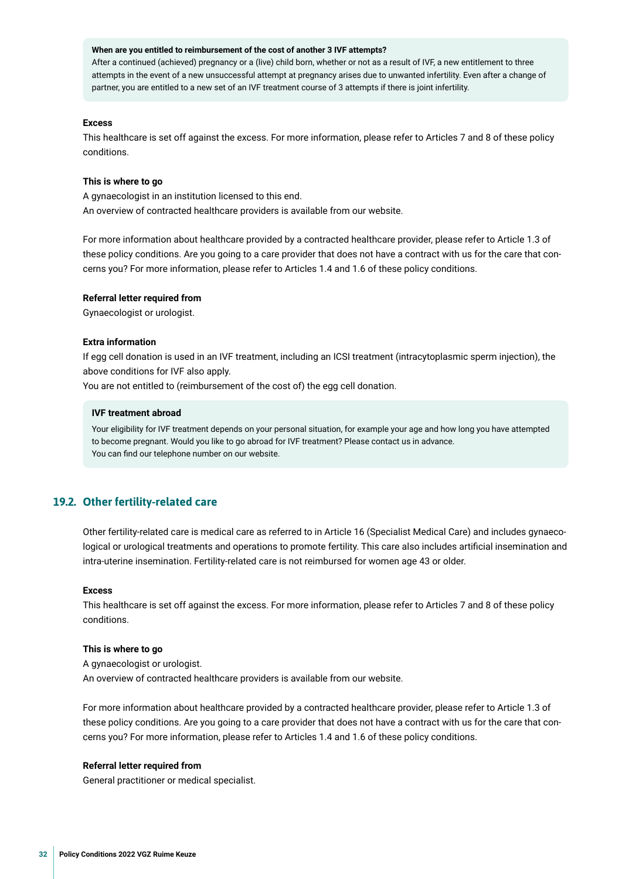**When are you entitled to reimbursement of the cost of another 3 IVF attempts?**

After a continued (achieved) pregnancy or a (live) child born, whether or not as a result of IVF, a new entitlement to three attempts in the event of a new unsuccessful attempt at pregnancy arises due to unwanted infertility. Even after a change of partner, you are entitled to a new set of an IVF treatment course of 3 attempts if there is joint infertility.

**Excess**

This healthcare is set off against the excess. For more information, please refer to Articles 7 and 8 of these policy conditions.

**This is where to go**

A gynaecologist in an institution licensed to this end.
An overview of contracted healthcare providers is available from our website.

For more information about healthcare provided by a contracted healthcare provider, please refer to Article 1.3 of these policy conditions. Are you going to a care provider that does not have a contract with us for the care that concerns you? For more information, please refer to Articles 1.4 and 1.6 of these policy conditions.

**Referral letter required from**

Gynaecologist or urologist.

**Extra information**

If egg cell donation is used in an IVF treatment, including an ICSI treatment (intracytoplasmic sperm injection), the above conditions for IVF also apply.
You are not entitled to (reimbursement of the cost of) the egg cell donation.

**IVF treatment abroad**

Your eligibility for IVF treatment depends on your personal situation, for example your age and how long you have attempted to become pregnant. Would you like to go abroad for IVF treatment? Please contact us in advance.
You can find our telephone number on our website.

## 19.2. Other fertility-related care

Other fertility-related care is medical care as referred to in Article 16 (Specialist Medical Care) and includes gynaecological or urological treatments and operations to promote fertility. This care also includes artificial insemination and intra-uterine insemination. Fertility-related care is not reimbursed for women age 43 or older.

**Excess**

This healthcare is set off against the excess. For more information, please refer to Articles 7 and 8 of these policy conditions.

**This is where to go**

A gynaecologist or urologist.
An overview of contracted healthcare providers is available from our website.

For more information about healthcare provided by a contracted healthcare provider, please refer to Article 1.3 of these policy conditions. Are you going to a care provider that does not have a contract with us for the care that concerns you? For more information, please refer to Articles 1.4 and 1.6 of these policy conditions.

**Referral letter required from**

General practitioner or medical specialist.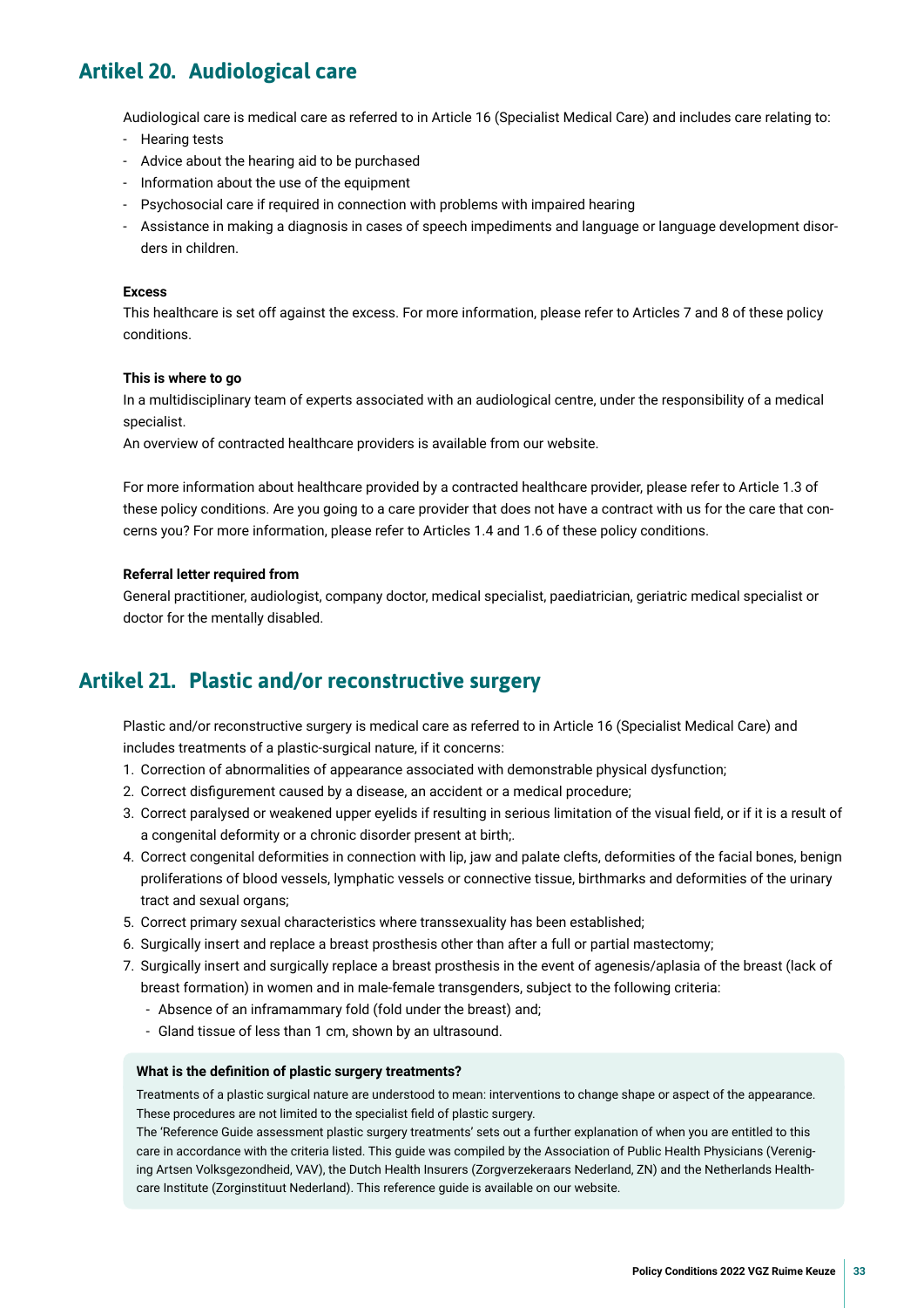## Artikel 20. Audiological care

Audiological care is medical care as referred to in Article 16 (Specialist Medical Care) and includes care relating to:

- Hearing tests
- Advice about the hearing aid to be purchased
- Information about the use of the equipment
- Psychosocial care if required in connection with problems with impaired hearing
- Assistance in making a diagnosis in cases of speech impediments and language or language development disorders in children.

**Excess**

This healthcare is set off against the excess. For more information, please refer to Articles 7 and 8 of these policy conditions.

**This is where to go**

In a multidisciplinary team of experts associated with an audiological centre, under the responsibility of a medical specialist.

An overview of contracted healthcare providers is available from our website.

For more information about healthcare provided by a contracted healthcare provider, please refer to Article 1.3 of these policy conditions. Are you going to a care provider that does not have a contract with us for the care that concerns you? For more information, please refer to Articles 1.4 and 1.6 of these policy conditions.

**Referral letter required from**

General practitioner, audiologist, company doctor, medical specialist, paediatrician, geriatric medical specialist or doctor for the mentally disabled.

## Artikel 21. Plastic and/or reconstructive surgery

Plastic and/or reconstructive surgery is medical care as referred to in Article 16 (Specialist Medical Care) and includes treatments of a plastic-surgical nature, if it concerns:

1. Correction of abnormalities of appearance associated with demonstrable physical dysfunction;
2. Correct disfigurement caused by a disease, an accident or a medical procedure;
3. Correct paralysed or weakened upper eyelids if resulting in serious limitation of the visual field, or if it is a result of a congenital deformity or a chronic disorder present at birth;.
4. Correct congenital deformities in connection with lip, jaw and palate clefts, deformities of the facial bones, benign proliferations of blood vessels, lymphatic vessels or connective tissue, birthmarks and deformities of the urinary tract and sexual organs;
5. Correct primary sexual characteristics where transsexuality has been established;
6. Surgically insert and replace a breast prosthesis other than after a full or partial mastectomy;
7. Surgically insert and surgically replace a breast prosthesis in the event of agenesis/aplasia of the breast (lack of breast formation) in women and in male-female transgenders, subject to the following criteria:
   - Absence of an inframammary fold (fold under the breast) and;
   - Gland tissue of less than 1 cm, shown by an ultrasound.

**What is the definition of plastic surgery treatments?**

Treatments of a plastic surgical nature are understood to mean: interventions to change shape or aspect of the appearance. These procedures are not limited to the specialist field of plastic surgery.

The 'Reference Guide assessment plastic surgery treatments' sets out a further explanation of when you are entitled to this care in accordance with the criteria listed. This guide was compiled by the Association of Public Health Physicians (Vereniging Artsen Volksgezondheid, VAV), the Dutch Health Insurers (Zorgverzekeraars Nederland, ZN) and the Netherlands Healthcare Institute (Zorginstituut Nederland). This reference guide is available on our website.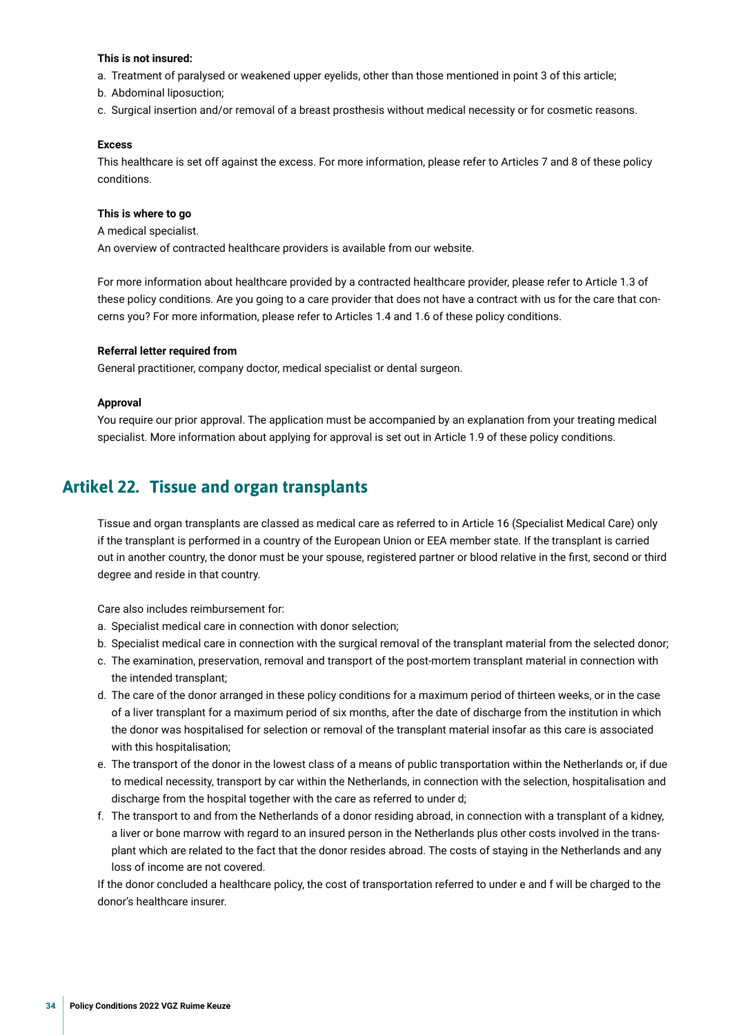**This is not insured:**

a. Treatment of paralysed or weakened upper eyelids, other than those mentioned in point 3 of this article;
b. Abdominal liposuction;
c. Surgical insertion and/or removal of a breast prosthesis without medical necessity or for cosmetic reasons.

**Excess**

This healthcare is set off against the excess. For more information, please refer to Articles 7 and 8 of these policy conditions.

**This is where to go**

A medical specialist.
An overview of contracted healthcare providers is available from our website.

For more information about healthcare provided by a contracted healthcare provider, please refer to Article 1.3 of these policy conditions. Are you going to a care provider that does not have a contract with us for the care that concerns you? For more information, please refer to Articles 1.4 and 1.6 of these policy conditions.

**Referral letter required from**

General practitioner, company doctor, medical specialist or dental surgeon.

**Approval**

You require our prior approval. The application must be accompanied by an explanation from your treating medical specialist. More information about applying for approval is set out in Article 1.9 of these policy conditions.

## Artikel 22. Tissue and organ transplants

Tissue and organ transplants are classed as medical care as referred to in Article 16 (Specialist Medical Care) only if the transplant is performed in a country of the European Union or EEA member state. If the transplant is carried out in another country, the donor must be your spouse, registered partner or blood relative in the first, second or third degree and reside in that country.

Care also includes reimbursement for:

a. Specialist medical care in connection with donor selection;
b. Specialist medical care in connection with the surgical removal of the transplant material from the selected donor;
c. The examination, preservation, removal and transport of the post-mortem transplant material in connection with the intended transplant;
d. The care of the donor arranged in these policy conditions for a maximum period of thirteen weeks, or in the case of a liver transplant for a maximum period of six months, after the date of discharge from the institution in which the donor was hospitalised for selection or removal of the transplant material insofar as this care is associated with this hospitalisation;
e. The transport of the donor in the lowest class of a means of public transportation within the Netherlands or, if due to medical necessity, transport by car within the Netherlands, in connection with the selection, hospitalisation and discharge from the hospital together with the care as referred to under d;
f. The transport to and from the Netherlands of a donor residing abroad, in connection with a transplant of a kidney, a liver or bone marrow with regard to an insured person in the Netherlands plus other costs involved in the transplant which are related to the fact that the donor resides abroad. The costs of staying in the Netherlands and any loss of income are not covered.

If the donor concluded a healthcare policy, the cost of transportation referred to under e and f will be charged to the donor's healthcare insurer.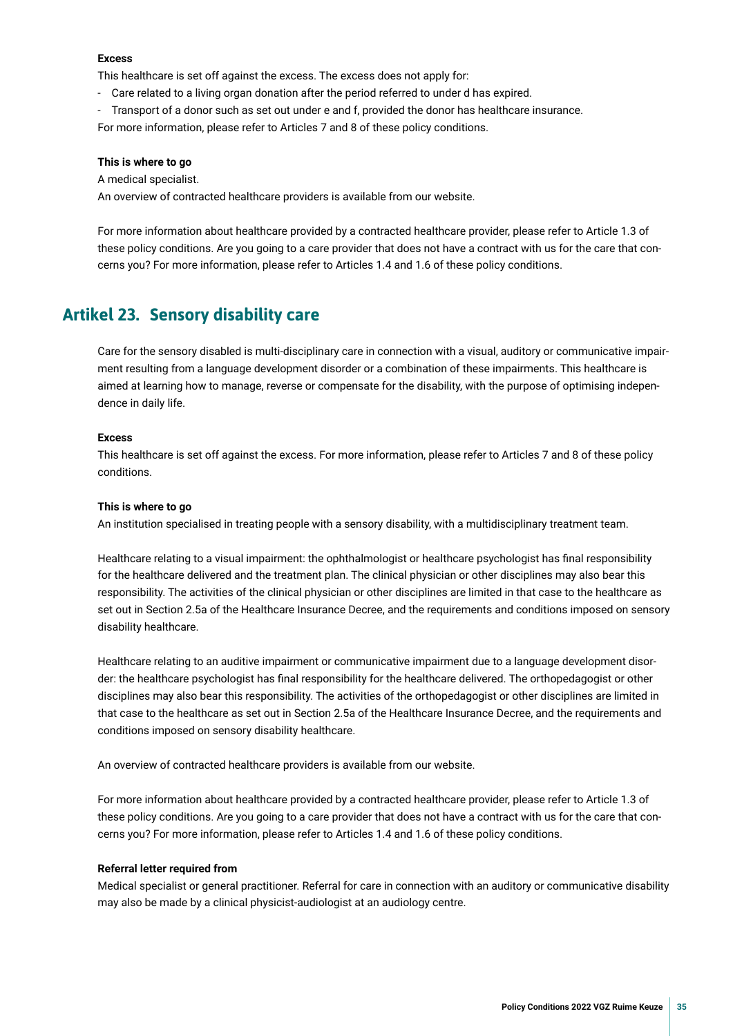**Excess**

This healthcare is set off against the excess. The excess does not apply for:

- Care related to a living organ donation after the period referred to under d has expired.
- Transport of a donor such as set out under e and f, provided the donor has healthcare insurance.

For more information, please refer to Articles 7 and 8 of these policy conditions.

**This is where to go**

A medical specialist.

An overview of contracted healthcare providers is available from our website.

For more information about healthcare provided by a contracted healthcare provider, please refer to Article 1.3 of these policy conditions. Are you going to a care provider that does not have a contract with us for the care that concerns you? For more information, please refer to Articles 1.4 and 1.6 of these policy conditions.

## Artikel 23. Sensory disability care

Care for the sensory disabled is multi-disciplinary care in connection with a visual, auditory or communicative impairment resulting from a language development disorder or a combination of these impairments. This healthcare is aimed at learning how to manage, reverse or compensate for the disability, with the purpose of optimising independence in daily life.

**Excess**

This healthcare is set off against the excess. For more information, please refer to Articles 7 and 8 of these policy conditions.

**This is where to go**

An institution specialised in treating people with a sensory disability, with a multidisciplinary treatment team.

Healthcare relating to a visual impairment: the ophthalmologist or healthcare psychologist has final responsibility for the healthcare delivered and the treatment plan. The clinical physician or other disciplines may also bear this responsibility. The activities of the clinical physician or other disciplines are limited in that case to the healthcare as set out in Section 2.5a of the Healthcare Insurance Decree, and the requirements and conditions imposed on sensory disability healthcare.

Healthcare relating to an auditive impairment or communicative impairment due to a language development disorder: the healthcare psychologist has final responsibility for the healthcare delivered. The orthopedagogist or other disciplines may also bear this responsibility. The activities of the orthopedagogist or other disciplines are limited in that case to the healthcare as set out in Section 2.5a of the Healthcare Insurance Decree, and the requirements and conditions imposed on sensory disability healthcare.

An overview of contracted healthcare providers is available from our website.

For more information about healthcare provided by a contracted healthcare provider, please refer to Article 1.3 of these policy conditions. Are you going to a care provider that does not have a contract with us for the care that concerns you? For more information, please refer to Articles 1.4 and 1.6 of these policy conditions.

**Referral letter required from**

Medical specialist or general practitioner. Referral for care in connection with an auditory or communicative disability may also be made by a clinical physicist-audiologist at an audiology centre.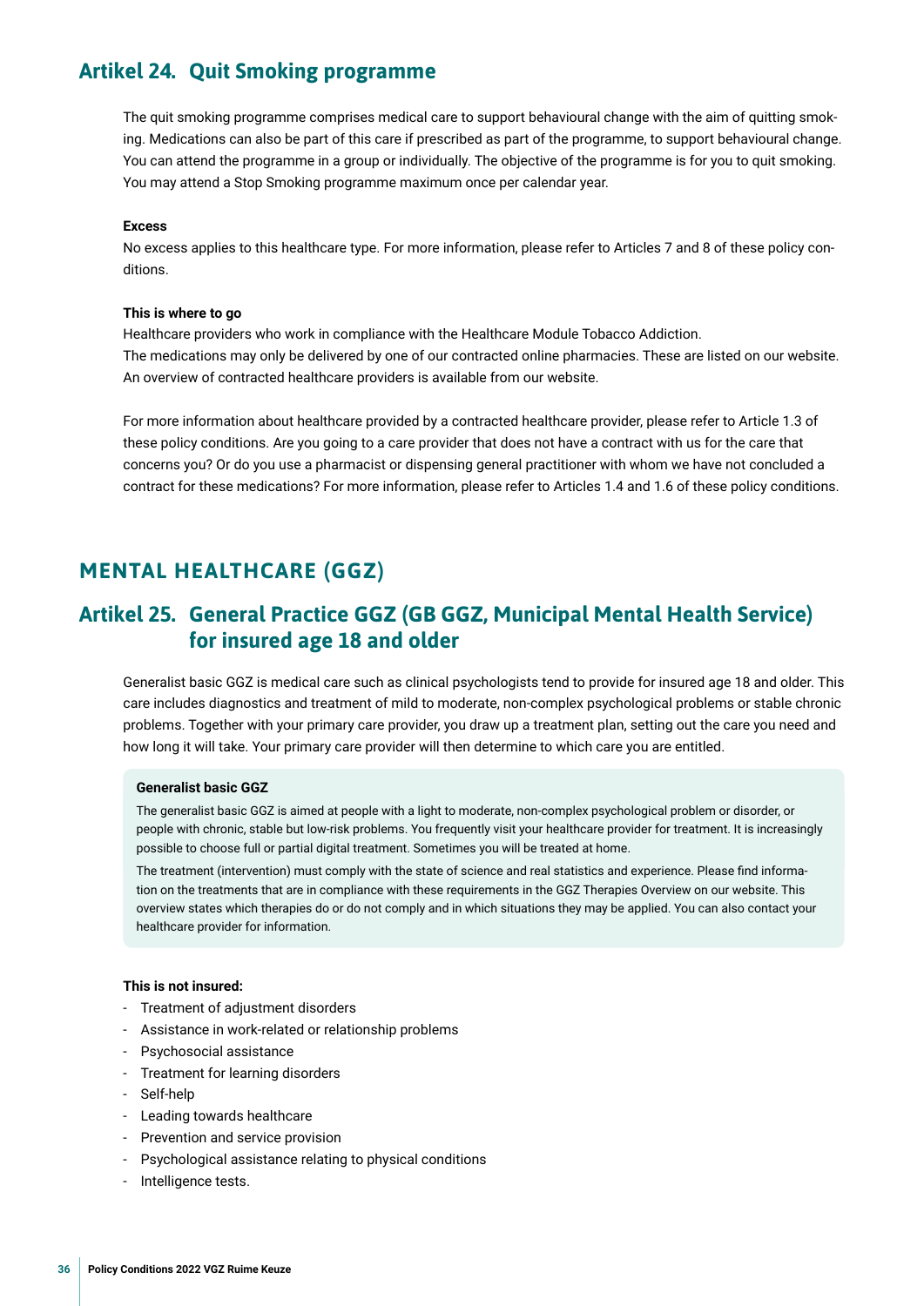## Artikel 24. Quit Smoking programme

The quit smoking programme comprises medical care to support behavioural change with the aim of quitting smoking. Medications can also be part of this care if prescribed as part of the programme, to support behavioural change. You can attend the programme in a group or individually. The objective of the programme is for you to quit smoking. You may attend a Stop Smoking programme maximum once per calendar year.

**Excess**

No excess applies to this healthcare type. For more information, please refer to Articles 7 and 8 of these policy conditions.

**This is where to go**

Healthcare providers who work in compliance with the Healthcare Module Tobacco Addiction.
The medications may only be delivered by one of our contracted online pharmacies. These are listed on our website. An overview of contracted healthcare providers is available from our website.

For more information about healthcare provided by a contracted healthcare provider, please refer to Article 1.3 of these policy conditions. Are you going to a care provider that does not have a contract with us for the care that concerns you? Or do you use a pharmacist or dispensing general practitioner with whom we have not concluded a contract for these medications? For more information, please refer to Articles 1.4 and 1.6 of these policy conditions.

# MENTAL HEALTHCARE (GGZ)

## Artikel 25. General Practice GGZ (GB GGZ, Municipal Mental Health Service) for insured age 18 and older

Generalist basic GGZ is medical care such as clinical psychologists tend to provide for insured age 18 and older. This care includes diagnostics and treatment of mild to moderate, non-complex psychological problems or stable chronic problems. Together with your primary care provider, you draw up a treatment plan, setting out the care you need and how long it will take. Your primary care provider will then determine to which care you are entitled.

**Generalist basic GGZ**

The generalist basic GGZ is aimed at people with a light to moderate, non-complex psychological problem or disorder, or people with chronic, stable but low-risk problems. You frequently visit your healthcare provider for treatment. It is increasingly possible to choose full or partial digital treatment. Sometimes you will be treated at home.

The treatment (intervention) must comply with the state of science and real statistics and experience. Please find information on the treatments that are in compliance with these requirements in the GGZ Therapies Overview on our website. This overview states which therapies do or do not comply and in which situations they may be applied. You can also contact your healthcare provider for information.

**This is not insured:**

- Treatment of adjustment disorders
- Assistance in work-related or relationship problems
- Psychosocial assistance
- Treatment for learning disorders
- Self-help
- Leading towards healthcare
- Prevention and service provision
- Psychological assistance relating to physical conditions
- Intelligence tests.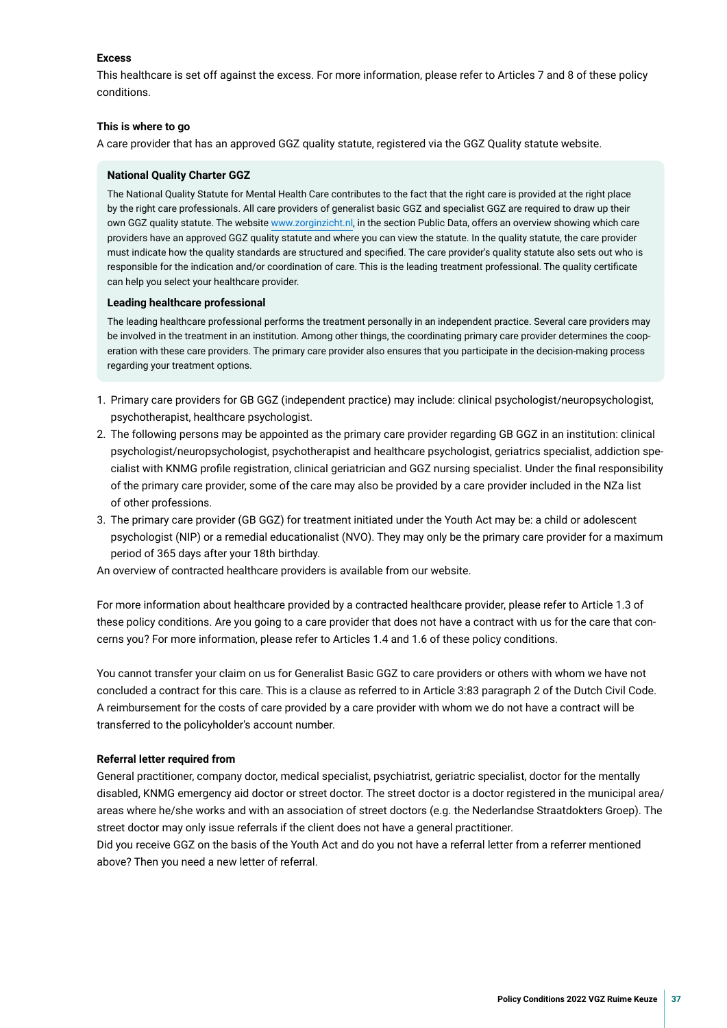**Excess**

This healthcare is set off against the excess. For more information, please refer to Articles 7 and 8 of these policy conditions.

**This is where to go**

A care provider that has an approved GGZ quality statute, registered via the GGZ Quality statute website.

**National Quality Charter GGZ**

The National Quality Statute for Mental Health Care contributes to the fact that the right care is provided at the right place by the right care professionals. All care providers of generalist basic GGZ and specialist GGZ are required to draw up their own GGZ quality statute. The website www.zorginzicht.nl, in the section Public Data, offers an overview showing which care providers have an approved GGZ quality statute and where you can view the statute. In the quality statute, the care provider must indicate how the quality standards are structured and specified. The care provider's quality statute also sets out who is responsible for the indication and/or coordination of care. This is the leading treatment professional. The quality certificate can help you select your healthcare provider.

**Leading healthcare professional**

The leading healthcare professional performs the treatment personally in an independent practice. Several care providers may be involved in the treatment in an institution. Among other things, the coordinating primary care provider determines the cooperation with these care providers. The primary care provider also ensures that you participate in the decision-making process regarding your treatment options.

1. Primary care providers for GB GGZ (independent practice) may include: clinical psychologist/neuropsychologist, psychotherapist, healthcare psychologist.
2. The following persons may be appointed as the primary care provider regarding GB GGZ in an institution: clinical psychologist/neuropsychologist, psychotherapist and healthcare psychologist, geriatrics specialist, addiction specialist with KNMG profile registration, clinical geriatrician and GGZ nursing specialist. Under the final responsibility of the primary care provider, some of the care may also be provided by a care provider included in the NZa list of other professions.
3. The primary care provider (GB GGZ) for treatment initiated under the Youth Act may be: a child or adolescent psychologist (NIP) or a remedial educationalist (NVO). They may only be the primary care provider for a maximum period of 365 days after your 18th birthday.

An overview of contracted healthcare providers is available from our website.

For more information about healthcare provided by a contracted healthcare provider, please refer to Article 1.3 of these policy conditions. Are you going to a care provider that does not have a contract with us for the care that concerns you? For more information, please refer to Articles 1.4 and 1.6 of these policy conditions.

You cannot transfer your claim on us for Generalist Basic GGZ to care providers or others with whom we have not concluded a contract for this care. This is a clause as referred to in Article 3:83 paragraph 2 of the Dutch Civil Code. A reimbursement for the costs of care provided by a care provider with whom we do not have a contract will be transferred to the policyholder's account number.

**Referral letter required from**

General practitioner, company doctor, medical specialist, psychiatrist, geriatric specialist, doctor for the mentally disabled, KNMG emergency aid doctor or street doctor. The street doctor is a doctor registered in the municipal area/areas where he/she works and with an association of street doctors (e.g. the Nederlandse Straatdokters Groep). The street doctor may only issue referrals if the client does not have a general practitioner.
Did you receive GGZ on the basis of the Youth Act and do you not have a referral letter from a referrer mentioned above? Then you need a new letter of referral.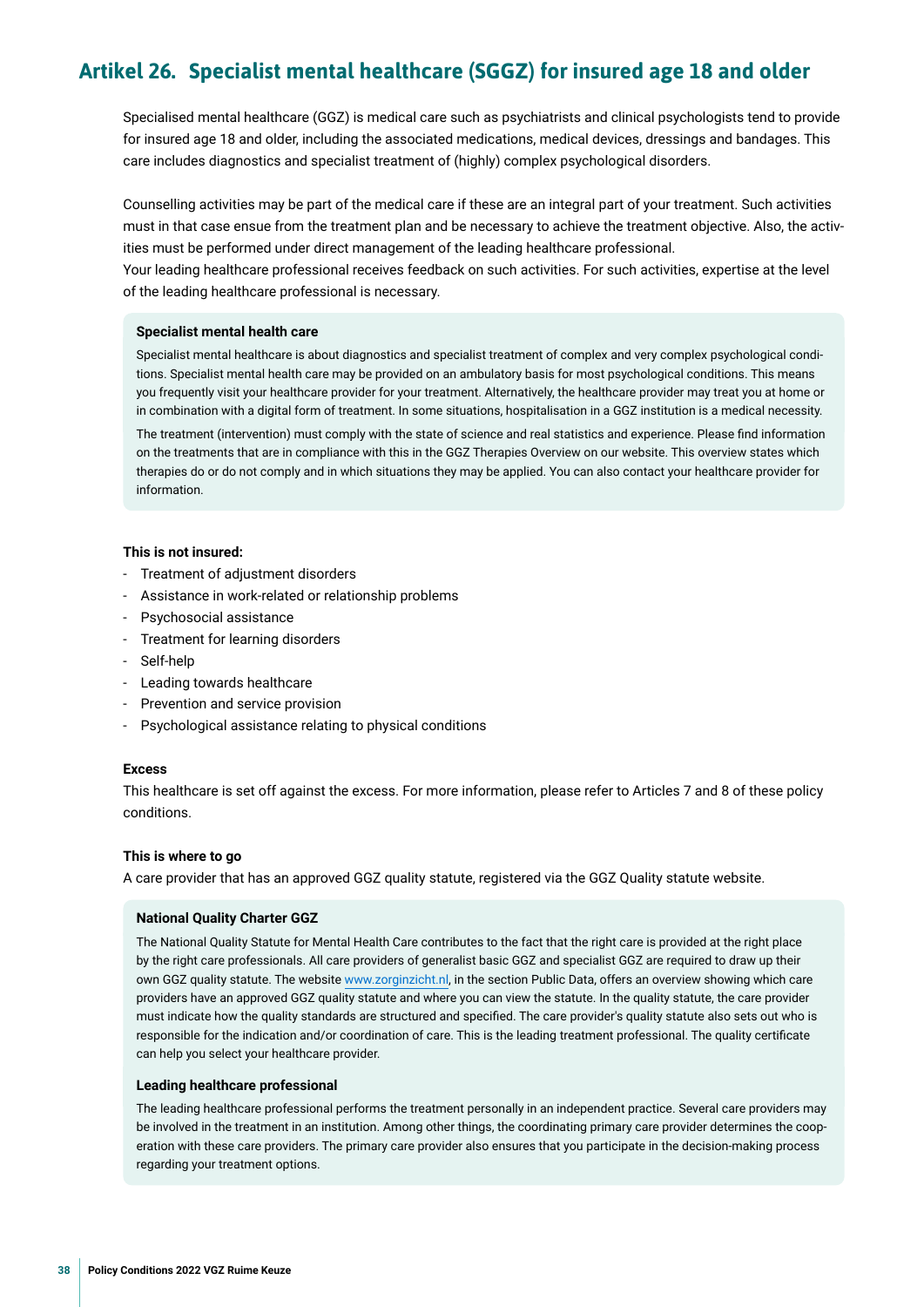## Artikel 26. Specialist mental healthcare (SGGZ) for insured age 18 and older

Specialised mental healthcare (GGZ) is medical care such as psychiatrists and clinical psychologists tend to provide for insured age 18 and older, including the associated medications, medical devices, dressings and bandages. This care includes diagnostics and specialist treatment of (highly) complex psychological disorders.

Counselling activities may be part of the medical care if these are an integral part of your treatment. Such activities must in that case ensue from the treatment plan and be necessary to achieve the treatment objective. Also, the activities must be performed under direct management of the leading healthcare professional.
Your leading healthcare professional receives feedback on such activities. For such activities, expertise at the level of the leading healthcare professional is necessary.

**Specialist mental health care**

Specialist mental healthcare is about diagnostics and specialist treatment of complex and very complex psychological conditions. Specialist mental health care may be provided on an ambulatory basis for most psychological conditions. This means you frequently visit your healthcare provider for your treatment. Alternatively, the healthcare provider may treat you at home or in combination with a digital form of treatment. In some situations, hospitalisation in a GGZ institution is a medical necessity.

The treatment (intervention) must comply with the state of science and real statistics and experience. Please find information on the treatments that are in compliance with this in the GGZ Therapies Overview on our website. This overview states which therapies do or do not comply and in which situations they may be applied. You can also contact your healthcare provider for information.

**This is not insured:**

- Treatment of adjustment disorders
- Assistance in work-related or relationship problems
- Psychosocial assistance
- Treatment for learning disorders
- Self-help
- Leading towards healthcare
- Prevention and service provision
- Psychological assistance relating to physical conditions

**Excess**

This healthcare is set off against the excess. For more information, please refer to Articles 7 and 8 of these policy conditions.

**This is where to go**

A care provider that has an approved GGZ quality statute, registered via the GGZ Quality statute website.

**National Quality Charter GGZ**

The National Quality Statute for Mental Health Care contributes to the fact that the right care is provided at the right place by the right care professionals. All care providers of generalist basic GGZ and specialist GGZ are required to draw up their own GGZ quality statute. The website www.zorginzicht.nl, in the section Public Data, offers an overview showing which care providers have an approved GGZ quality statute and where you can view the statute. In the quality statute, the care provider must indicate how the quality standards are structured and specified. The care provider's quality statute also sets out who is responsible for the indication and/or coordination of care. This is the leading treatment professional. The quality certificate can help you select your healthcare provider.

**Leading healthcare professional**

The leading healthcare professional performs the treatment personally in an independent practice. Several care providers may be involved in the treatment in an institution. Among other things, the coordinating primary care provider determines the cooperation with these care providers. The primary care provider also ensures that you participate in the decision-making process regarding your treatment options.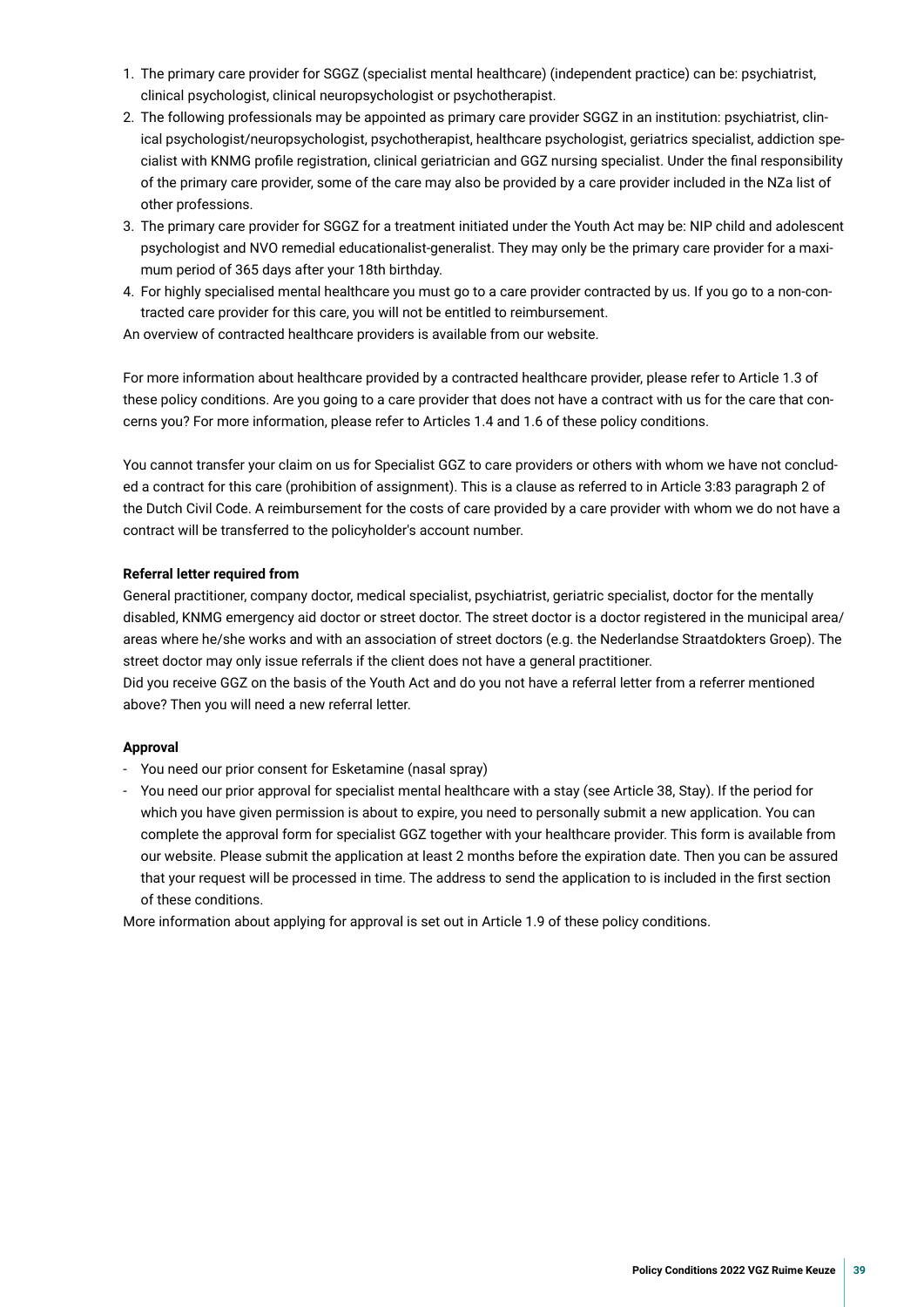1. The primary care provider for SGGZ (specialist mental healthcare) (independent practice) can be: psychiatrist, clinical psychologist, clinical neuropsychologist or psychotherapist.
2. The following professionals may be appointed as primary care provider SGGZ in an institution: psychiatrist, clinical psychologist/neuropsychologist, psychotherapist, healthcare psychologist, geriatrics specialist, addiction specialist with KNMG profile registration, clinical geriatrician and GGZ nursing specialist. Under the final responsibility of the primary care provider, some of the care may also be provided by a care provider included in the NZa list of other professions.
3. The primary care provider for SGGZ for a treatment initiated under the Youth Act may be: NIP child and adolescent psychologist and NVO remedial educationalist-generalist. They may only be the primary care provider for a maximum period of 365 days after your 18th birthday.
4. For highly specialised mental healthcare you must go to a care provider contracted by us. If you go to a non-contracted care provider for this care, you will not be entitled to reimbursement.

An overview of contracted healthcare providers is available from our website.

For more information about healthcare provided by a contracted healthcare provider, please refer to Article 1.3 of these policy conditions. Are you going to a care provider that does not have a contract with us for the care that concerns you? For more information, please refer to Articles 1.4 and 1.6 of these policy conditions.

You cannot transfer your claim on us for Specialist GGZ to care providers or others with whom we have not concluded a contract for this care (prohibition of assignment). This is a clause as referred to in Article 3:83 paragraph 2 of the Dutch Civil Code. A reimbursement for the costs of care provided by a care provider with whom we do not have a contract will be transferred to the policyholder's account number.

**Referral letter required from**

General practitioner, company doctor, medical specialist, psychiatrist, geriatric specialist, doctor for the mentally disabled, KNMG emergency aid doctor or street doctor. The street doctor is a doctor registered in the municipal area/areas where he/she works and with an association of street doctors (e.g. the Nederlandse Straatdokters Groep). The street doctor may only issue referrals if the client does not have a general practitioner.

Did you receive GGZ on the basis of the Youth Act and do you not have a referral letter from a referrer mentioned above? Then you will need a new referral letter.

**Approval**

- You need our prior consent for Esketamine (nasal spray)
- You need our prior approval for specialist mental healthcare with a stay (see Article 38, Stay). If the period for which you have given permission is about to expire, you need to personally submit a new application. You can complete the approval form for specialist GGZ together with your healthcare provider. This form is available from our website. Please submit the application at least 2 months before the expiration date. Then you can be assured that your request will be processed in time. The address to send the application to is included in the first section of these conditions.

More information about applying for approval is set out in Article 1.9 of these policy conditions.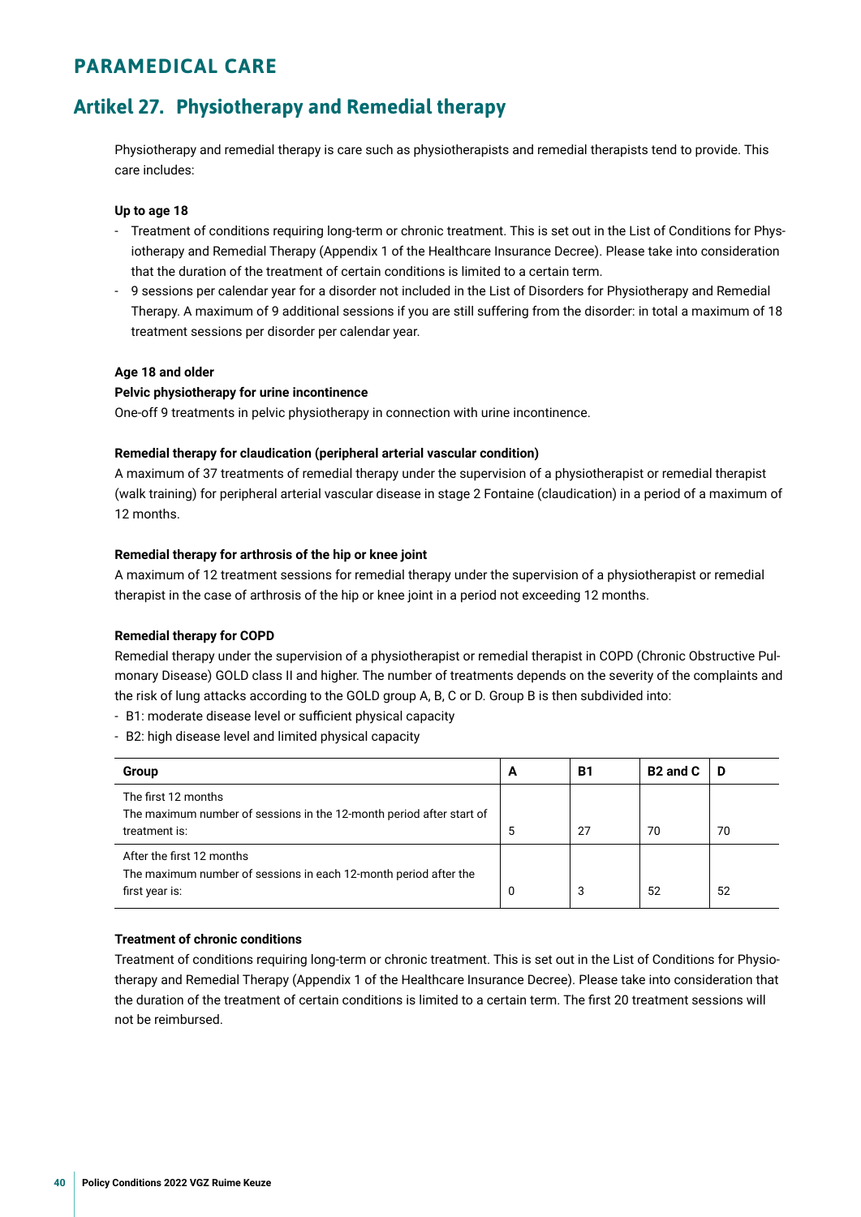# PARAMEDICAL CARE

## Artikel 27. Physiotherapy and Remedial therapy

Physiotherapy and remedial therapy is care such as physiotherapists and remedial therapists tend to provide. This care includes:

**Up to age 18**

- Treatment of conditions requiring long-term or chronic treatment. This is set out in the List of Conditions for Physiotherapy and Remedial Therapy (Appendix 1 of the Healthcare Insurance Decree). Please take into consideration that the duration of the treatment of certain conditions is limited to a certain term.
- 9 sessions per calendar year for a disorder not included in the List of Disorders for Physiotherapy and Remedial Therapy. A maximum of 9 additional sessions if you are still suffering from the disorder: in total a maximum of 18 treatment sessions per disorder per calendar year.

**Age 18 and older**

**Pelvic physiotherapy for urine incontinence**

One-off 9 treatments in pelvic physiotherapy in connection with urine incontinence.

**Remedial therapy for claudication (peripheral arterial vascular condition)**

A maximum of 37 treatments of remedial therapy under the supervision of a physiotherapist or remedial therapist (walk training) for peripheral arterial vascular disease in stage 2 Fontaine (claudication) in a period of a maximum of 12 months.

**Remedial therapy for arthrosis of the hip or knee joint**

A maximum of 12 treatment sessions for remedial therapy under the supervision of a physiotherapist or remedial therapist in the case of arthrosis of the hip or knee joint in a period not exceeding 12 months.

**Remedial therapy for COPD**

Remedial therapy under the supervision of a physiotherapist or remedial therapist in COPD (Chronic Obstructive Pulmonary Disease) GOLD class II and higher. The number of treatments depends on the severity of the complaints and the risk of lung attacks according to the GOLD group A, B, C or D. Group B is then subdivided into:

- B1: moderate disease level or sufficient physical capacity
- B2: high disease level and limited physical capacity

| Group | A | B1 | B2 and C | D |
|---|---|---|---|---|
| The first 12 months<br>The maximum number of sessions in the 12-month period after start of treatment is: | 5 | 27 | 70 | 70 |
| After the first 12 months<br>The maximum number of sessions in each 12-month period after the first year is: | 0 | 3 | 52 | 52 |

**Treatment of chronic conditions**

Treatment of conditions requiring long-term or chronic treatment. This is set out in the List of Conditions for Physiotherapy and Remedial Therapy (Appendix 1 of the Healthcare Insurance Decree). Please take into consideration that the duration of the treatment of certain conditions is limited to a certain term. The first 20 treatment sessions will not be reimbursed.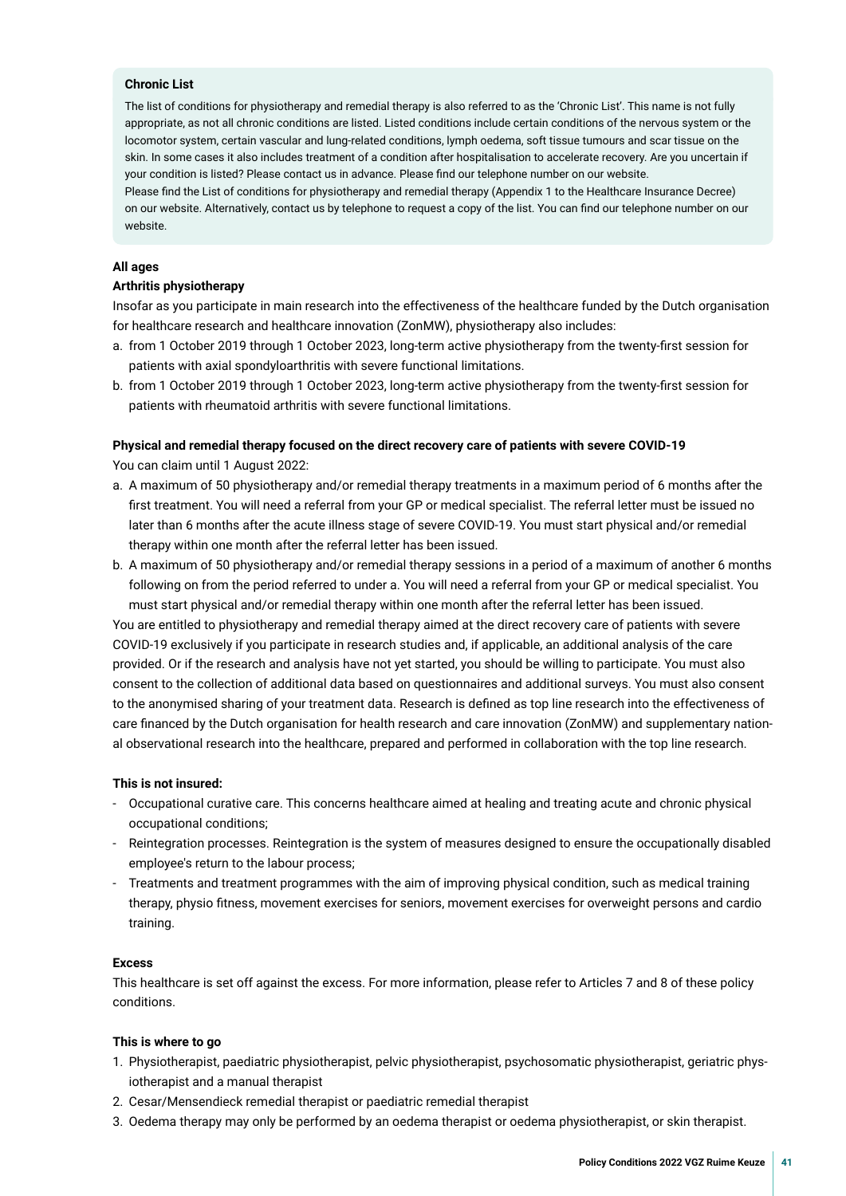**Chronic List**

The list of conditions for physiotherapy and remedial therapy is also referred to as the 'Chronic List'. This name is not fully appropriate, as not all chronic conditions are listed. Listed conditions include certain conditions of the nervous system or the locomotor system, certain vascular and lung-related conditions, lymph oedema, soft tissue tumours and scar tissue on the skin. In some cases it also includes treatment of a condition after hospitalisation to accelerate recovery. Are you uncertain if your condition is listed? Please contact us in advance. Please find our telephone number on our website.
Please find the List of conditions for physiotherapy and remedial therapy (Appendix 1 to the Healthcare Insurance Decree) on our website. Alternatively, contact us by telephone to request a copy of the list. You can find our telephone number on our website.

**All ages**

**Arthritis physiotherapy**

Insofar as you participate in main research into the effectiveness of the healthcare funded by the Dutch organisation for healthcare research and healthcare innovation (ZonMW), physiotherapy also includes:

a. from 1 October 2019 through 1 October 2023, long-term active physiotherapy from the twenty-first session for patients with axial spondyloarthritis with severe functional limitations.
b. from 1 October 2019 through 1 October 2023, long-term active physiotherapy from the twenty-first session for patients with rheumatoid arthritis with severe functional limitations.

**Physical and remedial therapy focused on the direct recovery care of patients with severe COVID-19**

You can claim until 1 August 2022:

a. A maximum of 50 physiotherapy and/or remedial therapy treatments in a maximum period of 6 months after the first treatment. You will need a referral from your GP or medical specialist. The referral letter must be issued no later than 6 months after the acute illness stage of severe COVID-19. You must start physical and/or remedial therapy within one month after the referral letter has been issued.
b. A maximum of 50 physiotherapy and/or remedial therapy sessions in a period of a maximum of another 6 months following on from the period referred to under a. You will need a referral from your GP or medical specialist. You must start physical and/or remedial therapy within one month after the referral letter has been issued.

You are entitled to physiotherapy and remedial therapy aimed at the direct recovery care of patients with severe COVID-19 exclusively if you participate in research studies and, if applicable, an additional analysis of the care provided. Or if the research and analysis have not yet started, you should be willing to participate. You must also consent to the collection of additional data based on questionnaires and additional surveys. You must also consent to the anonymised sharing of your treatment data. Research is defined as top line research into the effectiveness of care financed by the Dutch organisation for health research and care innovation (ZonMW) and supplementary national observational research into the healthcare, prepared and performed in collaboration with the top line research.

**This is not insured:**

- Occupational curative care. This concerns healthcare aimed at healing and treating acute and chronic physical occupational conditions;
- Reintegration processes. Reintegration is the system of measures designed to ensure the occupationally disabled employee's return to the labour process;
- Treatments and treatment programmes with the aim of improving physical condition, such as medical training therapy, physio fitness, movement exercises for seniors, movement exercises for overweight persons and cardio training.

**Excess**

This healthcare is set off against the excess. For more information, please refer to Articles 7 and 8 of these policy conditions.

**This is where to go**

1. Physiotherapist, paediatric physiotherapist, pelvic physiotherapist, psychosomatic physiotherapist, geriatric physiotherapist and a manual therapist
2. Cesar/Mensendieck remedial therapist or paediatric remedial therapist
3. Oedema therapy may only be performed by an oedema therapist or oedema physiotherapist, or skin therapist.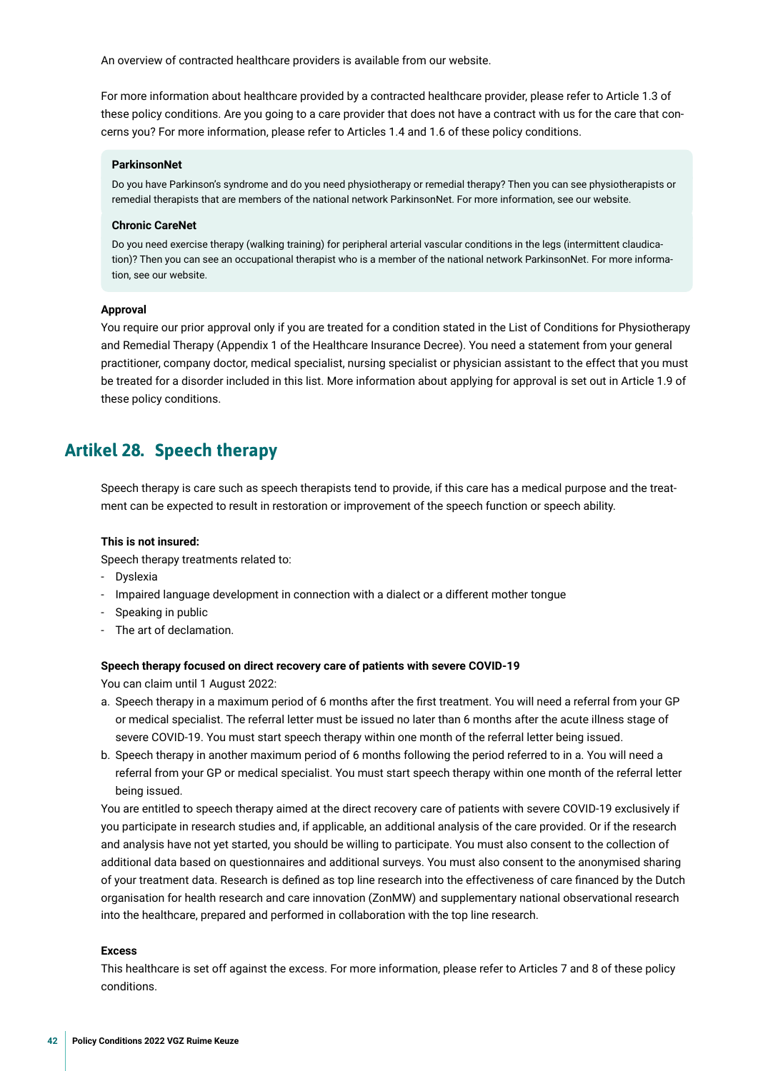An overview of contracted healthcare providers is available from our website.

For more information about healthcare provided by a contracted healthcare provider, please refer to Article 1.3 of these policy conditions. Are you going to a care provider that does not have a contract with us for the care that concerns you? For more information, please refer to Articles 1.4 and 1.6 of these policy conditions.

**ParkinsonNet**

Do you have Parkinson's syndrome and do you need physiotherapy or remedial therapy? Then you can see physiotherapists or remedial therapists that are members of the national network ParkinsonNet. For more information, see our website.

**Chronic CareNet**

Do you need exercise therapy (walking training) for peripheral arterial vascular conditions in the legs (intermittent claudication)? Then you can see an occupational therapist who is a member of the national network ParkinsonNet. For more information, see our website.

**Approval**

You require our prior approval only if you are treated for a condition stated in the List of Conditions for Physiotherapy and Remedial Therapy (Appendix 1 of the Healthcare Insurance Decree). You need a statement from your general practitioner, company doctor, medical specialist, nursing specialist or physician assistant to the effect that you must be treated for a disorder included in this list. More information about applying for approval is set out in Article 1.9 of these policy conditions.

## Artikel 28. Speech therapy

Speech therapy is care such as speech therapists tend to provide, if this care has a medical purpose and the treatment can be expected to result in restoration or improvement of the speech function or speech ability.

**This is not insured:**

Speech therapy treatments related to:

- Dyslexia
- Impaired language development in connection with a dialect or a different mother tongue
- Speaking in public
- The art of declamation.

**Speech therapy focused on direct recovery care of patients with severe COVID-19**

You can claim until 1 August 2022:

a. Speech therapy in a maximum period of 6 months after the first treatment. You will need a referral from your GP or medical specialist. The referral letter must be issued no later than 6 months after the acute illness stage of severe COVID-19. You must start speech therapy within one month of the referral letter being issued.
b. Speech therapy in another maximum period of 6 months following the period referred to in a. You will need a referral from your GP or medical specialist. You must start speech therapy within one month of the referral letter being issued.

You are entitled to speech therapy aimed at the direct recovery care of patients with severe COVID-19 exclusively if you participate in research studies and, if applicable, an additional analysis of the care provided. Or if the research and analysis have not yet started, you should be willing to participate. You must also consent to the collection of additional data based on questionnaires and additional surveys. You must also consent to the anonymised sharing of your treatment data. Research is defined as top line research into the effectiveness of care financed by the Dutch organisation for health research and care innovation (ZonMW) and supplementary national observational research into the healthcare, prepared and performed in collaboration with the top line research.

**Excess**

This healthcare is set off against the excess. For more information, please refer to Articles 7 and 8 of these policy conditions.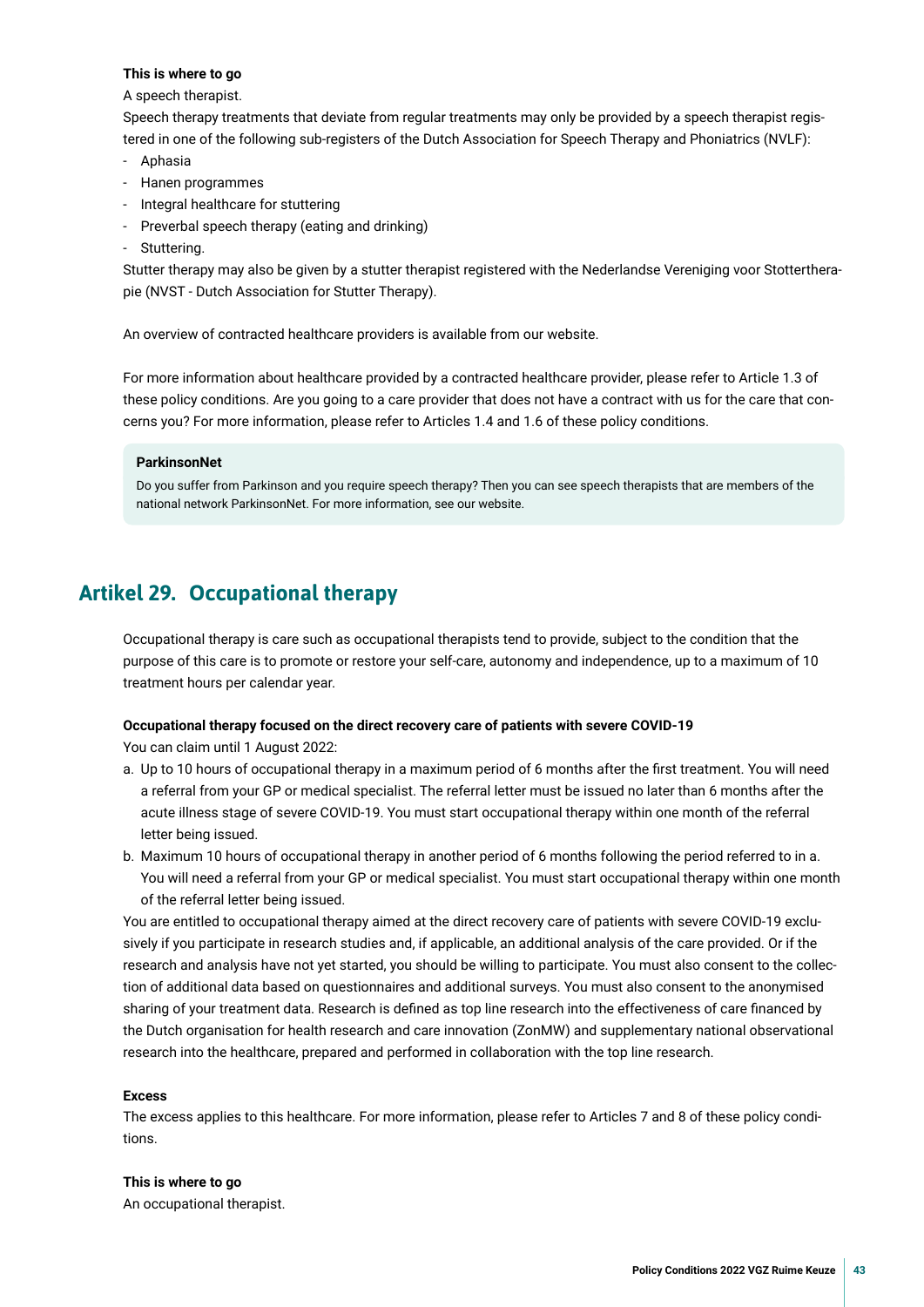**This is where to go**

A speech therapist.

Speech therapy treatments that deviate from regular treatments may only be provided by a speech therapist registered in one of the following sub-registers of the Dutch Association for Speech Therapy and Phoniatrics (NVLF):

- Aphasia
- Hanen programmes
- Integral healthcare for stuttering
- Preverbal speech therapy (eating and drinking)
- Stuttering.

Stutter therapy may also be given by a stutter therapist registered with the Nederlandse Vereniging voor Stottertherapie (NVST - Dutch Association for Stutter Therapy).

An overview of contracted healthcare providers is available from our website.

For more information about healthcare provided by a contracted healthcare provider, please refer to Article 1.3 of these policy conditions. Are you going to a care provider that does not have a contract with us for the care that concerns you? For more information, please refer to Articles 1.4 and 1.6 of these policy conditions.

> **ParkinsonNet**
>
> Do you suffer from Parkinson and you require speech therapy? Then you can see speech therapists that are members of the national network ParkinsonNet. For more information, see our website.

## Artikel 29. Occupational therapy

Occupational therapy is care such as occupational therapists tend to provide, subject to the condition that the purpose of this care is to promote or restore your self-care, autonomy and independence, up to a maximum of 10 treatment hours per calendar year.

**Occupational therapy focused on the direct recovery care of patients with severe COVID-19**

You can claim until 1 August 2022:

a. Up to 10 hours of occupational therapy in a maximum period of 6 months after the first treatment. You will need a referral from your GP or medical specialist. The referral letter must be issued no later than 6 months after the acute illness stage of severe COVID-19. You must start occupational therapy within one month of the referral letter being issued.
b. Maximum 10 hours of occupational therapy in another period of 6 months following the period referred to in a. You will need a referral from your GP or medical specialist. You must start occupational therapy within one month of the referral letter being issued.

You are entitled to occupational therapy aimed at the direct recovery care of patients with severe COVID-19 exclusively if you participate in research studies and, if applicable, an additional analysis of the care provided. Or if the research and analysis have not yet started, you should be willing to participate. You must also consent to the collection of additional data based on questionnaires and additional surveys. You must also consent to the anonymised sharing of your treatment data. Research is defined as top line research into the effectiveness of care financed by the Dutch organisation for health research and care innovation (ZonMW) and supplementary national observational research into the healthcare, prepared and performed in collaboration with the top line research.

**Excess**

The excess applies to this healthcare. For more information, please refer to Articles 7 and 8 of these policy conditions.

**This is where to go**

An occupational therapist.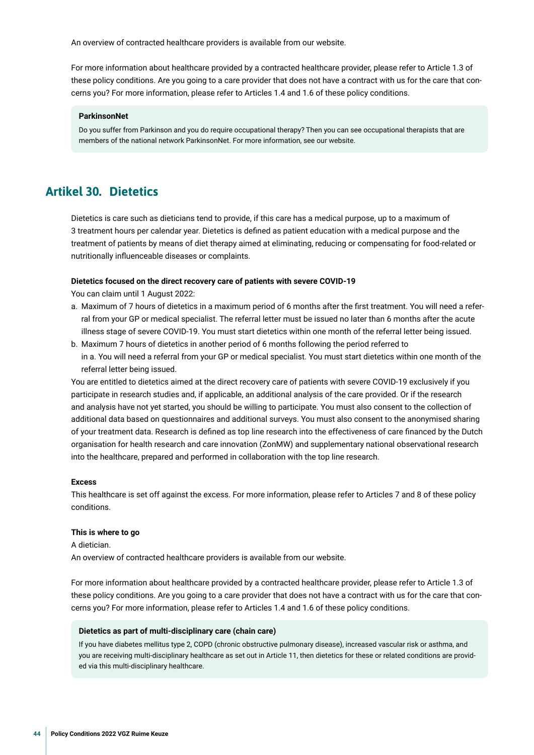An overview of contracted healthcare providers is available from our website.

For more information about healthcare provided by a contracted healthcare provider, please refer to Article 1.3 of these policy conditions. Are you going to a care provider that does not have a contract with us for the care that concerns you? For more information, please refer to Articles 1.4 and 1.6 of these policy conditions.

**ParkinsonNet**

Do you suffer from Parkinson and you do require occupational therapy? Then you can see occupational therapists that are members of the national network ParkinsonNet. For more information, see our website.

## Artikel 30. Dietetics

Dietetics is care such as dieticians tend to provide, if this care has a medical purpose, up to a maximum of 3 treatment hours per calendar year. Dietetics is defined as patient education with a medical purpose and the treatment of patients by means of diet therapy aimed at eliminating, reducing or compensating for food-related or nutritionally influenceable diseases or complaints.

**Dietetics focused on the direct recovery care of patients with severe COVID-19**

You can claim until 1 August 2022:

a. Maximum of 7 hours of dietetics in a maximum period of 6 months after the first treatment. You will need a referral from your GP or medical specialist. The referral letter must be issued no later than 6 months after the acute illness stage of severe COVID-19. You must start dietetics within one month of the referral letter being issued.
b. Maximum 7 hours of dietetics in another period of 6 months following the period referred to in a. You will need a referral from your GP or medical specialist. You must start dietetics within one month of the referral letter being issued.

You are entitled to dietetics aimed at the direct recovery care of patients with severe COVID-19 exclusively if you participate in research studies and, if applicable, an additional analysis of the care provided. Or if the research and analysis have not yet started, you should be willing to participate. You must also consent to the collection of additional data based on questionnaires and additional surveys. You must also consent to the anonymised sharing of your treatment data. Research is defined as top line research into the effectiveness of care financed by the Dutch organisation for health research and care innovation (ZonMW) and supplementary national observational research into the healthcare, prepared and performed in collaboration with the top line research.

**Excess**

This healthcare is set off against the excess. For more information, please refer to Articles 7 and 8 of these policy conditions.

**This is where to go**

A dietician.
An overview of contracted healthcare providers is available from our website.

For more information about healthcare provided by a contracted healthcare provider, please refer to Article 1.3 of these policy conditions. Are you going to a care provider that does not have a contract with us for the care that concerns you? For more information, please refer to Articles 1.4 and 1.6 of these policy conditions.

**Dietetics as part of multi-disciplinary care (chain care)**

If you have diabetes mellitus type 2, COPD (chronic obstructive pulmonary disease), increased vascular risk or asthma, and you are receiving multi-disciplinary healthcare as set out in Article 11, then dietetics for these or related conditions are provided via this multi-disciplinary healthcare.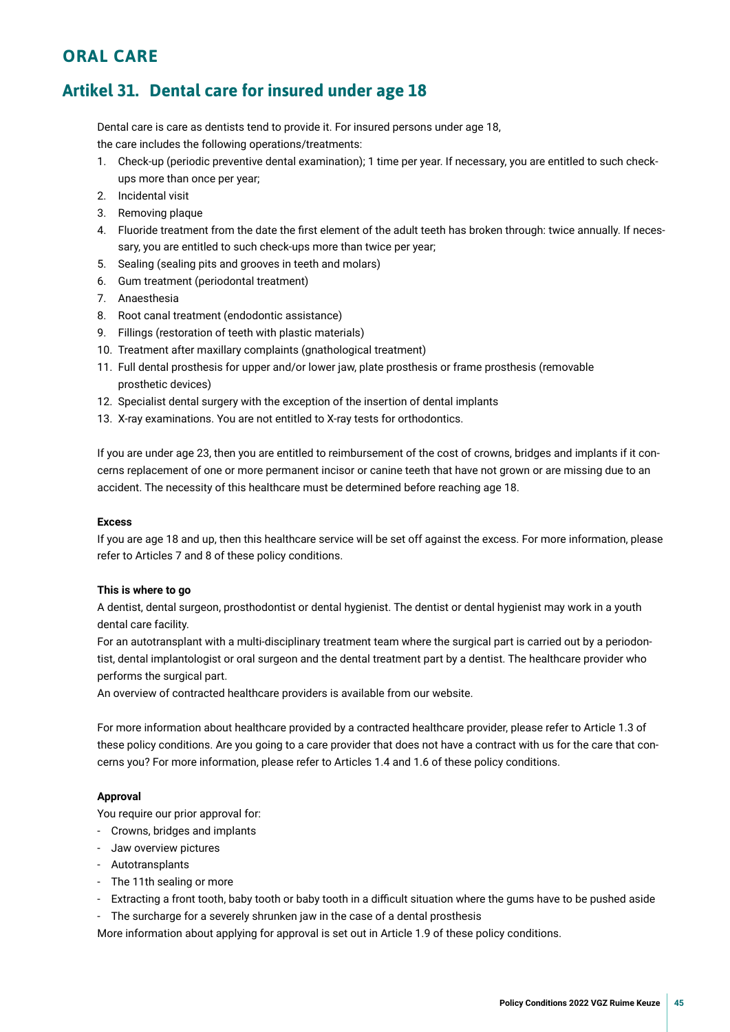# ORAL CARE

## Artikel 31. Dental care for insured under age 18

Dental care is care as dentists tend to provide it. For insured persons under age 18, the care includes the following operations/treatments:

1. Check-up (periodic preventive dental examination); 1 time per year. If necessary, you are entitled to such check-ups more than once per year;
2. Incidental visit
3. Removing plaque
4. Fluoride treatment from the date the first element of the adult teeth has broken through: twice annually. If necessary, you are entitled to such check-ups more than twice per year;
5. Sealing (sealing pits and grooves in teeth and molars)
6. Gum treatment (periodontal treatment)
7. Anaesthesia
8. Root canal treatment (endodontic assistance)
9. Fillings (restoration of teeth with plastic materials)
10. Treatment after maxillary complaints (gnathological treatment)
11. Full dental prosthesis for upper and/or lower jaw, plate prosthesis or frame prosthesis (removable prosthetic devices)
12. Specialist dental surgery with the exception of the insertion of dental implants
13. X-ray examinations. You are not entitled to X-ray tests for orthodontics.

If you are under age 23, then you are entitled to reimbursement of the cost of crowns, bridges and implants if it concerns replacement of one or more permanent incisor or canine teeth that have not grown or are missing due to an accident. The necessity of this healthcare must be determined before reaching age 18.

**Excess**

If you are age 18 and up, then this healthcare service will be set off against the excess. For more information, please refer to Articles 7 and 8 of these policy conditions.

**This is where to go**

A dentist, dental surgeon, prosthodontist or dental hygienist. The dentist or dental hygienist may work in a youth dental care facility.

For an autotransplant with a multi-disciplinary treatment team where the surgical part is carried out by a periodontist, dental implantologist or oral surgeon and the dental treatment part by a dentist. The healthcare provider who performs the surgical part.

An overview of contracted healthcare providers is available from our website.

For more information about healthcare provided by a contracted healthcare provider, please refer to Article 1.3 of these policy conditions. Are you going to a care provider that does not have a contract with us for the care that concerns you? For more information, please refer to Articles 1.4 and 1.6 of these policy conditions.

**Approval**

You require our prior approval for:

- Crowns, bridges and implants
- Jaw overview pictures
- Autotransplants
- The 11th sealing or more
- Extracting a front tooth, baby tooth or baby tooth in a difficult situation where the gums have to be pushed aside
- The surcharge for a severely shrunken jaw in the case of a dental prosthesis

More information about applying for approval is set out in Article 1.9 of these policy conditions.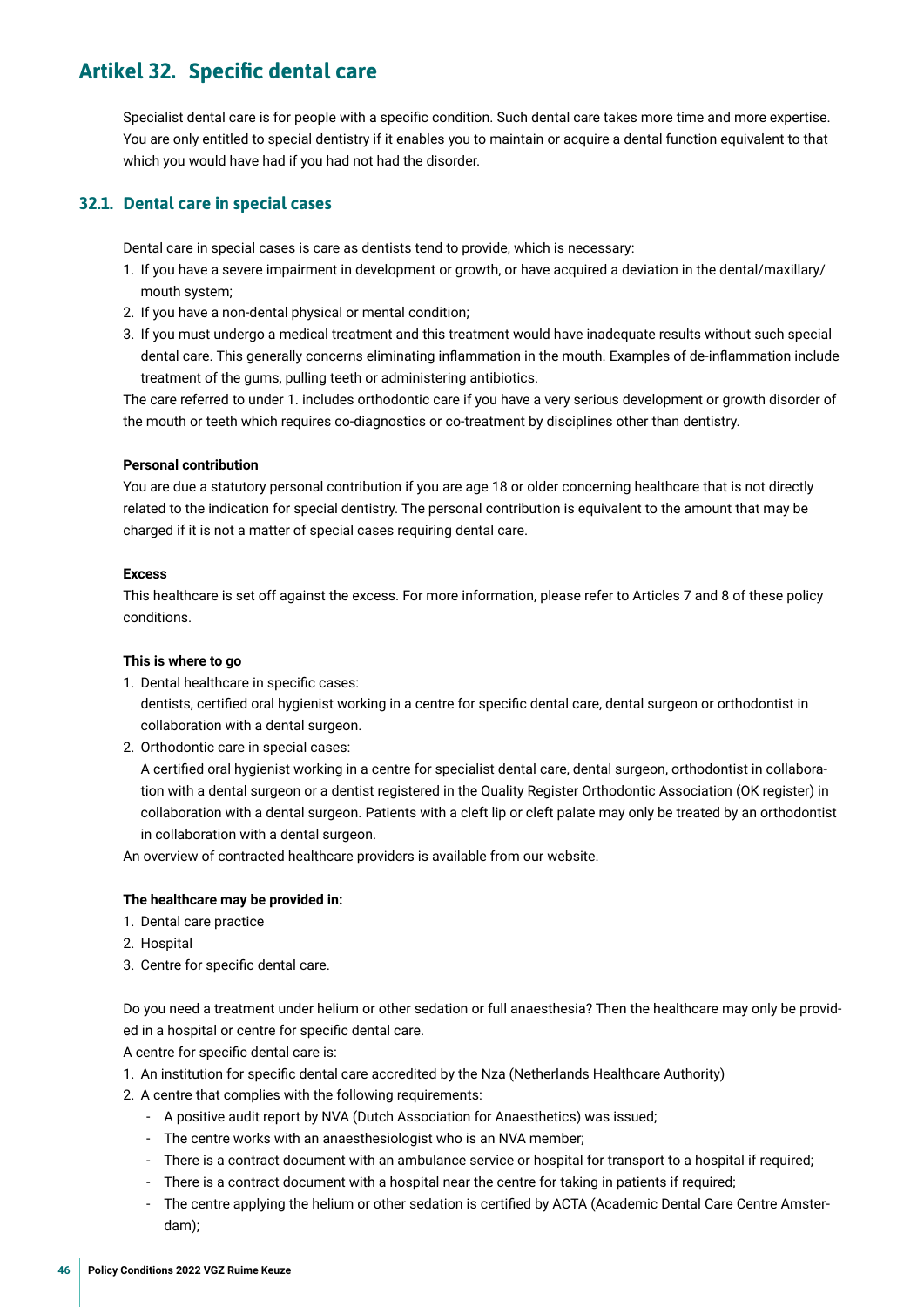# Artikel 32. Specific dental care

Specialist dental care is for people with a specific condition. Such dental care takes more time and more expertise. You are only entitled to special dentistry if it enables you to maintain or acquire a dental function equivalent to that which you would have had if you had not had the disorder.

## 32.1. Dental care in special cases

Dental care in special cases is care as dentists tend to provide, which is necessary:

1. If you have a severe impairment in development or growth, or have acquired a deviation in the dental/maxillary/mouth system;
2. If you have a non-dental physical or mental condition;
3. If you must undergo a medical treatment and this treatment would have inadequate results without such special dental care. This generally concerns eliminating inflammation in the mouth. Examples of de-inflammation include treatment of the gums, pulling teeth or administering antibiotics.

The care referred to under 1. includes orthodontic care if you have a very serious development or growth disorder of the mouth or teeth which requires co-diagnostics or co-treatment by disciplines other than dentistry.

**Personal contribution**

You are due a statutory personal contribution if you are age 18 or older concerning healthcare that is not directly related to the indication for special dentistry. The personal contribution is equivalent to the amount that may be charged if it is not a matter of special cases requiring dental care.

**Excess**

This healthcare is set off against the excess. For more information, please refer to Articles 7 and 8 of these policy conditions.

**This is where to go**

1. Dental healthcare in specific cases:
   dentists, certified oral hygienist working in a centre for specific dental care, dental surgeon or orthodontist in collaboration with a dental surgeon.
2. Orthodontic care in special cases:
   A certified oral hygienist working in a centre for specialist dental care, dental surgeon, orthodontist in collaboration with a dental surgeon or a dentist registered in the Quality Register Orthodontic Association (OK register) in collaboration with a dental surgeon. Patients with a cleft lip or cleft palate may only be treated by an orthodontist in collaboration with a dental surgeon.

An overview of contracted healthcare providers is available from our website.

**The healthcare may be provided in:**

1. Dental care practice
2. Hospital
3. Centre for specific dental care.

Do you need a treatment under helium or other sedation or full anaesthesia? Then the healthcare may only be provided in a hospital or centre for specific dental care.

A centre for specific dental care is:

1. An institution for specific dental care accredited by the Nza (Netherlands Healthcare Authority)
2. A centre that complies with the following requirements:
   - A positive audit report by NVA (Dutch Association for Anaesthetics) was issued;
   - The centre works with an anaesthesiologist who is an NVA member;
   - There is a contract document with an ambulance service or hospital for transport to a hospital if required;
   - There is a contract document with a hospital near the centre for taking in patients if required;
   - The centre applying the helium or other sedation is certified by ACTA (Academic Dental Care Centre Amsterdam);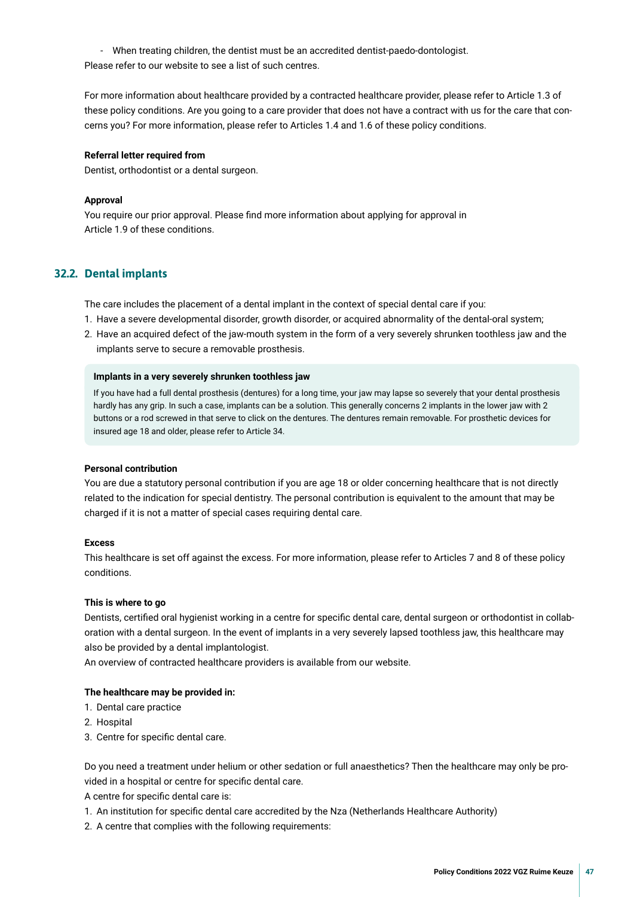- When treating children, the dentist must be an accredited dentist-paedo-dontologist.

Please refer to our website to see a list of such centres.

For more information about healthcare provided by a contracted healthcare provider, please refer to Article 1.3 of these policy conditions. Are you going to a care provider that does not have a contract with us for the care that concerns you? For more information, please refer to Articles 1.4 and 1.6 of these policy conditions.

**Referral letter required from**

Dentist, orthodontist or a dental surgeon.

**Approval**

You require our prior approval. Please find more information about applying for approval in Article 1.9 of these conditions.

## 32.2. Dental implants

The care includes the placement of a dental implant in the context of special dental care if you:

1. Have a severe developmental disorder, growth disorder, or acquired abnormality of the dental-oral system;
2. Have an acquired defect of the jaw-mouth system in the form of a very severely shrunken toothless jaw and the implants serve to secure a removable prosthesis.

**Implants in a very severely shrunken toothless jaw**

If you have had a full dental prosthesis (dentures) for a long time, your jaw may lapse so severely that your dental prosthesis hardly has any grip. In such a case, implants can be a solution. This generally concerns 2 implants in the lower jaw with 2 buttons or a rod screwed in that serve to click on the dentures. The dentures remain removable. For prosthetic devices for insured age 18 and older, please refer to Article 34.

**Personal contribution**

You are due a statutory personal contribution if you are age 18 or older concerning healthcare that is not directly related to the indication for special dentistry. The personal contribution is equivalent to the amount that may be charged if it is not a matter of special cases requiring dental care.

**Excess**

This healthcare is set off against the excess. For more information, please refer to Articles 7 and 8 of these policy conditions.

**This is where to go**

Dentists, certified oral hygienist working in a centre for specific dental care, dental surgeon or orthodontist in collaboration with a dental surgeon. In the event of implants in a very severely lapsed toothless jaw, this healthcare may also be provided by a dental implantologist.

An overview of contracted healthcare providers is available from our website.

**The healthcare may be provided in:**

1. Dental care practice
2. Hospital
3. Centre for specific dental care.

Do you need a treatment under helium or other sedation or full anaesthetics? Then the healthcare may only be provided in a hospital or centre for specific dental care.

A centre for specific dental care is:

1. An institution for specific dental care accredited by the Nza (Netherlands Healthcare Authority)
2. A centre that complies with the following requirements: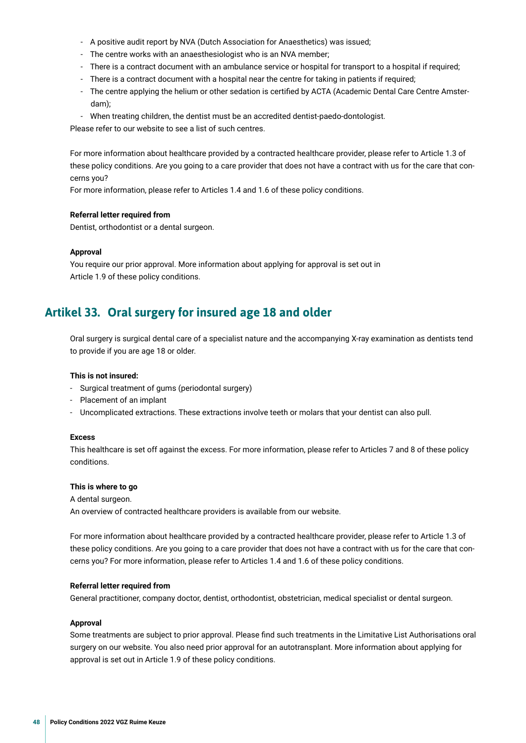- A positive audit report by NVA (Dutch Association for Anaesthetics) was issued;
- The centre works with an anaesthesiologist who is an NVA member;
- There is a contract document with an ambulance service or hospital for transport to a hospital if required;
- There is a contract document with a hospital near the centre for taking in patients if required;
- The centre applying the helium or other sedation is certified by ACTA (Academic Dental Care Centre Amsterdam);
- When treating children, the dentist must be an accredited dentist-paedo-dontologist.

Please refer to our website to see a list of such centres.

For more information about healthcare provided by a contracted healthcare provider, please refer to Article 1.3 of these policy conditions. Are you going to a care provider that does not have a contract with us for the care that concerns you?
For more information, please refer to Articles 1.4 and 1.6 of these policy conditions.

**Referral letter required from**

Dentist, orthodontist or a dental surgeon.

**Approval**

You require our prior approval. More information about applying for approval is set out in Article 1.9 of these policy conditions.

## Artikel 33. Oral surgery for insured age 18 and older

Oral surgery is surgical dental care of a specialist nature and the accompanying X-ray examination as dentists tend to provide if you are age 18 or older.

**This is not insured:**

- Surgical treatment of gums (periodontal surgery)
- Placement of an implant
- Uncomplicated extractions. These extractions involve teeth or molars that your dentist can also pull.

**Excess**

This healthcare is set off against the excess. For more information, please refer to Articles 7 and 8 of these policy conditions.

**This is where to go**

A dental surgeon.
An overview of contracted healthcare providers is available from our website.

For more information about healthcare provided by a contracted healthcare provider, please refer to Article 1.3 of these policy conditions. Are you going to a care provider that does not have a contract with us for the care that concerns you? For more information, please refer to Articles 1.4 and 1.6 of these policy conditions.

**Referral letter required from**

General practitioner, company doctor, dentist, orthodontist, obstetrician, medical specialist or dental surgeon.

**Approval**

Some treatments are subject to prior approval. Please find such treatments in the Limitative List Authorisations oral surgery on our website. You also need prior approval for an autotransplant. More information about applying for approval is set out in Article 1.9 of these policy conditions.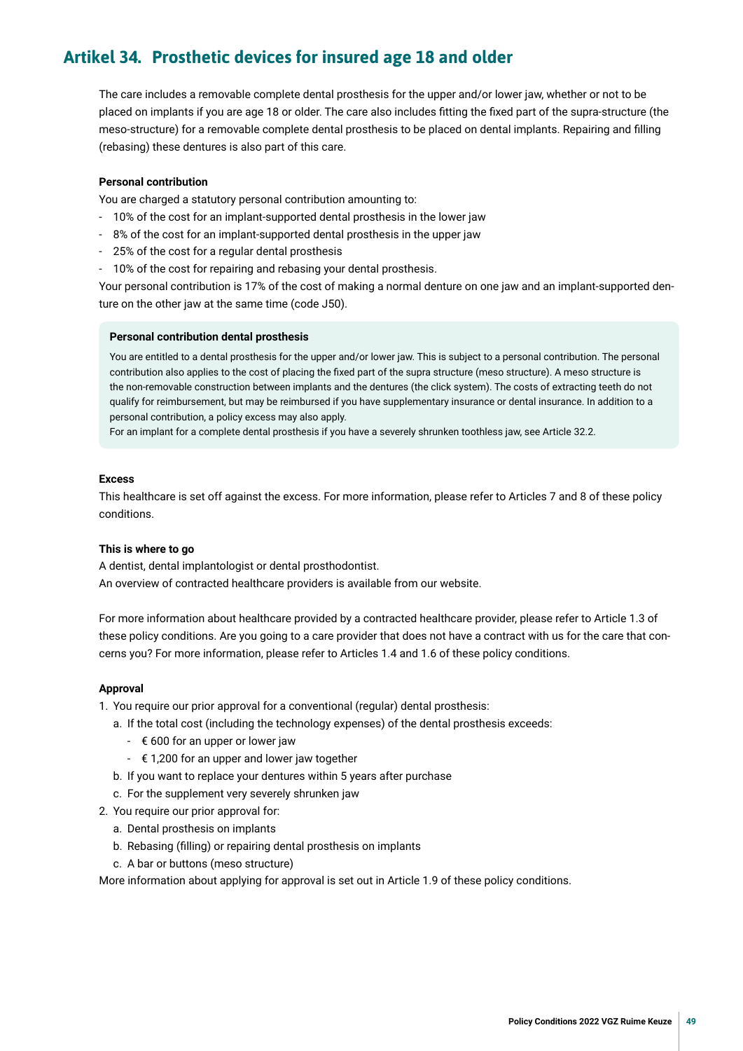## Artikel 34. Prosthetic devices for insured age 18 and older

The care includes a removable complete dental prosthesis for the upper and/or lower jaw, whether or not to be placed on implants if you are age 18 or older. The care also includes fitting the fixed part of the supra-structure (the meso-structure) for a removable complete dental prosthesis to be placed on dental implants. Repairing and filling (rebasing) these dentures is also part of this care.

**Personal contribution**

You are charged a statutory personal contribution amounting to:

- 10% of the cost for an implant-supported dental prosthesis in the lower jaw
- 8% of the cost for an implant-supported dental prosthesis in the upper jaw
- 25% of the cost for a regular dental prosthesis
- 10% of the cost for repairing and rebasing your dental prosthesis.

Your personal contribution is 17% of the cost of making a normal denture on one jaw and an implant-supported denture on the other jaw at the same time (code J50).

**Personal contribution dental prosthesis**

You are entitled to a dental prosthesis for the upper and/or lower jaw. This is subject to a personal contribution. The personal contribution also applies to the cost of placing the fixed part of the supra structure (meso structure). A meso structure is the non-removable construction between implants and the dentures (the click system). The costs of extracting teeth do not qualify for reimbursement, but may be reimbursed if you have supplementary insurance or dental insurance. In addition to a personal contribution, a policy excess may also apply.
For an implant for a complete dental prosthesis if you have a severely shrunken toothless jaw, see Article 32.2.

**Excess**

This healthcare is set off against the excess. For more information, please refer to Articles 7 and 8 of these policy conditions.

**This is where to go**

A dentist, dental implantologist or dental prosthodontist.
An overview of contracted healthcare providers is available from our website.

For more information about healthcare provided by a contracted healthcare provider, please refer to Article 1.3 of these policy conditions. Are you going to a care provider that does not have a contract with us for the care that concerns you? For more information, please refer to Articles 1.4 and 1.6 of these policy conditions.

**Approval**

1. You require our prior approval for a conventional (regular) dental prosthesis:
   a. If the total cost (including the technology expenses) of the dental prosthesis exceeds:
      - € 600 for an upper or lower jaw
      - € 1,200 for an upper and lower jaw together
   b. If you want to replace your dentures within 5 years after purchase
   c. For the supplement very severely shrunken jaw
2. You require our prior approval for:
   a. Dental prosthesis on implants
   b. Rebasing (filling) or repairing dental prosthesis on implants
   c. A bar or buttons (meso structure)

More information about applying for approval is set out in Article 1.9 of these policy conditions.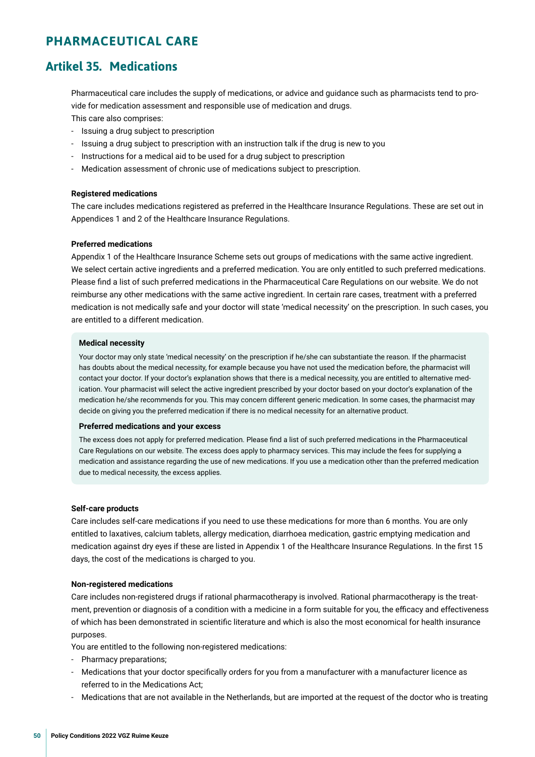# PHARMACEUTICAL CARE

## Artikel 35. Medications

Pharmaceutical care includes the supply of medications, or advice and guidance such as pharmacists tend to provide for medication assessment and responsible use of medication and drugs.
This care also comprises:

- Issuing a drug subject to prescription
- Issuing a drug subject to prescription with an instruction talk if the drug is new to you
- Instructions for a medical aid to be used for a drug subject to prescription
- Medication assessment of chronic use of medications subject to prescription.

**Registered medications**

The care includes medications registered as preferred in the Healthcare Insurance Regulations. These are set out in Appendices 1 and 2 of the Healthcare Insurance Regulations.

**Preferred medications**

Appendix 1 of the Healthcare Insurance Scheme sets out groups of medications with the same active ingredient. We select certain active ingredients and a preferred medication. You are only entitled to such preferred medications. Please find a list of such preferred medications in the Pharmaceutical Care Regulations on our website. We do not reimburse any other medications with the same active ingredient. In certain rare cases, treatment with a preferred medication is not medically safe and your doctor will state 'medical necessity' on the prescription. In such cases, you are entitled to a different medication.

**Medical necessity**

Your doctor may only state 'medical necessity' on the prescription if he/she can substantiate the reason. If the pharmacist has doubts about the medical necessity, for example because you have not used the medication before, the pharmacist will contact your doctor. If your doctor's explanation shows that there is a medical necessity, you are entitled to alternative medication. Your pharmacist will select the active ingredient prescribed by your doctor based on your doctor's explanation of the medication he/she recommends for you. This may concern different generic medication. In some cases, the pharmacist may decide on giving you the preferred medication if there is no medical necessity for an alternative product.

**Preferred medications and your excess**

The excess does not apply for preferred medication. Please find a list of such preferred medications in the Pharmaceutical Care Regulations on our website. The excess does apply to pharmacy services. This may include the fees for supplying a medication and assistance regarding the use of new medications. If you use a medication other than the preferred medication due to medical necessity, the excess applies.

**Self-care products**

Care includes self-care medications if you need to use these medications for more than 6 months. You are only entitled to laxatives, calcium tablets, allergy medication, diarrhoea medication, gastric emptying medication and medication against dry eyes if these are listed in Appendix 1 of the Healthcare Insurance Regulations. In the first 15 days, the cost of the medications is charged to you.

**Non-registered medications**

Care includes non-registered drugs if rational pharmacotherapy is involved. Rational pharmacotherapy is the treatment, prevention or diagnosis of a condition with a medicine in a form suitable for you, the efficacy and effectiveness of which has been demonstrated in scientific literature and which is also the most economical for health insurance purposes.
You are entitled to the following non-registered medications:

- Pharmacy preparations;
- Medications that your doctor specifically orders for you from a manufacturer with a manufacturer licence as referred to in the Medications Act;
- Medications that are not available in the Netherlands, but are imported at the request of the doctor who is treating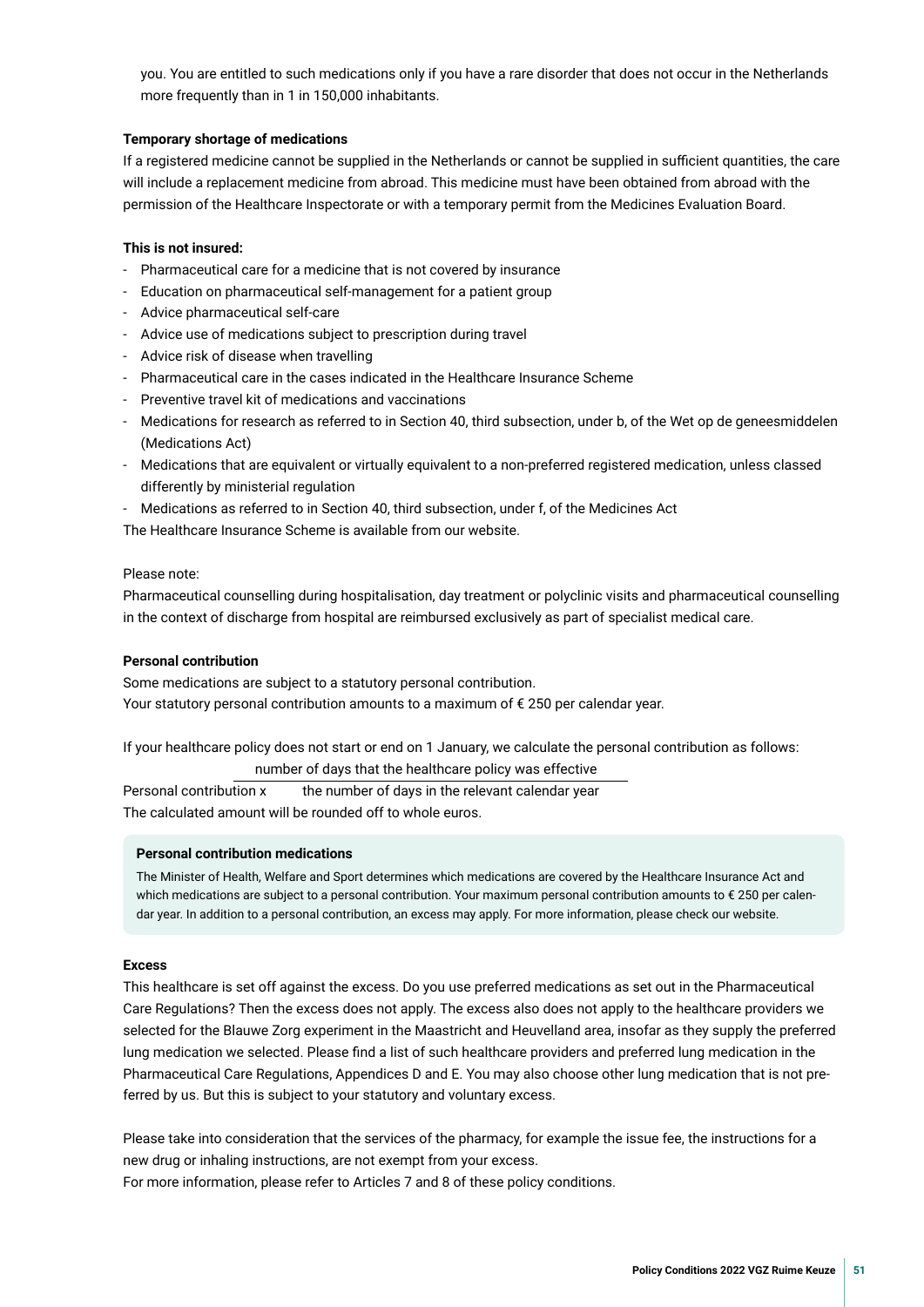you. You are entitled to such medications only if you have a rare disorder that does not occur in the Netherlands more frequently than in 1 in 150,000 inhabitants.

**Temporary shortage of medications**

If a registered medicine cannot be supplied in the Netherlands or cannot be supplied in sufficient quantities, the care will include a replacement medicine from abroad. This medicine must have been obtained from abroad with the permission of the Healthcare Inspectorate or with a temporary permit from the Medicines Evaluation Board.

**This is not insured:**

- Pharmaceutical care for a medicine that is not covered by insurance
- Education on pharmaceutical self-management for a patient group
- Advice pharmaceutical self-care
- Advice use of medications subject to prescription during travel
- Advice risk of disease when travelling
- Pharmaceutical care in the cases indicated in the Healthcare Insurance Scheme
- Preventive travel kit of medications and vaccinations
- Medications for research as referred to in Section 40, third subsection, under b, of the Wet op de geneesmiddelen (Medications Act)
- Medications that are equivalent or virtually equivalent to a non-preferred registered medication, unless classed differently by ministerial regulation
- Medications as referred to in Section 40, third subsection, under f, of the Medicines Act

The Healthcare Insurance Scheme is available from our website.

Please note:

Pharmaceutical counselling during hospitalisation, day treatment or polyclinic visits and pharmaceutical counselling in the context of discharge from hospital are reimbursed exclusively as part of specialist medical care.

**Personal contribution**

Some medications are subject to a statutory personal contribution.
Your statutory personal contribution amounts to a maximum of € 250 per calendar year.

If your healthcare policy does not start or end on 1 January, we calculate the personal contribution as follows:

$$\text{Personal contribution} \times \frac{\text{number of days that the healthcare policy was effective}}{\text{the number of days in the relevant calendar year}}$$

The calculated amount will be rounded off to whole euros.

**Personal contribution medications**

The Minister of Health, Welfare and Sport determines which medications are covered by the Healthcare Insurance Act and which medications are subject to a personal contribution. Your maximum personal contribution amounts to € 250 per calendar year. In addition to a personal contribution, an excess may apply. For more information, please check our website.

**Excess**

This healthcare is set off against the excess. Do you use preferred medications as set out in the Pharmaceutical Care Regulations? Then the excess does not apply. The excess also does not apply to the healthcare providers we selected for the Blauwe Zorg experiment in the Maastricht and Heuvelland area, insofar as they supply the preferred lung medication we selected. Please find a list of such healthcare providers and preferred lung medication in the Pharmaceutical Care Regulations, Appendices D and E. You may also choose other lung medication that is not preferred by us. But this is subject to your statutory and voluntary excess.

Please take into consideration that the services of the pharmacy, for example the issue fee, the instructions for a new drug or inhaling instructions, are not exempt from your excess.
For more information, please refer to Articles 7 and 8 of these policy conditions.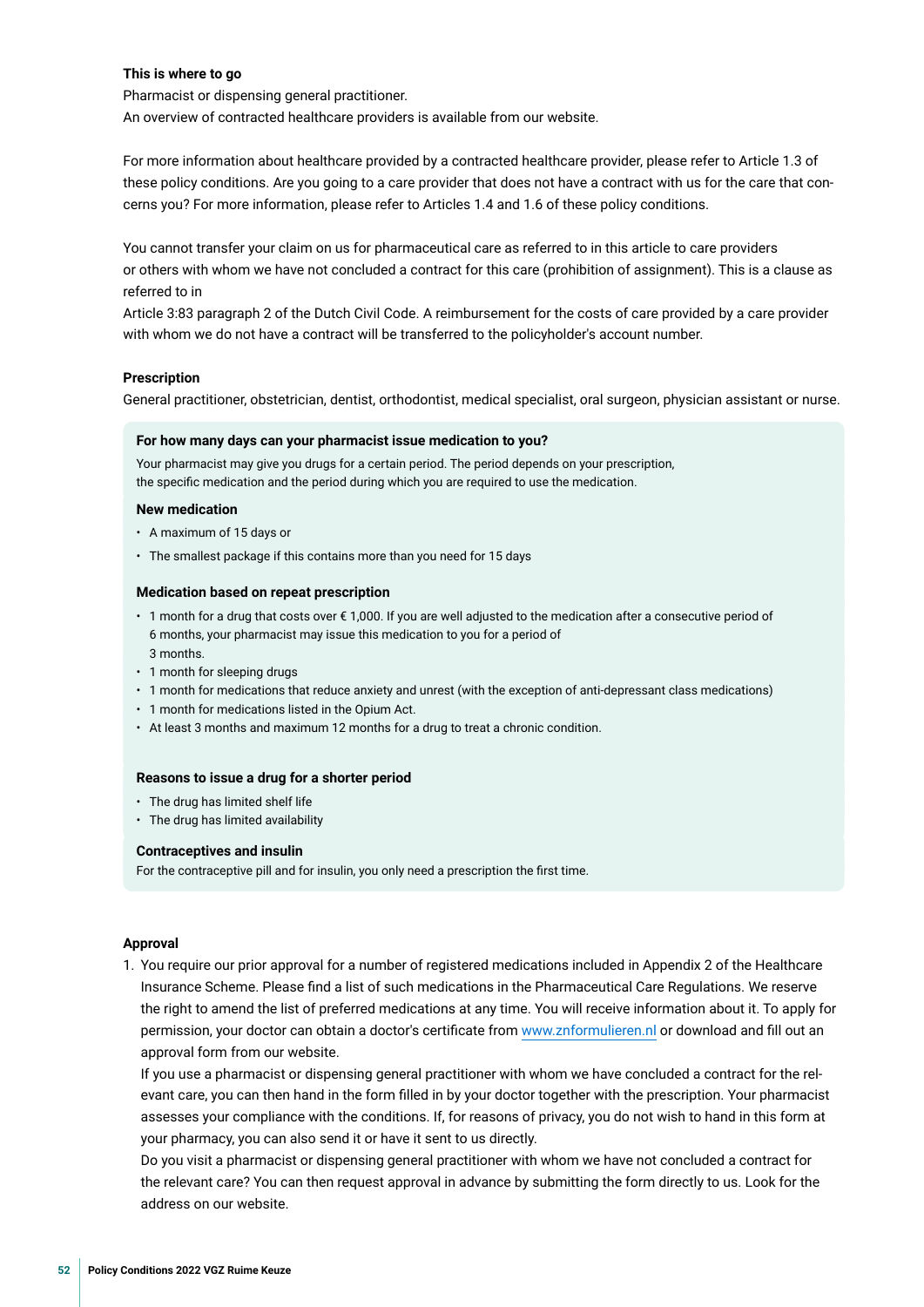**This is where to go**

Pharmacist or dispensing general practitioner.
An overview of contracted healthcare providers is available from our website.

For more information about healthcare provided by a contracted healthcare provider, please refer to Article 1.3 of these policy conditions. Are you going to a care provider that does not have a contract with us for the care that concerns you? For more information, please refer to Articles 1.4 and 1.6 of these policy conditions.

You cannot transfer your claim on us for pharmaceutical care as referred to in this article to care providers or others with whom we have not concluded a contract for this care (prohibition of assignment). This is a clause as referred to in
Article 3:83 paragraph 2 of the Dutch Civil Code. A reimbursement for the costs of care provided by a care provider with whom we do not have a contract will be transferred to the policyholder's account number.

**Prescription**

General practitioner, obstetrician, dentist, orthodontist, medical specialist, oral surgeon, physician assistant or nurse.

**For how many days can your pharmacist issue medication to you?**

Your pharmacist may give you drugs for a certain period. The period depends on your prescription, the specific medication and the period during which you are required to use the medication.

**New medication**

- A maximum of 15 days or
- The smallest package if this contains more than you need for 15 days

**Medication based on repeat prescription**

- 1 month for a drug that costs over € 1,000. If you are well adjusted to the medication after a consecutive period of 6 months, your pharmacist may issue this medication to you for a period of 3 months.
- 1 month for sleeping drugs
- 1 month for medications that reduce anxiety and unrest (with the exception of anti-depressant class medications)
- 1 month for medications listed in the Opium Act.
- At least 3 months and maximum 12 months for a drug to treat a chronic condition.

**Reasons to issue a drug for a shorter period**

- The drug has limited shelf life
- The drug has limited availability

**Contraceptives and insulin**

For the contraceptive pill and for insulin, you only need a prescription the first time.

**Approval**

1. You require our prior approval for a number of registered medications included in Appendix 2 of the Healthcare Insurance Scheme. Please find a list of such medications in the Pharmaceutical Care Regulations. We reserve the right to amend the list of preferred medications at any time. You will receive information about it. To apply for permission, your doctor can obtain a doctor's certificate from www.znformulieren.nl or download and fill out an approval form from our website.
   If you use a pharmacist or dispensing general practitioner with whom we have concluded a contract for the relevant care, you can then hand in the form filled in by your doctor together with the prescription. Your pharmacist assesses your compliance with the conditions. If, for reasons of privacy, you do not wish to hand in this form at your pharmacy, you can also send it or have it sent to us directly.
   Do you visit a pharmacist or dispensing general practitioner with whom we have not concluded a contract for the relevant care? You can then request approval in advance by submitting the form directly to us. Look for the address on our website.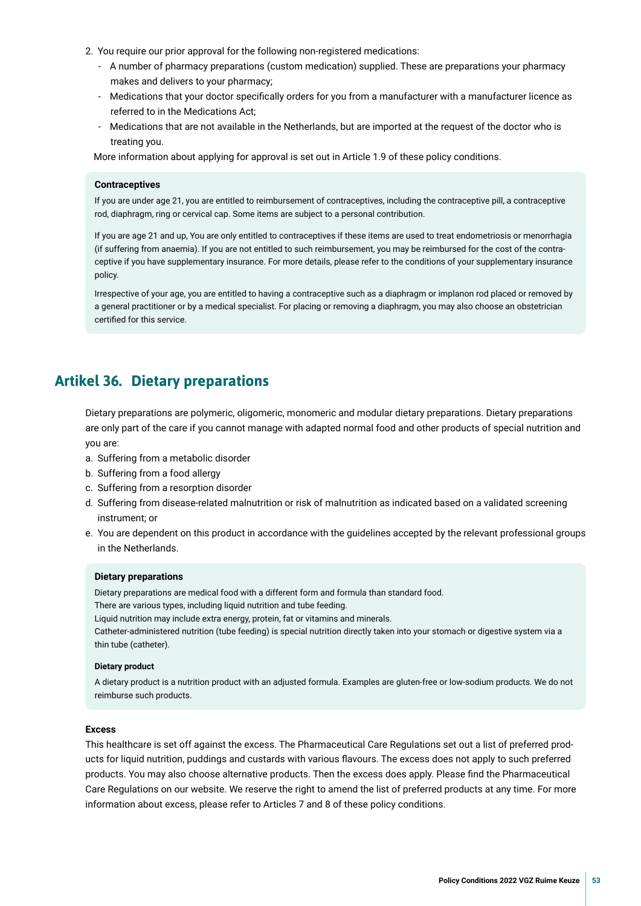2. You require our prior approval for the following non-registered medications:
   - A number of pharmacy preparations (custom medication) supplied. These are preparations your pharmacy makes and delivers to your pharmacy;
   - Medications that your doctor specifically orders for you from a manufacturer with a manufacturer licence as referred to in the Medications Act;
   - Medications that are not available in the Netherlands, but are imported at the request of the doctor who is treating you.

   More information about applying for approval is set out in Article 1.9 of these policy conditions.

**Contraceptives**

If you are under age 21, you are entitled to reimbursement of contraceptives, including the contraceptive pill, a contraceptive rod, diaphragm, ring or cervical cap. Some items are subject to a personal contribution.

If you are age 21 and up, You are only entitled to contraceptives if these items are used to treat endometriosis or menorrhagia (if suffering from anaemia). If you are not entitled to such reimbursement, you may be reimbursed for the cost of the contraceptive if you have supplementary insurance. For more details, please refer to the conditions of your supplementary insurance policy.

Irrespective of your age, you are entitled to having a contraceptive such as a diaphragm or implanon rod placed or removed by a general practitioner or by a medical specialist. For placing or removing a diaphragm, you may also choose an obstetrician certified for this service.

## Artikel 36. Dietary preparations

Dietary preparations are polymeric, oligomeric, monomeric and modular dietary preparations. Dietary preparations are only part of the care if you cannot manage with adapted normal food and other products of special nutrition and you are:

a. Suffering from a metabolic disorder
b. Suffering from a food allergy
c. Suffering from a resorption disorder
d. Suffering from disease-related malnutrition or risk of malnutrition as indicated based on a validated screening instrument; or
e. You are dependent on this product in accordance with the guidelines accepted by the relevant professional groups in the Netherlands.

**Dietary preparations**

Dietary preparations are medical food with a different form and formula than standard food.
There are various types, including liquid nutrition and tube feeding.
Liquid nutrition may include extra energy, protein, fat or vitamins and minerals.
Catheter-administered nutrition (tube feeding) is special nutrition directly taken into your stomach or digestive system via a thin tube (catheter).

**Dietary product**

A dietary product is a nutrition product with an adjusted formula. Examples are gluten-free or low-sodium products. We do not reimburse such products.

**Excess**

This healthcare is set off against the excess. The Pharmaceutical Care Regulations set out a list of preferred products for liquid nutrition, puddings and custards with various flavours. The excess does not apply to such preferred products. You may also choose alternative products. Then the excess does apply. Please find the Pharmaceutical Care Regulations on our website. We reserve the right to amend the list of preferred products at any time. For more information about excess, please refer to Articles 7 and 8 of these policy conditions.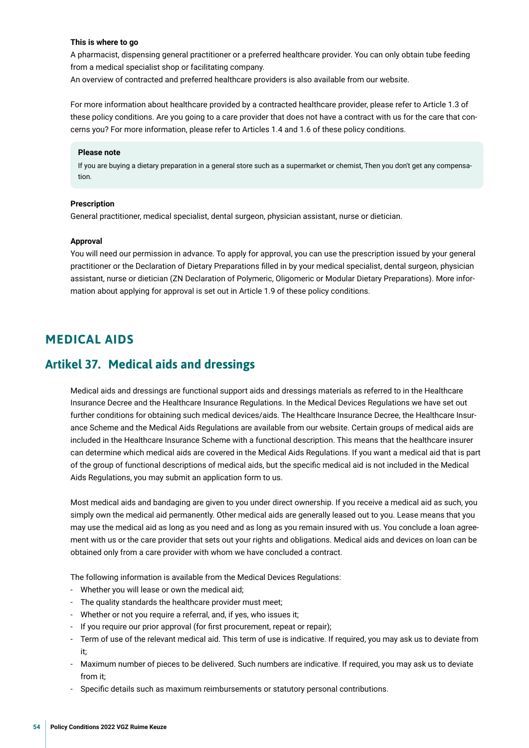**This is where to go**

A pharmacist, dispensing general practitioner or a preferred healthcare provider. You can only obtain tube feeding from a medical specialist shop or facilitating company.
An overview of contracted and preferred healthcare providers is also available from our website.

For more information about healthcare provided by a contracted healthcare provider, please refer to Article 1.3 of these policy conditions. Are you going to a care provider that does not have a contract with us for the care that concerns you? For more information, please refer to Articles 1.4 and 1.6 of these policy conditions.

> **Please note**
>
> If you are buying a dietary preparation in a general store such as a supermarket or chemist, Then you don't get any compensation.

**Prescription**

General practitioner, medical specialist, dental surgeon, physician assistant, nurse or dietician.

**Approval**

You will need our permission in advance. To apply for approval, you can use the prescription issued by your general practitioner or the Declaration of Dietary Preparations filled in by your medical specialist, dental surgeon, physician assistant, nurse or dietician (ZN Declaration of Polymeric, Oligomeric or Modular Dietary Preparations). More information about applying for approval is set out in Article 1.9 of these policy conditions.

# MEDICAL AIDS

## Artikel 37. Medical aids and dressings

Medical aids and dressings are functional support aids and dressings materials as referred to in the Healthcare Insurance Decree and the Healthcare Insurance Regulations. In the Medical Devices Regulations we have set out further conditions for obtaining such medical devices/aids. The Healthcare Insurance Decree, the Healthcare Insurance Scheme and the Medical Aids Regulations are available from our website. Certain groups of medical aids are included in the Healthcare Insurance Scheme with a functional description. This means that the healthcare insurer can determine which medical aids are covered in the Medical Aids Regulations. If you want a medical aid that is part of the group of functional descriptions of medical aids, but the specific medical aid is not included in the Medical Aids Regulations, you may submit an application form to us.

Most medical aids and bandaging are given to you under direct ownership. If you receive a medical aid as such, you simply own the medical aid permanently. Other medical aids are generally leased out to you. Lease means that you may use the medical aid as long as you need and as long as you remain insured with us. You conclude a loan agreement with us or the care provider that sets out your rights and obligations. Medical aids and devices on loan can be obtained only from a care provider with whom we have concluded a contract.

The following information is available from the Medical Devices Regulations:

- Whether you will lease or own the medical aid;
- The quality standards the healthcare provider must meet;
- Whether or not you require a referral, and, if yes, who issues it;
- If you require our prior approval (for first procurement, repeat or repair);
- Term of use of the relevant medical aid. This term of use is indicative. If required, you may ask us to deviate from it;
- Maximum number of pieces to be delivered. Such numbers are indicative. If required, you may ask us to deviate from it;
- Specific details such as maximum reimbursements or statutory personal contributions.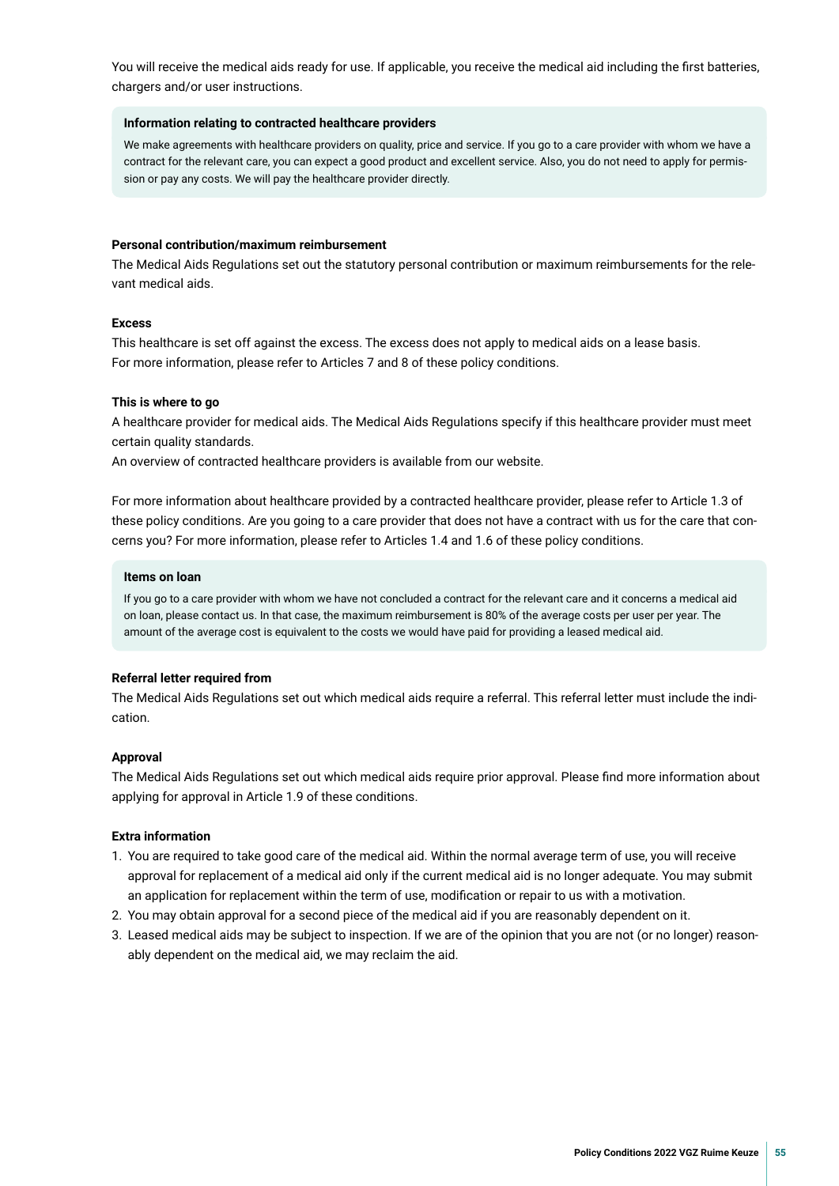You will receive the medical aids ready for use. If applicable, you receive the medical aid including the first batteries, chargers and/or user instructions.

> **Information relating to contracted healthcare providers**
>
> We make agreements with healthcare providers on quality, price and service. If you go to a care provider with whom we have a contract for the relevant care, you can expect a good product and excellent service. Also, you do not need to apply for permission or pay any costs. We will pay the healthcare provider directly.

**Personal contribution/maximum reimbursement**

The Medical Aids Regulations set out the statutory personal contribution or maximum reimbursements for the relevant medical aids.

**Excess**

This healthcare is set off against the excess. The excess does not apply to medical aids on a lease basis.
For more information, please refer to Articles 7 and 8 of these policy conditions.

**This is where to go**

A healthcare provider for medical aids. The Medical Aids Regulations specify if this healthcare provider must meet certain quality standards.
An overview of contracted healthcare providers is available from our website.

For more information about healthcare provided by a contracted healthcare provider, please refer to Article 1.3 of these policy conditions. Are you going to a care provider that does not have a contract with us for the care that concerns you? For more information, please refer to Articles 1.4 and 1.6 of these policy conditions.

> **Items on loan**
>
> If you go to a care provider with whom we have not concluded a contract for the relevant care and it concerns a medical aid on loan, please contact us. In that case, the maximum reimbursement is 80% of the average costs per user per year. The amount of the average cost is equivalent to the costs we would have paid for providing a leased medical aid.

**Referral letter required from**

The Medical Aids Regulations set out which medical aids require a referral. This referral letter must include the indication.

**Approval**

The Medical Aids Regulations set out which medical aids require prior approval. Please find more information about applying for approval in Article 1.9 of these conditions.

**Extra information**

1. You are required to take good care of the medical aid. Within the normal average term of use, you will receive approval for replacement of a medical aid only if the current medical aid is no longer adequate. You may submit an application for replacement within the term of use, modification or repair to us with a motivation.
2. You may obtain approval for a second piece of the medical aid if you are reasonably dependent on it.
3. Leased medical aids may be subject to inspection. If we are of the opinion that you are not (or no longer) reasonably dependent on the medical aid, we may reclaim the aid.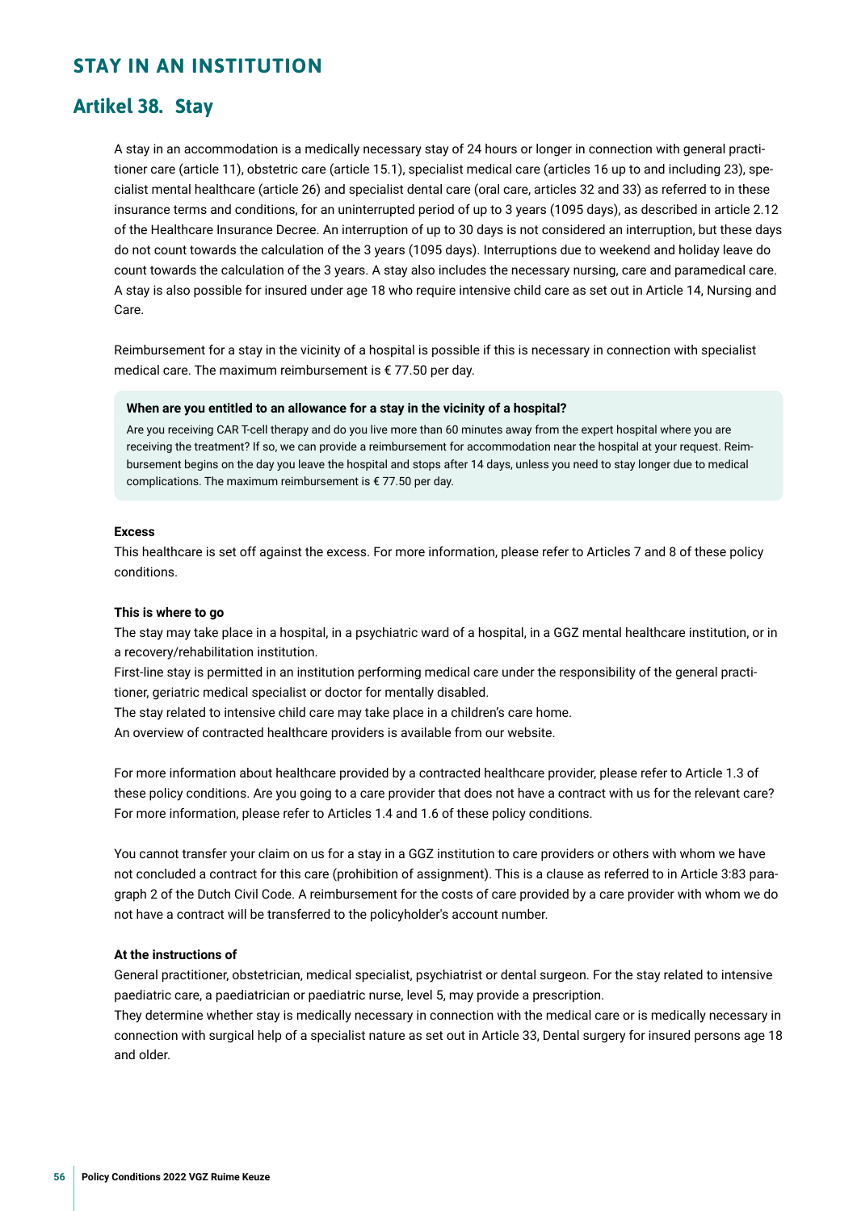# STAY IN AN INSTITUTION

## Artikel 38. Stay

A stay in an accommodation is a medically necessary stay of 24 hours or longer in connection with general practitioner care (article 11), obstetric care (article 15.1), specialist medical care (articles 16 up to and including 23), specialist mental healthcare (article 26) and specialist dental care (oral care, articles 32 and 33) as referred to in these insurance terms and conditions, for an uninterrupted period of up to 3 years (1095 days), as described in article 2.12 of the Healthcare Insurance Decree. An interruption of up to 30 days is not considered an interruption, but these days do not count towards the calculation of the 3 years (1095 days). Interruptions due to weekend and holiday leave do count towards the calculation of the 3 years. A stay also includes the necessary nursing, care and paramedical care. A stay is also possible for insured under age 18 who require intensive child care as set out in Article 14, Nursing and Care.

Reimbursement for a stay in the vicinity of a hospital is possible if this is necessary in connection with specialist medical care. The maximum reimbursement is € 77.50 per day.

**When are you entitled to an allowance for a stay in the vicinity of a hospital?**

Are you receiving CAR T-cell therapy and do you live more than 60 minutes away from the expert hospital where you are receiving the treatment? If so, we can provide a reimbursement for accommodation near the hospital at your request. Reimbursement begins on the day you leave the hospital and stops after 14 days, unless you need to stay longer due to medical complications. The maximum reimbursement is € 77.50 per day.

**Excess**

This healthcare is set off against the excess. For more information, please refer to Articles 7 and 8 of these policy conditions.

**This is where to go**

The stay may take place in a hospital, in a psychiatric ward of a hospital, in a GGZ mental healthcare institution, or in a recovery/rehabilitation institution.

First-line stay is permitted in an institution performing medical care under the responsibility of the general practitioner, geriatric medical specialist or doctor for mentally disabled.

The stay related to intensive child care may take place in a children's care home.

An overview of contracted healthcare providers is available from our website.

For more information about healthcare provided by a contracted healthcare provider, please refer to Article 1.3 of these policy conditions. Are you going to a care provider that does not have a contract with us for the relevant care? For more information, please refer to Articles 1.4 and 1.6 of these policy conditions.

You cannot transfer your claim on us for a stay in a GGZ institution to care providers or others with whom we have not concluded a contract for this care (prohibition of assignment). This is a clause as referred to in Article 3:83 paragraph 2 of the Dutch Civil Code. A reimbursement for the costs of care provided by a care provider with whom we do not have a contract will be transferred to the policyholder's account number.

**At the instructions of**

General practitioner, obstetrician, medical specialist, psychiatrist or dental surgeon. For the stay related to intensive paediatric care, a paediatrician or paediatric nurse, level 5, may provide a prescription.

They determine whether stay is medically necessary in connection with the medical care or is medically necessary in connection with surgical help of a specialist nature as set out in Article 33, Dental surgery for insured persons age 18 and older.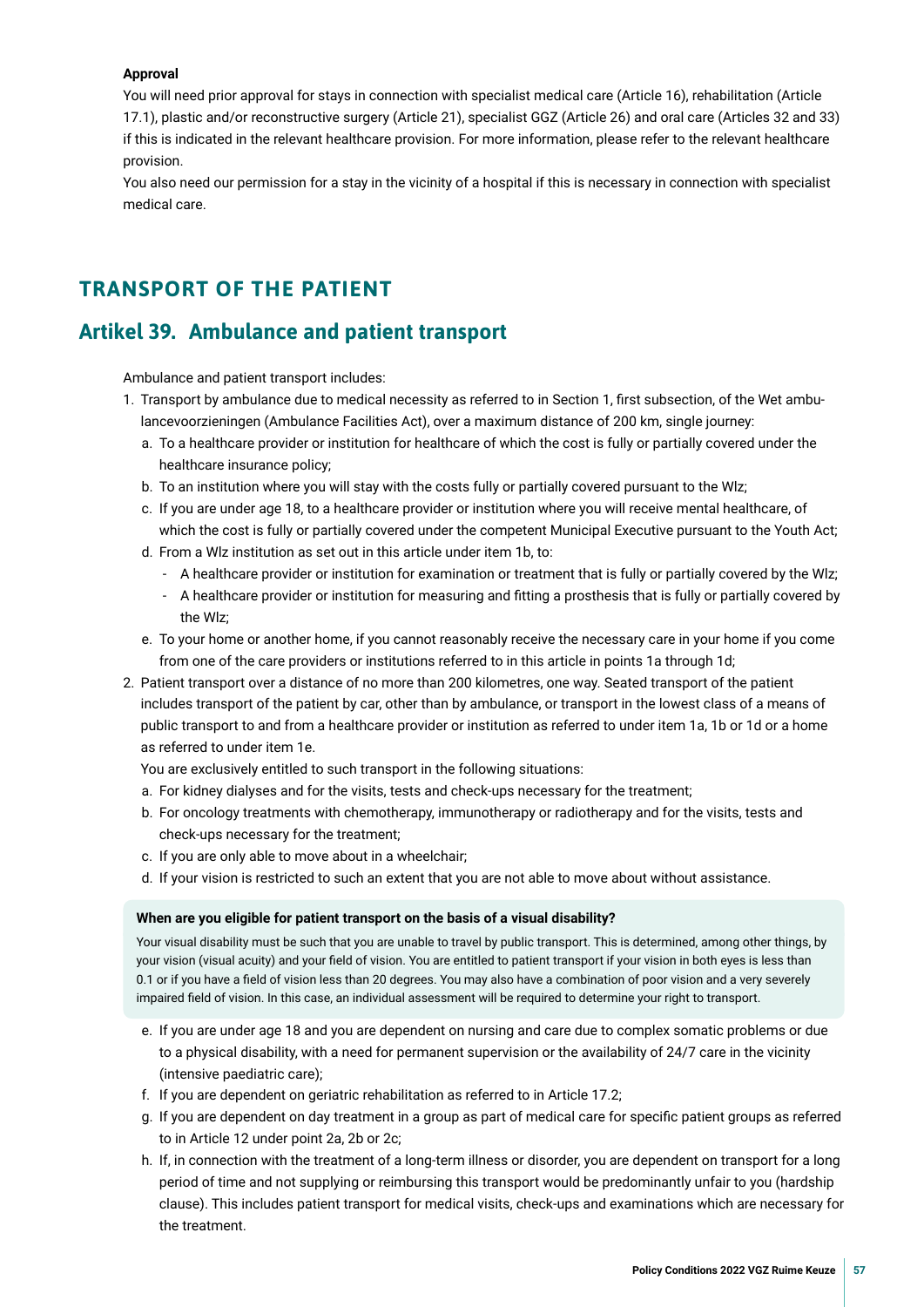**Approval**

You will need prior approval for stays in connection with specialist medical care (Article 16), rehabilitation (Article 17.1), plastic and/or reconstructive surgery (Article 21), specialist GGZ (Article 26) and oral care (Articles 32 and 33) if this is indicated in the relevant healthcare provision. For more information, please refer to the relevant healthcare provision.

You also need our permission for a stay in the vicinity of a hospital if this is necessary in connection with specialist medical care.

# TRANSPORT OF THE PATIENT

## Artikel 39. Ambulance and patient transport

Ambulance and patient transport includes:

1. Transport by ambulance due to medical necessity as referred to in Section 1, first subsection, of the Wet ambulancevoorzieningen (Ambulance Facilities Act), over a maximum distance of 200 km, single journey:
   a. To a healthcare provider or institution for healthcare of which the cost is fully or partially covered under the healthcare insurance policy;
   b. To an institution where you will stay with the costs fully or partially covered pursuant to the Wlz;
   c. If you are under age 18, to a healthcare provider or institution where you will receive mental healthcare, of which the cost is fully or partially covered under the competent Municipal Executive pursuant to the Youth Act;
   d. From a Wlz institution as set out in this article under item 1b, to:
      - A healthcare provider or institution for examination or treatment that is fully or partially covered by the Wlz;
      - A healthcare provider or institution for measuring and fitting a prosthesis that is fully or partially covered by the Wlz;
   e. To your home or another home, if you cannot reasonably receive the necessary care in your home if you come from one of the care providers or institutions referred to in this article in points 1a through 1d;
2. Patient transport over a distance of no more than 200 kilometres, one way. Seated transport of the patient includes transport of the patient by car, other than by ambulance, or transport in the lowest class of a means of public transport to and from a healthcare provider or institution as referred to under item 1a, 1b or 1d or a home as referred to under item 1e.

   You are exclusively entitled to such transport in the following situations:
   a. For kidney dialyses and for the visits, tests and check-ups necessary for the treatment;
   b. For oncology treatments with chemotherapy, immunotherapy or radiotherapy and for the visits, tests and check-ups necessary for the treatment;
   c. If you are only able to move about in a wheelchair;
   d. If your vision is restricted to such an extent that you are not able to move about without assistance.

   **When are you eligible for patient transport on the basis of a visual disability?**

   Your visual disability must be such that you are unable to travel by public transport. This is determined, among other things, by your vision (visual acuity) and your field of vision. You are entitled to patient transport if your vision in both eyes is less than 0.1 or if you have a field of vision less than 20 degrees. You may also have a combination of poor vision and a very severely impaired field of vision. In this case, an individual assessment will be required to determine your right to transport.

   e. If you are under age 18 and you are dependent on nursing and care due to complex somatic problems or due to a physical disability, with a need for permanent supervision or the availability of 24/7 care in the vicinity (intensive paediatric care);
   f. If you are dependent on geriatric rehabilitation as referred to in Article 17.2;
   g. If you are dependent on day treatment in a group as part of medical care for specific patient groups as referred to in Article 12 under point 2a, 2b or 2c;
   h. If, in connection with the treatment of a long-term illness or disorder, you are dependent on transport for a long period of time and not supplying or reimbursing this transport would be predominantly unfair to you (hardship clause). This includes patient transport for medical visits, check-ups and examinations which are necessary for the treatment.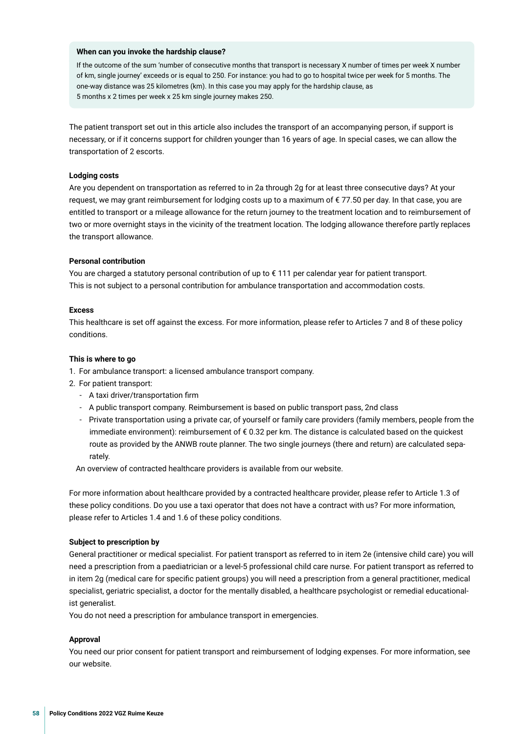**When can you invoke the hardship clause?**

If the outcome of the sum 'number of consecutive months that transport is necessary X number of times per week X number of km, single journey' exceeds or is equal to 250. For instance: you had to go to hospital twice per week for 5 months. The one-way distance was 25 kilometres (km). In this case you may apply for the hardship clause, as
5 months x 2 times per week x 25 km single journey makes 250.

The patient transport set out in this article also includes the transport of an accompanying person, if support is necessary, or if it concerns support for children younger than 16 years of age. In special cases, we can allow the transportation of 2 escorts.

**Lodging costs**

Are you dependent on transportation as referred to in 2a through 2g for at least three consecutive days? At your request, we may grant reimbursement for lodging costs up to a maximum of € 77.50 per day. In that case, you are entitled to transport or a mileage allowance for the return journey to the treatment location and to reimbursement of two or more overnight stays in the vicinity of the treatment location. The lodging allowance therefore partly replaces the transport allowance.

**Personal contribution**

You are charged a statutory personal contribution of up to € 111 per calendar year for patient transport.
This is not subject to a personal contribution for ambulance transportation and accommodation costs.

**Excess**

This healthcare is set off against the excess. For more information, please refer to Articles 7 and 8 of these policy conditions.

**This is where to go**

1. For ambulance transport: a licensed ambulance transport company.
2. For patient transport:
   - A taxi driver/transportation firm
   - A public transport company. Reimbursement is based on public transport pass, 2nd class
   - Private transportation using a private car, of yourself or family care providers (family members, people from the immediate environment): reimbursement of € 0.32 per km. The distance is calculated based on the quickest route as provided by the ANWB route planner. The two single journeys (there and return) are calculated separately.

   An overview of contracted healthcare providers is available from our website.

For more information about healthcare provided by a contracted healthcare provider, please refer to Article 1.3 of these policy conditions. Do you use a taxi operator that does not have a contract with us? For more information, please refer to Articles 1.4 and 1.6 of these policy conditions.

**Subject to prescription by**

General practitioner or medical specialist. For patient transport as referred to in item 2e (intensive child care) you will need a prescription from a paediatrician or a level-5 professional child care nurse. For patient transport as referred to in item 2g (medical care for specific patient groups) you will need a prescription from a general practitioner, medical specialist, geriatric specialist, a doctor for the mentally disabled, a healthcare psychologist or remedial educationalist generalist.
You do not need a prescription for ambulance transport in emergencies.

**Approval**

You need our prior consent for patient transport and reimbursement of lodging expenses. For more information, see our website.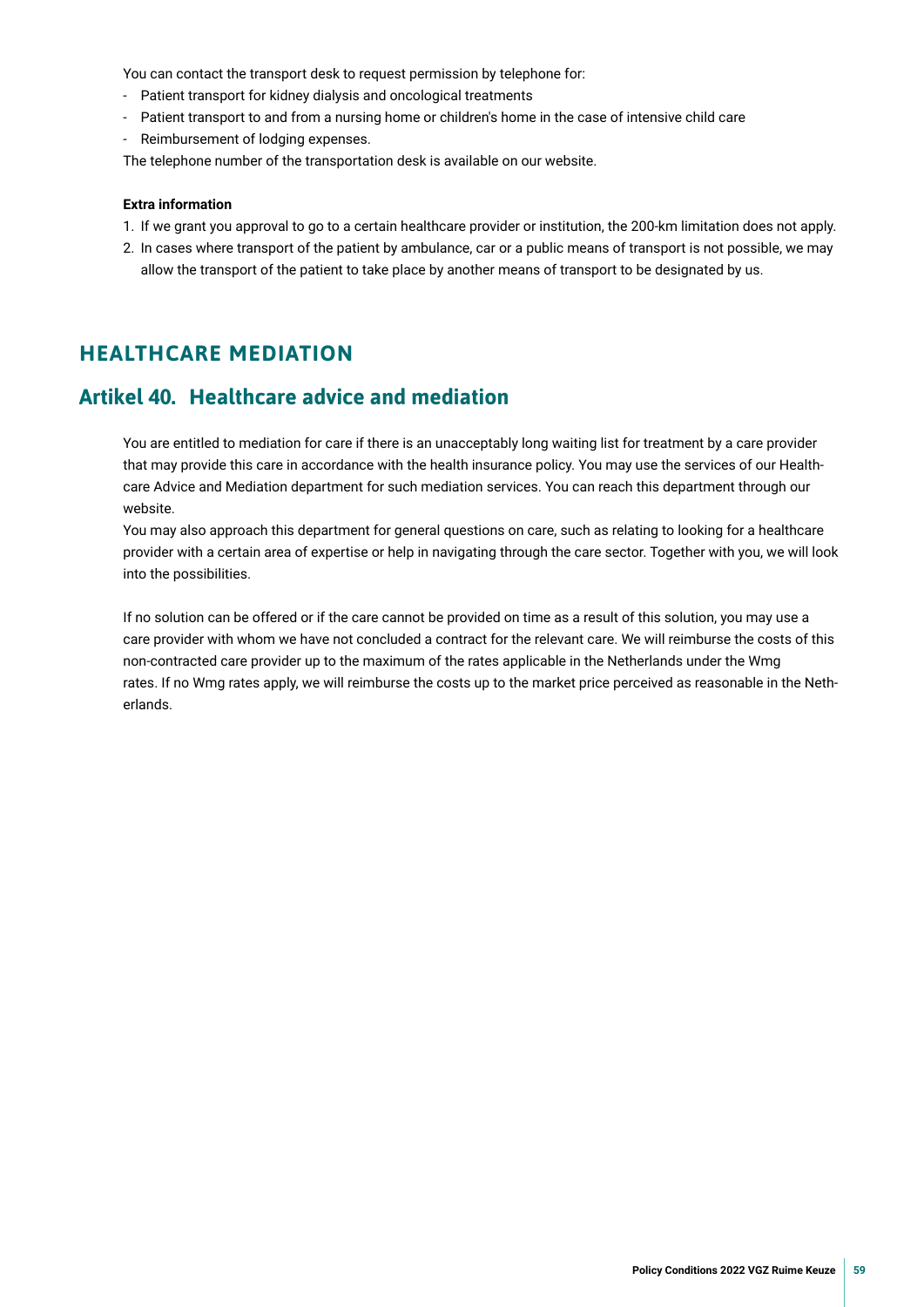You can contact the transport desk to request permission by telephone for:

- Patient transport for kidney dialysis and oncological treatments
- Patient transport to and from a nursing home or children's home in the case of intensive child care
- Reimbursement of lodging expenses.

The telephone number of the transportation desk is available on our website.

**Extra information**

1. If we grant you approval to go to a certain healthcare provider or institution, the 200-km limitation does not apply.
2. In cases where transport of the patient by ambulance, car or a public means of transport is not possible, we may allow the transport of the patient to take place by another means of transport to be designated by us.

# HEALTHCARE MEDIATION

## Artikel 40. Healthcare advice and mediation

You are entitled to mediation for care if there is an unacceptably long waiting list for treatment by a care provider that may provide this care in accordance with the health insurance policy. You may use the services of our Healthcare Advice and Mediation department for such mediation services. You can reach this department through our website.

You may also approach this department for general questions on care, such as relating to looking for a healthcare provider with a certain area of expertise or help in navigating through the care sector. Together with you, we will look into the possibilities.

If no solution can be offered or if the care cannot be provided on time as a result of this solution, you may use a care provider with whom we have not concluded a contract for the relevant care. We will reimburse the costs of this non-contracted care provider up to the maximum of the rates applicable in the Netherlands under the Wmg rates. If no Wmg rates apply, we will reimburse the costs up to the market price perceived as reasonable in the Netherlands.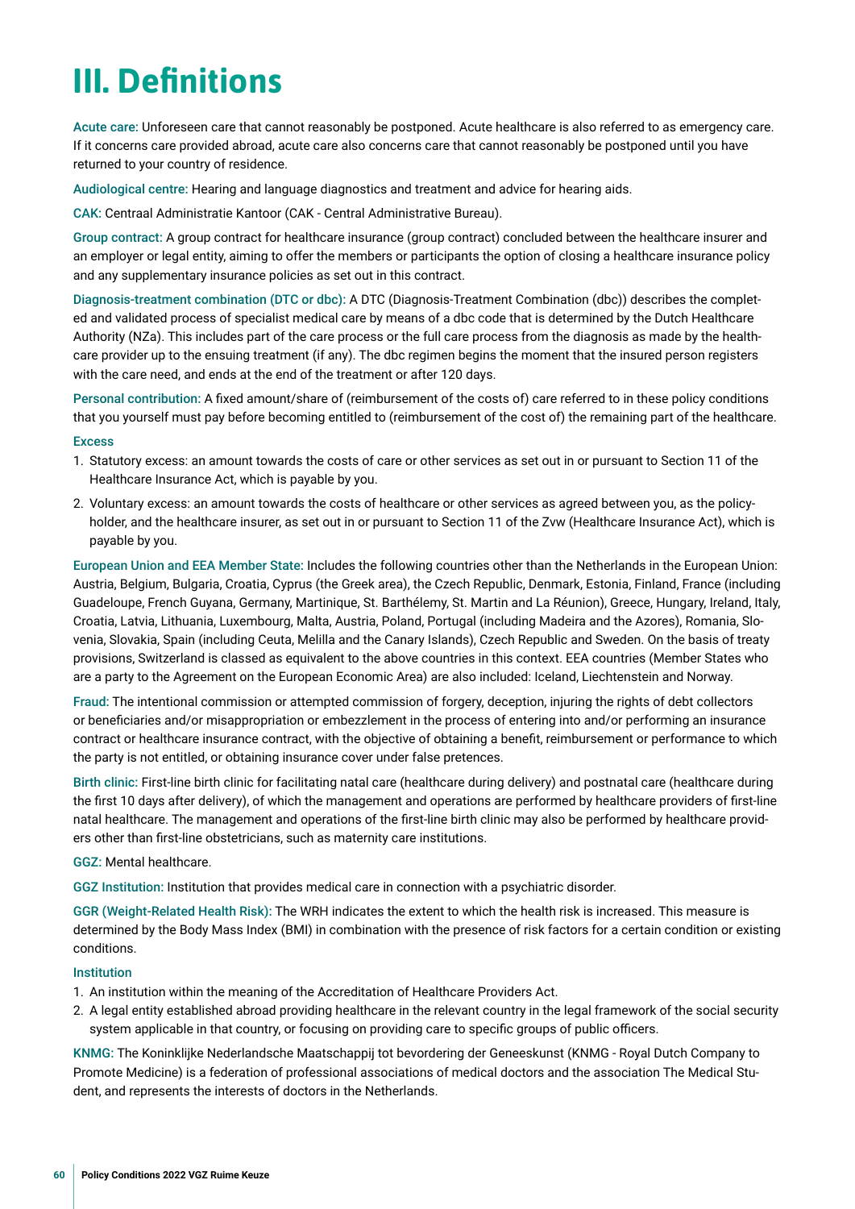# III. Definitions

**Acute care:** Unforeseen care that cannot reasonably be postponed. Acute healthcare is also referred to as emergency care. If it concerns care provided abroad, acute care also concerns care that cannot reasonably be postponed until you have returned to your country of residence.

**Audiological centre:** Hearing and language diagnostics and treatment and advice for hearing aids.

**CAK:** Centraal Administratie Kantoor (CAK - Central Administrative Bureau).

**Group contract:** A group contract for healthcare insurance (group contract) concluded between the healthcare insurer and an employer or legal entity, aiming to offer the members or participants the option of closing a healthcare insurance policy and any supplementary insurance policies as set out in this contract.

**Diagnosis-treatment combination (DTC or dbc):** A DTC (Diagnosis-Treatment Combination (dbc)) describes the completed and validated process of specialist medical care by means of a dbc code that is determined by the Dutch Healthcare Authority (NZa). This includes part of the care process or the full care process from the diagnosis as made by the healthcare provider up to the ensuing treatment (if any). The dbc regimen begins the moment that the insured person registers with the care need, and ends at the end of the treatment or after 120 days.

**Personal contribution:** A fixed amount/share of (reimbursement of the costs of) care referred to in these policy conditions that you yourself must pay before becoming entitled to (reimbursement of the cost of) the remaining part of the healthcare.

**Excess**

1. Statutory excess: an amount towards the costs of care or other services as set out in or pursuant to Section 11 of the Healthcare Insurance Act, which is payable by you.
2. Voluntary excess: an amount towards the costs of healthcare or other services as agreed between you, as the policyholder, and the healthcare insurer, as set out in or pursuant to Section 11 of the Zvw (Healthcare Insurance Act), which is payable by you.

**European Union and EEA Member State:** Includes the following countries other than the Netherlands in the European Union: Austria, Belgium, Bulgaria, Croatia, Cyprus (the Greek area), the Czech Republic, Denmark, Estonia, Finland, France (including Guadeloupe, French Guyana, Germany, Martinique, St. Barthélemy, St. Martin and La Réunion), Greece, Hungary, Ireland, Italy, Croatia, Latvia, Lithuania, Luxembourg, Malta, Austria, Poland, Portugal (including Madeira and the Azores), Romania, Slovenia, Slovakia, Spain (including Ceuta, Melilla and the Canary Islands), Czech Republic and Sweden. On the basis of treaty provisions, Switzerland is classed as equivalent to the above countries in this context. EEA countries (Member States who are a party to the Agreement on the European Economic Area) are also included: Iceland, Liechtenstein and Norway.

**Fraud:** The intentional commission or attempted commission of forgery, deception, injuring the rights of debt collectors or beneficiaries and/or misappropriation or embezzlement in the process of entering into and/or performing an insurance contract or healthcare insurance contract, with the objective of obtaining a benefit, reimbursement or performance to which the party is not entitled, or obtaining insurance cover under false pretences.

**Birth clinic:** First-line birth clinic for facilitating natal care (healthcare during delivery) and postnatal care (healthcare during the first 10 days after delivery), of which the management and operations are performed by healthcare providers of first-line natal healthcare. The management and operations of the first-line birth clinic may also be performed by healthcare providers other than first-line obstetricians, such as maternity care institutions.

**GGZ:** Mental healthcare.

**GGZ Institution:** Institution that provides medical care in connection with a psychiatric disorder.

**GGR (Weight-Related Health Risk):** The WRH indicates the extent to which the health risk is increased. This measure is determined by the Body Mass Index (BMI) in combination with the presence of risk factors for a certain condition or existing conditions.

**Institution**

1. An institution within the meaning of the Accreditation of Healthcare Providers Act.
2. A legal entity established abroad providing healthcare in the relevant country in the legal framework of the social security system applicable in that country, or focusing on providing care to specific groups of public officers.

**KNMG:** The Koninklijke Nederlandsche Maatschappij tot bevordering der Geneeskunst (KNMG - Royal Dutch Company to Promote Medicine) is a federation of professional associations of medical doctors and the association The Medical Student, and represents the interests of doctors in the Netherlands.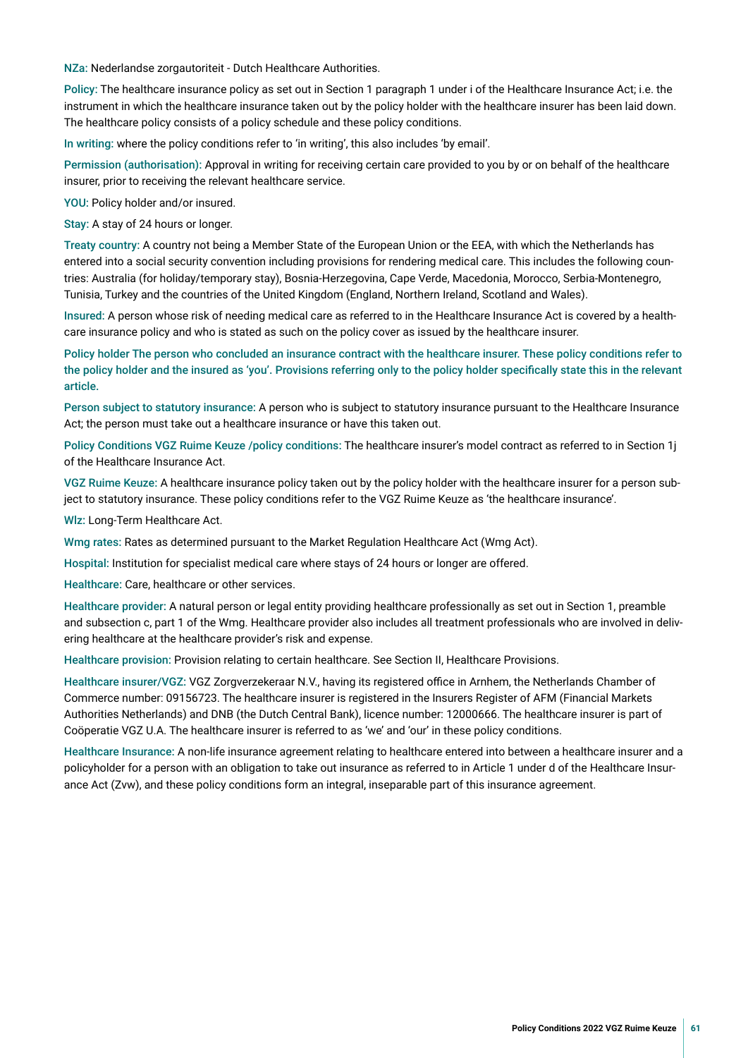**NZa:** Nederlandse zorgautoriteit - Dutch Healthcare Authorities.

**Policy:** The healthcare insurance policy as set out in Section 1 paragraph 1 under i of the Healthcare Insurance Act; i.e. the instrument in which the healthcare insurance taken out by the policy holder with the healthcare insurer has been laid down. The healthcare policy consists of a policy schedule and these policy conditions.

**In writing:** where the policy conditions refer to 'in writing', this also includes 'by email'.

**Permission (authorisation):** Approval in writing for receiving certain care provided to you by or on behalf of the healthcare insurer, prior to receiving the relevant healthcare service.

**YOU:** Policy holder and/or insured.

**Stay:** A stay of 24 hours or longer.

**Treaty country:** A country not being a Member State of the European Union or the EEA, with which the Netherlands has entered into a social security convention including provisions for rendering medical care. This includes the following countries: Australia (for holiday/temporary stay), Bosnia-Herzegovina, Cape Verde, Macedonia, Morocco, Serbia-Montenegro, Tunisia, Turkey and the countries of the United Kingdom (England, Northern Ireland, Scotland and Wales).

**Insured:** A person whose risk of needing medical care as referred to in the Healthcare Insurance Act is covered by a healthcare insurance policy and who is stated as such on the policy cover as issued by the healthcare insurer.

**Policy holder The person who concluded an insurance contract with the healthcare insurer. These policy conditions refer to the policy holder and the insured as 'you'. Provisions referring only to the policy holder specifically state this in the relevant article.**

**Person subject to statutory insurance:** A person who is subject to statutory insurance pursuant to the Healthcare Insurance Act; the person must take out a healthcare insurance or have this taken out.

**Policy Conditions VGZ Ruime Keuze /policy conditions:** The healthcare insurer's model contract as referred to in Section 1j of the Healthcare Insurance Act.

**VGZ Ruime Keuze:** A healthcare insurance policy taken out by the policy holder with the healthcare insurer for a person subject to statutory insurance. These policy conditions refer to the VGZ Ruime Keuze as 'the healthcare insurance'.

**Wlz:** Long-Term Healthcare Act.

**Wmg rates:** Rates as determined pursuant to the Market Regulation Healthcare Act (Wmg Act).

**Hospital:** Institution for specialist medical care where stays of 24 hours or longer are offered.

**Healthcare:** Care, healthcare or other services.

**Healthcare provider:** A natural person or legal entity providing healthcare professionally as set out in Section 1, preamble and subsection c, part 1 of the Wmg. Healthcare provider also includes all treatment professionals who are involved in delivering healthcare at the healthcare provider's risk and expense.

**Healthcare provision:** Provision relating to certain healthcare. See Section II, Healthcare Provisions.

**Healthcare insurer/VGZ:** VGZ Zorgverzekeraar N.V., having its registered office in Arnhem, the Netherlands Chamber of Commerce number: 09156723. The healthcare insurer is registered in the Insurers Register of AFM (Financial Markets Authorities Netherlands) and DNB (the Dutch Central Bank), licence number: 12000666. The healthcare insurer is part of Coöperatie VGZ U.A. The healthcare insurer is referred to as 'we' and 'our' in these policy conditions.

**Healthcare Insurance:** A non-life insurance agreement relating to healthcare entered into between a healthcare insurer and a policyholder for a person with an obligation to take out insurance as referred to in Article 1 under d of the Healthcare Insurance Act (Zvw), and these policy conditions form an integral, inseparable part of this insurance agreement.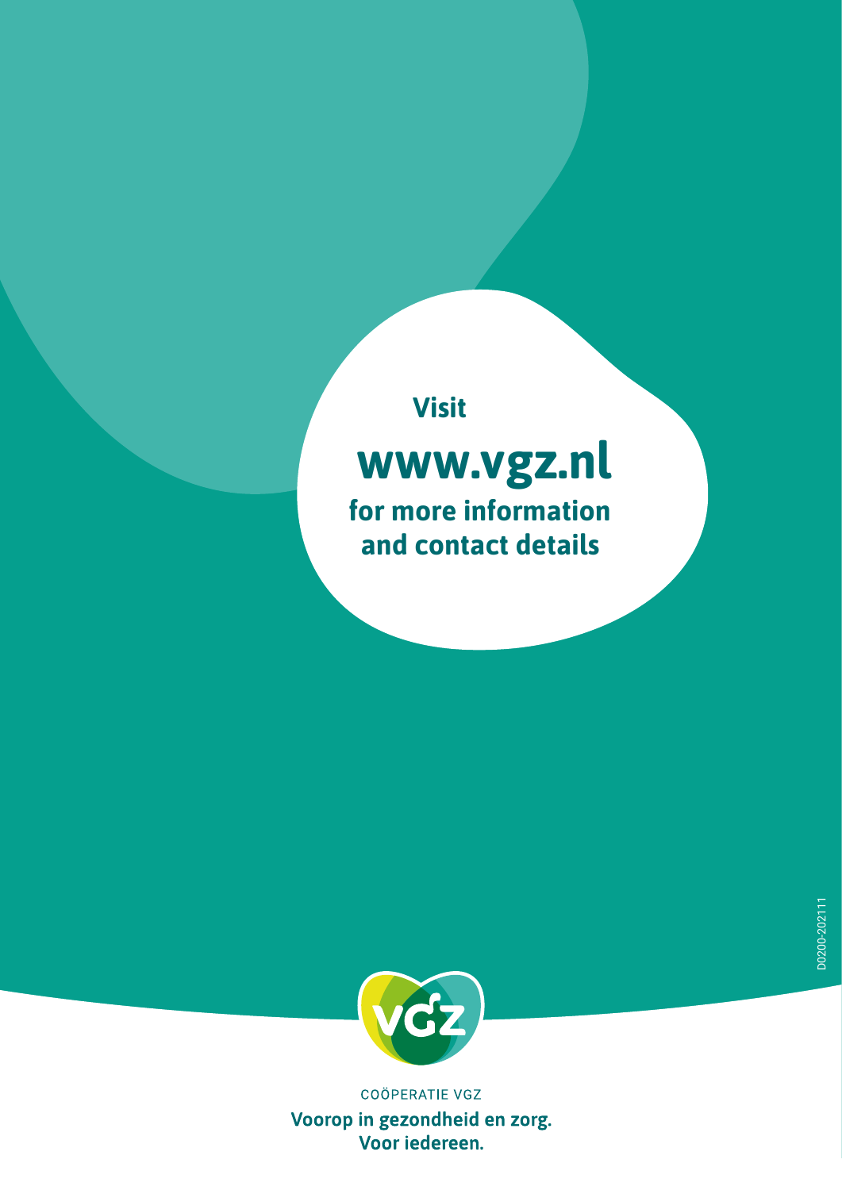**Visit**

**www.vgz.nl**

**for more information and contact details**

D0200-202111

COÖPERATIE VGZ

**Voorop in gezondheid en zorg. Voor iedereen.**